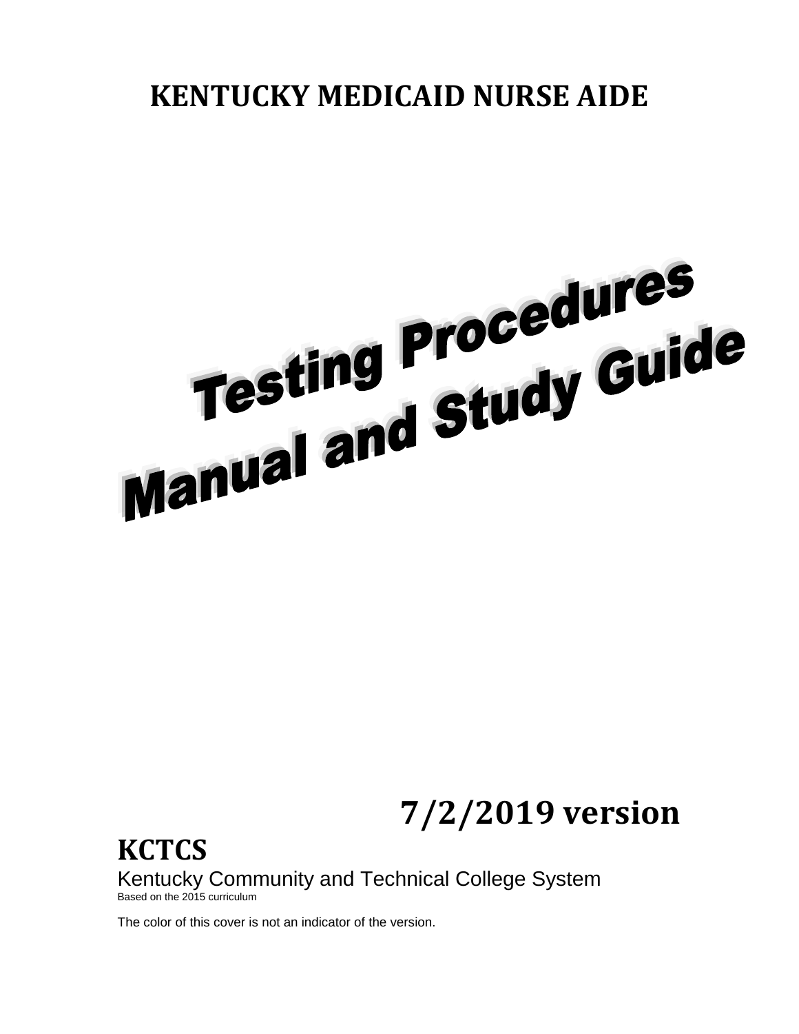# KENTUCKY MEDICAID NURSE AIDE

# Testing Procedures Manual and Study Guide

## 7/2/2019 version

**KCTCS**

Kentucky Community and Technical College System

Based on the 2015 curriculum

The color of this cover is not an indicator of the version.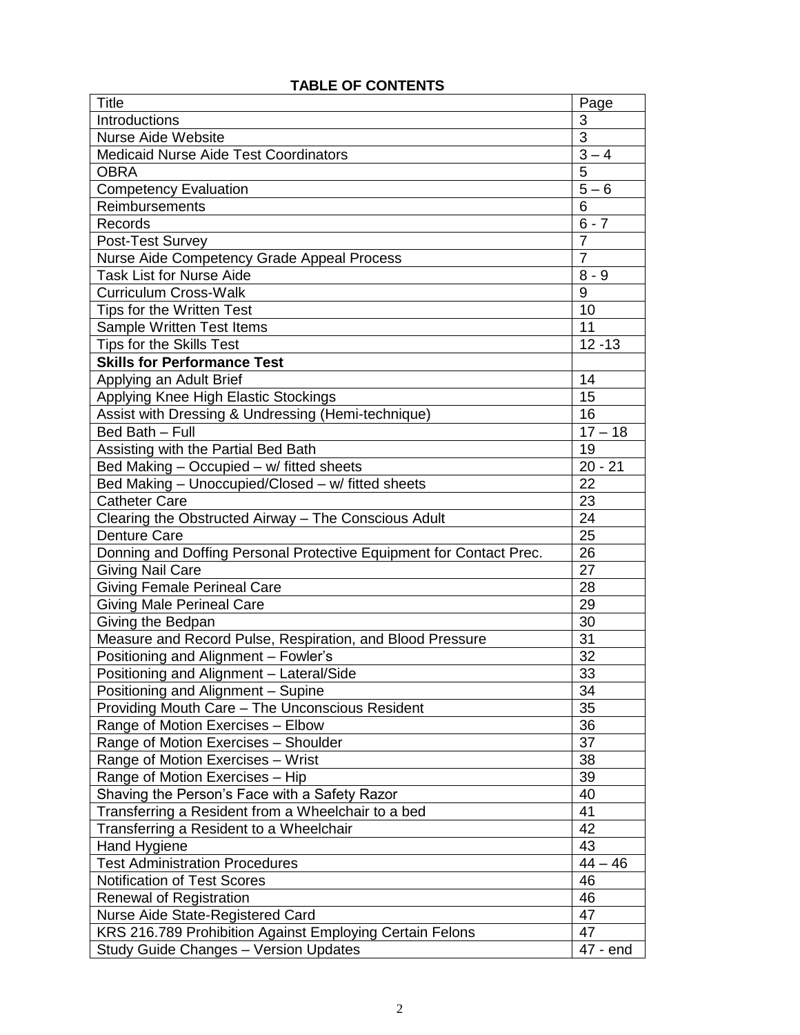**TABLE OF CONTENTS**

| Title | Page |
|---|---|
| Introductions | 3 |
| Nurse Aide Website | 3 |
| Medicaid Nurse Aide Test Coordinators | 3 – 4 |
| OBRA | 5 |
| Competency Evaluation | 5 – 6 |
| Reimbursements | 6 |
| Records | 6 - 7 |
| Post-Test Survey | 7 |
| Nurse Aide Competency Grade Appeal Process | 7 |
| Task List for Nurse Aide | 8 - 9 |
| Curriculum Cross-Walk | 9 |
| Tips for the Written Test | 10 |
| Sample Written Test Items | 11 |
| Tips for the Skills Test | 12 -13 |
| **Skills for Performance Test** | |
| Applying an Adult Brief | 14 |
| Applying Knee High Elastic Stockings | 15 |
| Assist with Dressing & Undressing (Hemi-technique) | 16 |
| Bed Bath – Full | 17 – 18 |
| Assisting with the Partial Bed Bath | 19 |
| Bed Making – Occupied – w/ fitted sheets | 20 - 21 |
| Bed Making – Unoccupied/Closed – w/ fitted sheets | 22 |
| Catheter Care | 23 |
| Clearing the Obstructed Airway – The Conscious Adult | 24 |
| Denture Care | 25 |
| Donning and Doffing Personal Protective Equipment for Contact Prec. | 26 |
| Giving Nail Care | 27 |
| Giving Female Perineal Care | 28 |
| Giving Male Perineal Care | 29 |
| Giving the Bedpan | 30 |
| Measure and Record Pulse, Respiration, and Blood Pressure | 31 |
| Positioning and Alignment – Fowler's | 32 |
| Positioning and Alignment – Lateral/Side | 33 |
| Positioning and Alignment – Supine | 34 |
| Providing Mouth Care – The Unconscious Resident | 35 |
| Range of Motion Exercises – Elbow | 36 |
| Range of Motion Exercises – Shoulder | 37 |
| Range of Motion Exercises – Wrist | 38 |
| Range of Motion Exercises – Hip | 39 |
| Shaving the Person's Face with a Safety Razor | 40 |
| Transferring a Resident from a Wheelchair to a bed | 41 |
| Transferring a Resident to a Wheelchair | 42 |
| Hand Hygiene | 43 |
| Test Administration Procedures | 44 – 46 |
| Notification of Test Scores | 46 |
| Renewal of Registration | 46 |
| Nurse Aide State-Registered Card | 47 |
| KRS 216.789 Prohibition Against Employing Certain Felons | 47 |
| Study Guide Changes – Version Updates | 47 - end |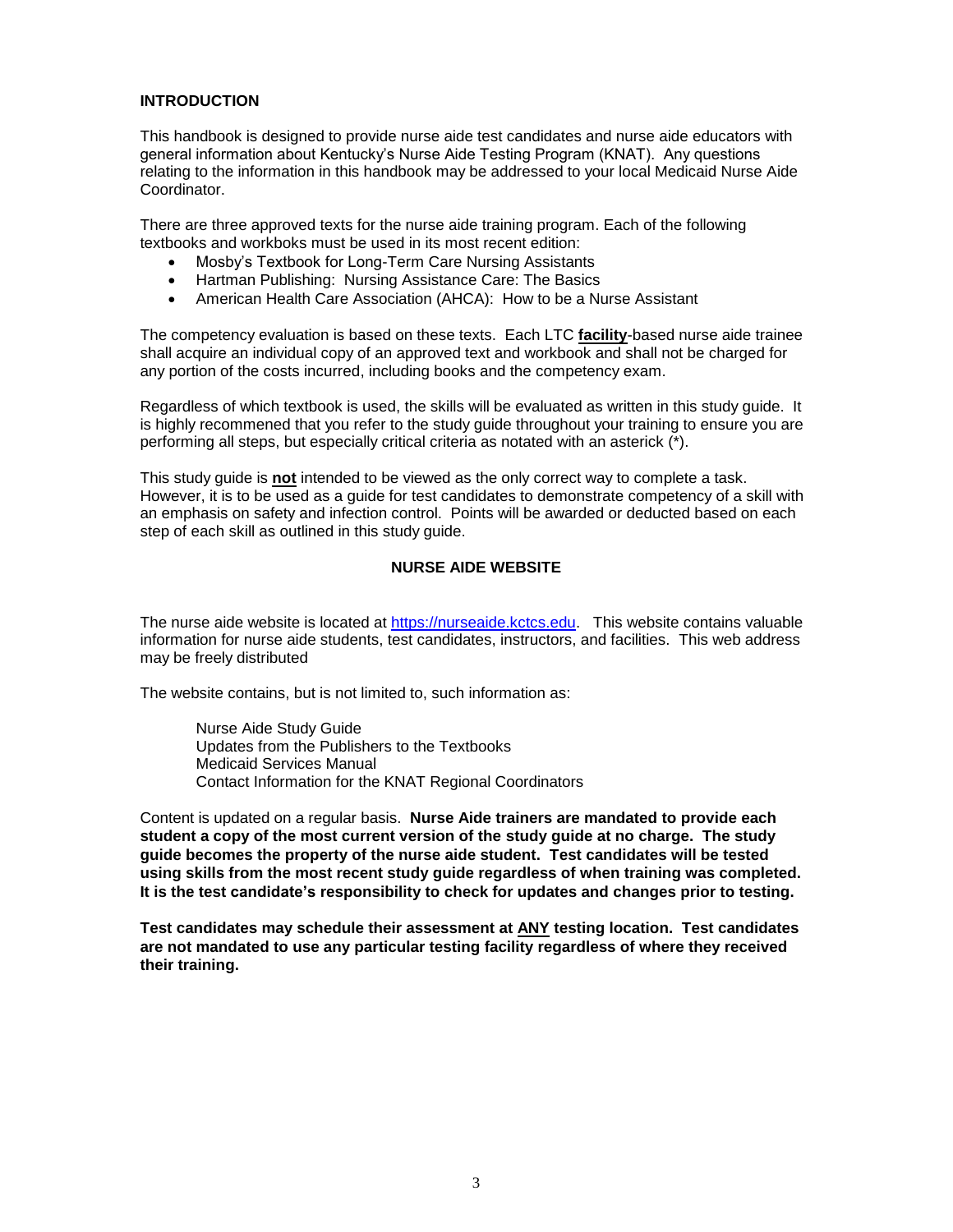## INTRODUCTION

This handbook is designed to provide nurse aide test candidates and nurse aide educators with general information about Kentucky's Nurse Aide Testing Program (KNAT). Any questions relating to the information in this handbook may be addressed to your local Medicaid Nurse Aide Coordinator.

There are three approved texts for the nurse aide training program. Each of the following textbooks and workboks must be used in its most recent edition:

- Mosby's Textbook for Long-Term Care Nursing Assistants
- Hartman Publishing: Nursing Assistance Care: The Basics
- American Health Care Association (AHCA): How to be a Nurse Assistant

The competency evaluation is based on these texts. Each LTC **<u>facility</u>**-based nurse aide trainee shall acquire an individual copy of an approved text and workbook and shall not be charged for any portion of the costs incurred, including books and the competency exam.

Regardless of which textbook is used, the skills will be evaluated as written in this study guide. It is highly recommened that you refer to the study guide throughout your training to ensure you are performing all steps, but especially critical criteria as notated with an asterick (*).

This study guide is **<u>not</u>** intended to be viewed as the only correct way to complete a task. However, it is to be used as a guide for test candidates to demonstrate competency of a skill with an emphasis on safety and infection control. Points will be awarded or deducted based on each step of each skill as outlined in this study guide.

## NURSE AIDE WEBSITE

The nurse aide website is located at [https://nurseaide.kctcs.edu](https://nurseaide.kctcs.edu). This website contains valuable information for nurse aide students, test candidates, instructors, and facilities. This web address may be freely distributed

The website contains, but is not limited to, such information as:

Nurse Aide Study Guide
Updates from the Publishers to the Textbooks
Medicaid Services Manual
Contact Information for the KNAT Regional Coordinators

Content is updated on a regular basis. **Nurse Aide trainers are mandated to provide each student a copy of the most current version of the study guide at no charge. The study guide becomes the property of the nurse aide student. Test candidates will be tested using skills from the most recent study guide regardless of when training was completed. It is the test candidate's responsibility to check for updates and changes prior to testing.**

**Test candidates may schedule their assessment at <u>ANY</u> testing location. Test candidates are not mandated to use any particular testing facility regardless of where they received their training.**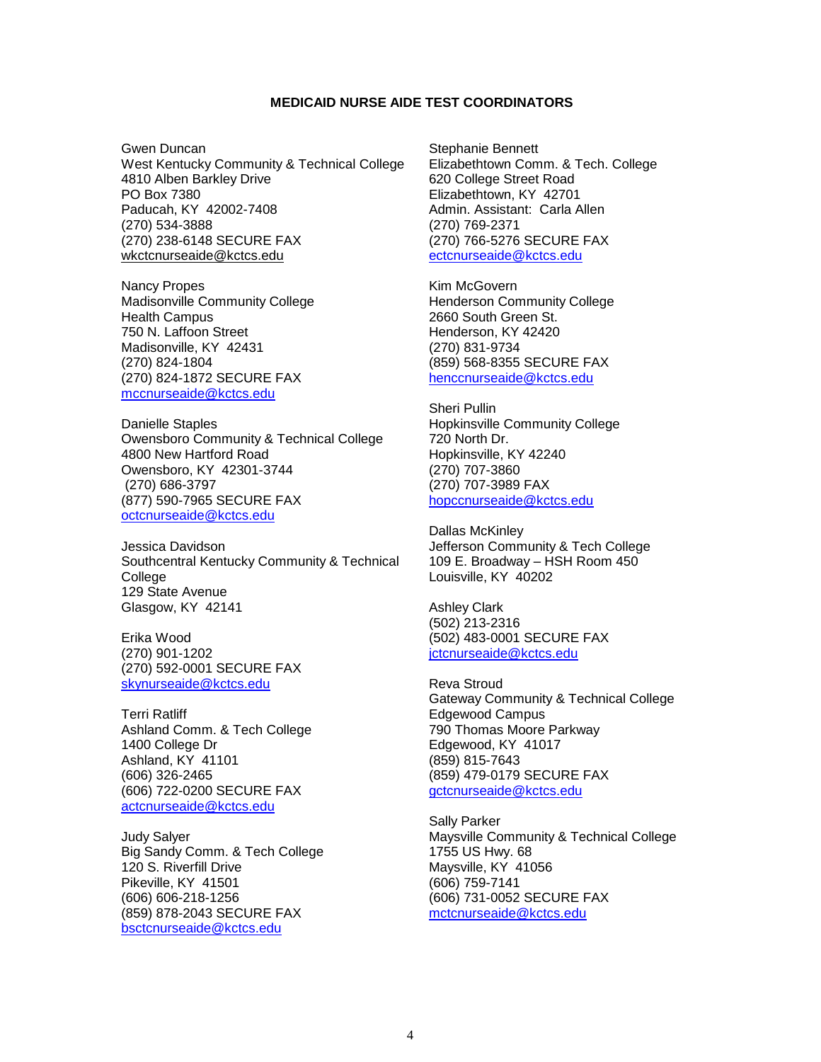## MEDICAID NURSE AIDE TEST COORDINATORS

Gwen Duncan
West Kentucky Community & Technical College
4810 Alben Barkley Drive
PO Box 7380
Paducah, KY 42002-7408
(270) 534-3888
(270) 238-6148 SECURE FAX
wkctcnurseaide@kctcs.edu

Nancy Propes
Madisonville Community College
Health Campus
750 N. Laffoon Street
Madisonville, KY 42431
(270) 824-1804
(270) 824-1872 SECURE FAX
mccnurseaide@kctcs.edu

Danielle Staples
Owensboro Community & Technical College
4800 New Hartford Road
Owensboro, KY 42301-3744
(270) 686-3797
(877) 590-7965 SECURE FAX
octcnurseaide@kctcs.edu

Jessica Davidson
Southcentral Kentucky Community & Technical College
129 State Avenue
Glasgow, KY 42141

Erika Wood
(270) 901-1202
(270) 592-0001 SECURE FAX
skynurseaide@kctcs.edu

Terri Ratliff
Ashland Comm. & Tech College
1400 College Dr
Ashland, KY 41101
(606) 326-2465
(606) 722-0200 SECURE FAX
actcnurseaide@kctcs.edu

Judy Salyer
Big Sandy Comm. & Tech College
120 S. Riverfill Drive
Pikeville, KY 41501
(606) 606-218-1256
(859) 878-2043 SECURE FAX
bsctcnurseaide@kctcs.edu

Stephanie Bennett
Elizabethtown Comm. & Tech. College
620 College Street Road
Elizabethtown, KY 42701
Admin. Assistant: Carla Allen
(270) 769-2371
(270) 766-5276 SECURE FAX
ectcnurseaide@kctcs.edu

Kim McGovern
Henderson Community College
2660 South Green St.
Henderson, KY 42420
(270) 831-9734
(859) 568-8355 SECURE FAX
henccnurseaide@kctcs.edu

Sheri Pullin
Hopkinsville Community College
720 North Dr.
Hopkinsville, KY 42240
(270) 707-3860
(270) 707-3989 FAX
hopccnurseaide@kctcs.edu

Dallas McKinley
Jefferson Community & Tech College
109 E. Broadway – HSH Room 450
Louisville, KY 40202

Ashley Clark
(502) 213-2316
(502) 483-0001 SECURE FAX
jctcnurseaide@kctcs.edu

Reva Stroud
Gateway Community & Technical College
Edgewood Campus
790 Thomas Moore Parkway
Edgewood, KY 41017
(859) 815-7643
(859) 479-0179 SECURE FAX
gctcnurseaide@kctcs.edu

Sally Parker
Maysville Community & Technical College
1755 US Hwy. 68
Maysville, KY 41056
(606) 759-7141
(606) 731-0052 SECURE FAX
mctcnurseaide@kctcs.edu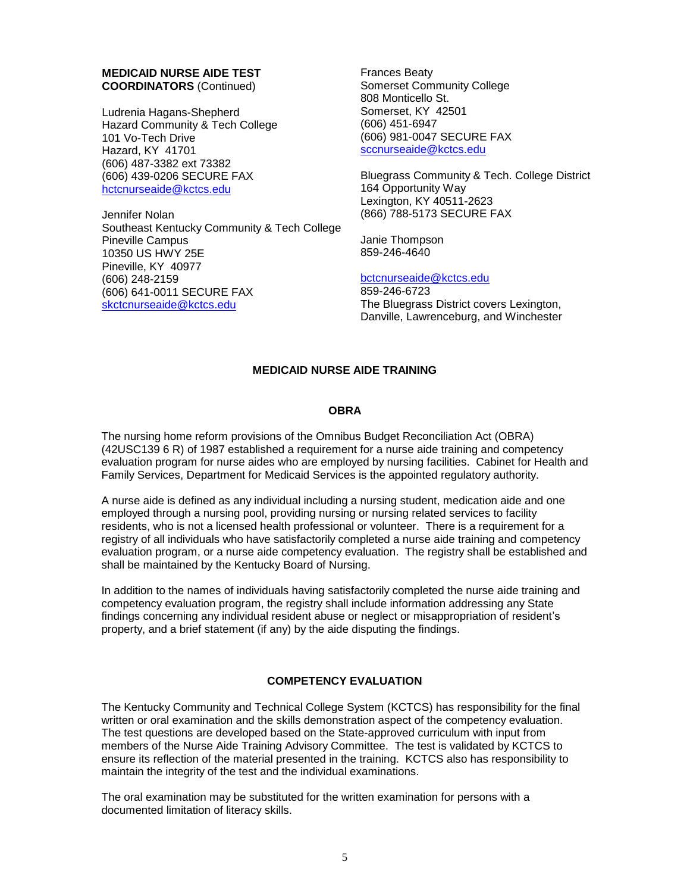**MEDICAID NURSE AIDE TEST COORDINATORS** (Continued)

Ludrenia Hagans-Shepherd
Hazard Community & Tech College
101 Vo-Tech Drive
Hazard, KY 41701
(606) 487-3382 ext 73382
(606) 439-0206 SECURE FAX
hctcnurseaide@kctcs.edu

Jennifer Nolan
Southeast Kentucky Community & Tech College
Pineville Campus
10350 US HWY 25E
Pineville, KY 40977
(606) 248-2159
(606) 641-0011 SECURE FAX
skctcnurseaide@kctcs.edu

Frances Beaty
Somerset Community College
808 Monticello St.
Somerset, KY 42501
(606) 451-6947
(606) 981-0047 SECURE FAX
sccnurseaide@kctcs.edu

Bluegrass Community & Tech. College District
164 Opportunity Way
Lexington, KY 40511-2623
(866) 788-5173 SECURE FAX

Janie Thompson
859-246-4640

bctcnurseaide@kctcs.edu
859-246-6723
The Bluegrass District covers Lexington, Danville, Lawrenceburg, and Winchester

## MEDICAID NURSE AIDE TRAINING

### OBRA

The nursing home reform provisions of the Omnibus Budget Reconciliation Act (OBRA) (42USC139 6 R) of 1987 established a requirement for a nurse aide training and competency evaluation program for nurse aides who are employed by nursing facilities. Cabinet for Health and Family Services, Department for Medicaid Services is the appointed regulatory authority.

A nurse aide is defined as any individual including a nursing student, medication aide and one employed through a nursing pool, providing nursing or nursing related services to facility residents, who is not a licensed health professional or volunteer. There is a requirement for a registry of all individuals who have satisfactorily completed a nurse aide training and competency evaluation program, or a nurse aide competency evaluation. The registry shall be established and shall be maintained by the Kentucky Board of Nursing.

In addition to the names of individuals having satisfactorily completed the nurse aide training and competency evaluation program, the registry shall include information addressing any State findings concerning any individual resident abuse or neglect or misappropriation of resident's property, and a brief statement (if any) by the aide disputing the findings.

### COMPETENCY EVALUATION

The Kentucky Community and Technical College System (KCTCS) has responsibility for the final written or oral examination and the skills demonstration aspect of the competency evaluation. The test questions are developed based on the State-approved curriculum with input from members of the Nurse Aide Training Advisory Committee. The test is validated by KCTCS to ensure its reflection of the material presented in the training. KCTCS also has responsibility to maintain the integrity of the test and the individual examinations.

The oral examination may be substituted for the written examination for persons with a documented limitation of literacy skills.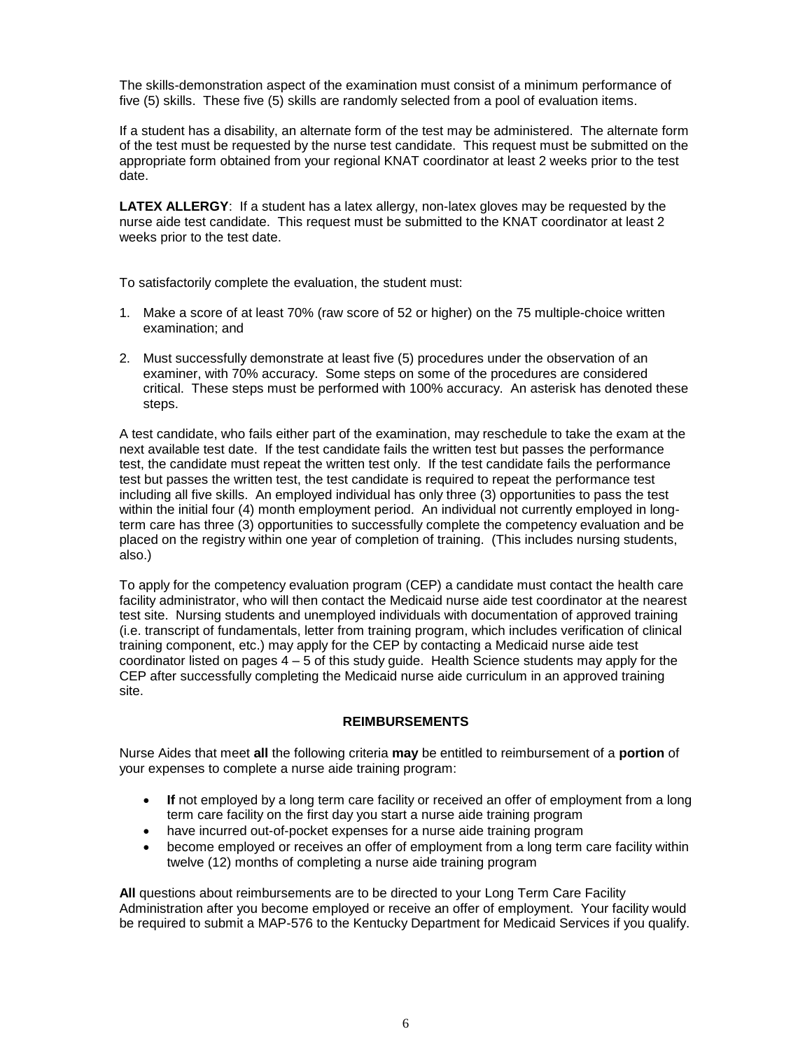The skills-demonstration aspect of the examination must consist of a minimum performance of five (5) skills. These five (5) skills are randomly selected from a pool of evaluation items.

If a student has a disability, an alternate form of the test may be administered. The alternate form of the test must be requested by the nurse test candidate. This request must be submitted on the appropriate form obtained from your regional KNAT coordinator at least 2 weeks prior to the test date.

**LATEX ALLERGY**: If a student has a latex allergy, non-latex gloves may be requested by the nurse aide test candidate. This request must be submitted to the KNAT coordinator at least 2 weeks prior to the test date.

To satisfactorily complete the evaluation, the student must:

1. Make a score of at least 70% (raw score of 52 or higher) on the 75 multiple-choice written examination; and
2. Must successfully demonstrate at least five (5) procedures under the observation of an examiner, with 70% accuracy. Some steps on some of the procedures are considered critical. These steps must be performed with 100% accuracy. An asterisk has denoted these steps.

A test candidate, who fails either part of the examination, may reschedule to take the exam at the next available test date. If the test candidate fails the written test but passes the performance test, the candidate must repeat the written test only. If the test candidate fails the performance test but passes the written test, the test candidate is required to repeat the performance test including all five skills. An employed individual has only three (3) opportunities to pass the test within the initial four (4) month employment period. An individual not currently employed in long-term care has three (3) opportunities to successfully complete the competency evaluation and be placed on the registry within one year of completion of training. (This includes nursing students, also.)

To apply for the competency evaluation program (CEP) a candidate must contact the health care facility administrator, who will then contact the Medicaid nurse aide test coordinator at the nearest test site. Nursing students and unemployed individuals with documentation of approved training (i.e. transcript of fundamentals, letter from training program, which includes verification of clinical training component, etc.) may apply for the CEP by contacting a Medicaid nurse aide test coordinator listed on pages 4 – 5 of this study guide. Health Science students may apply for the CEP after successfully completing the Medicaid nurse aide curriculum in an approved training site.

## REIMBURSEMENTS

Nurse Aides that meet **all** the following criteria **may** be entitled to reimbursement of a **portion** of your expenses to complete a nurse aide training program:

- **If** not employed by a long term care facility or received an offer of employment from a long term care facility on the first day you start a nurse aide training program
- have incurred out-of-pocket expenses for a nurse aide training program
- become employed or receives an offer of employment from a long term care facility within twelve (12) months of completing a nurse aide training program

**All** questions about reimbursements are to be directed to your Long Term Care Facility Administration after you become employed or receive an offer of employment. Your facility would be required to submit a MAP-576 to the Kentucky Department for Medicaid Services if you qualify.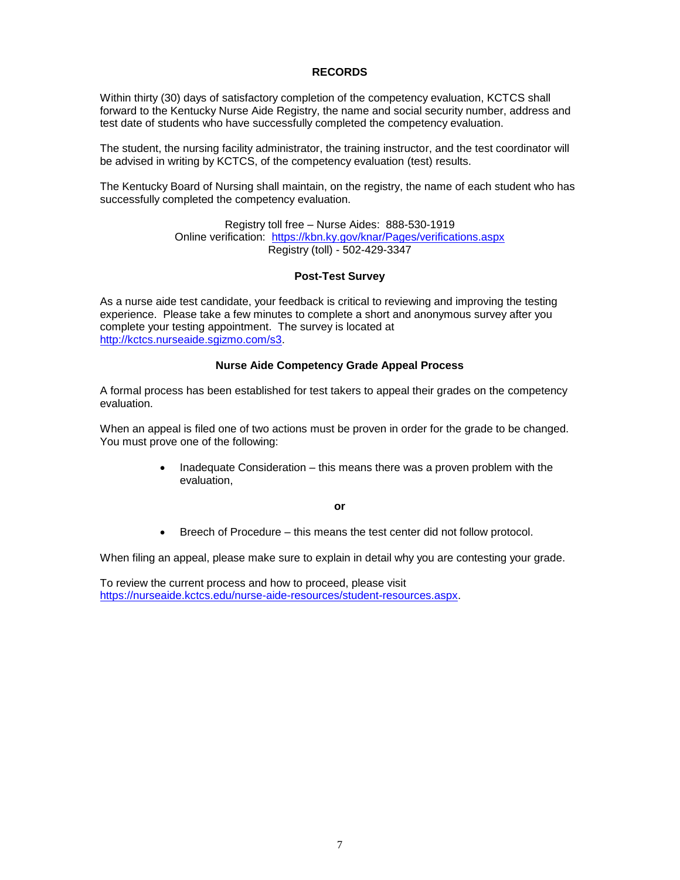## RECORDS

Within thirty (30) days of satisfactory completion of the competency evaluation, KCTCS shall forward to the Kentucky Nurse Aide Registry, the name and social security number, address and test date of students who have successfully completed the competency evaluation.

The student, the nursing facility administrator, the training instructor, and the test coordinator will be advised in writing by KCTCS, of the competency evaluation (test) results.

The Kentucky Board of Nursing shall maintain, on the registry, the name of each student who has successfully completed the competency evaluation.

Registry toll free – Nurse Aides: 888-530-1919
Online verification: https://kbn.ky.gov/knar/Pages/verifications.aspx
Registry (toll) - 502-429-3347

## Post-Test Survey

As a nurse aide test candidate, your feedback is critical to reviewing and improving the testing experience. Please take a few minutes to complete a short and anonymous survey after you complete your testing appointment. The survey is located at http://kctcs.nurseaide.sgizmo.com/s3.

## Nurse Aide Competency Grade Appeal Process

A formal process has been established for test takers to appeal their grades on the competency evaluation.

When an appeal is filed one of two actions must be proven in order for the grade to be changed. You must prove one of the following:

- Inadequate Consideration – this means there was a proven problem with the evaluation,

**or**

- Breech of Procedure – this means the test center did not follow protocol.

When filing an appeal, please make sure to explain in detail why you are contesting your grade.

To review the current process and how to proceed, please visit https://nurseaide.kctcs.edu/nurse-aide-resources/student-resources.aspx.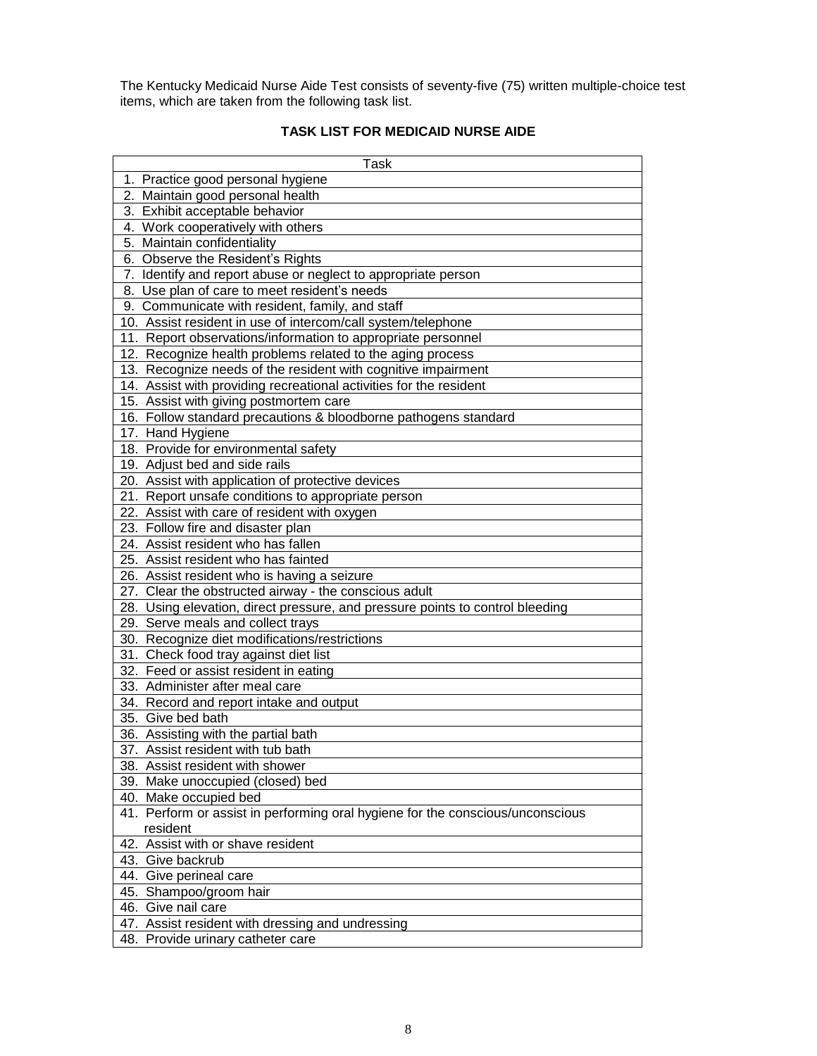The Kentucky Medicaid Nurse Aide Test consists of seventy-five (75) written multiple-choice test items, which are taken from the following task list.

**TASK LIST FOR MEDICAID NURSE AIDE**

| Task |
|---|
| 1. Practice good personal hygiene |
| 2. Maintain good personal health |
| 3. Exhibit acceptable behavior |
| 4. Work cooperatively with others |
| 5. Maintain confidentiality |
| 6. Observe the Resident's Rights |
| 7. Identify and report abuse or neglect to appropriate person |
| 8. Use plan of care to meet resident's needs |
| 9. Communicate with resident, family, and staff |
| 10. Assist resident in use of intercom/call system/telephone |
| 11. Report observations/information to appropriate personnel |
| 12. Recognize health problems related to the aging process |
| 13. Recognize needs of the resident with cognitive impairment |
| 14. Assist with providing recreational activities for the resident |
| 15. Assist with giving postmortem care |
| 16. Follow standard precautions & bloodborne pathogens standard |
| 17. Hand Hygiene |
| 18. Provide for environmental safety |
| 19. Adjust bed and side rails |
| 20. Assist with application of protective devices |
| 21. Report unsafe conditions to appropriate person |
| 22. Assist with care of resident with oxygen |
| 23. Follow fire and disaster plan |
| 24. Assist resident who has fallen |
| 25. Assist resident who has fainted |
| 26. Assist resident who is having a seizure |
| 27. Clear the obstructed airway - the conscious adult |
| 28. Using elevation, direct pressure, and pressure points to control bleeding |
| 29. Serve meals and collect trays |
| 30. Recognize diet modifications/restrictions |
| 31. Check food tray against diet list |
| 32. Feed or assist resident in eating |
| 33. Administer after meal care |
| 34. Record and report intake and output |
| 35. Give bed bath |
| 36. Assisting with the partial bath |
| 37. Assist resident with tub bath |
| 38. Assist resident with shower |
| 39. Make unoccupied (closed) bed |
| 40. Make occupied bed |
| 41. Perform or assist in performing oral hygiene for the conscious/unconscious resident |
| 42. Assist with or shave resident |
| 43. Give backrub |
| 44. Give perineal care |
| 45. Shampoo/groom hair |
| 46. Give nail care |
| 47. Assist resident with dressing and undressing |
| 48. Provide urinary catheter care |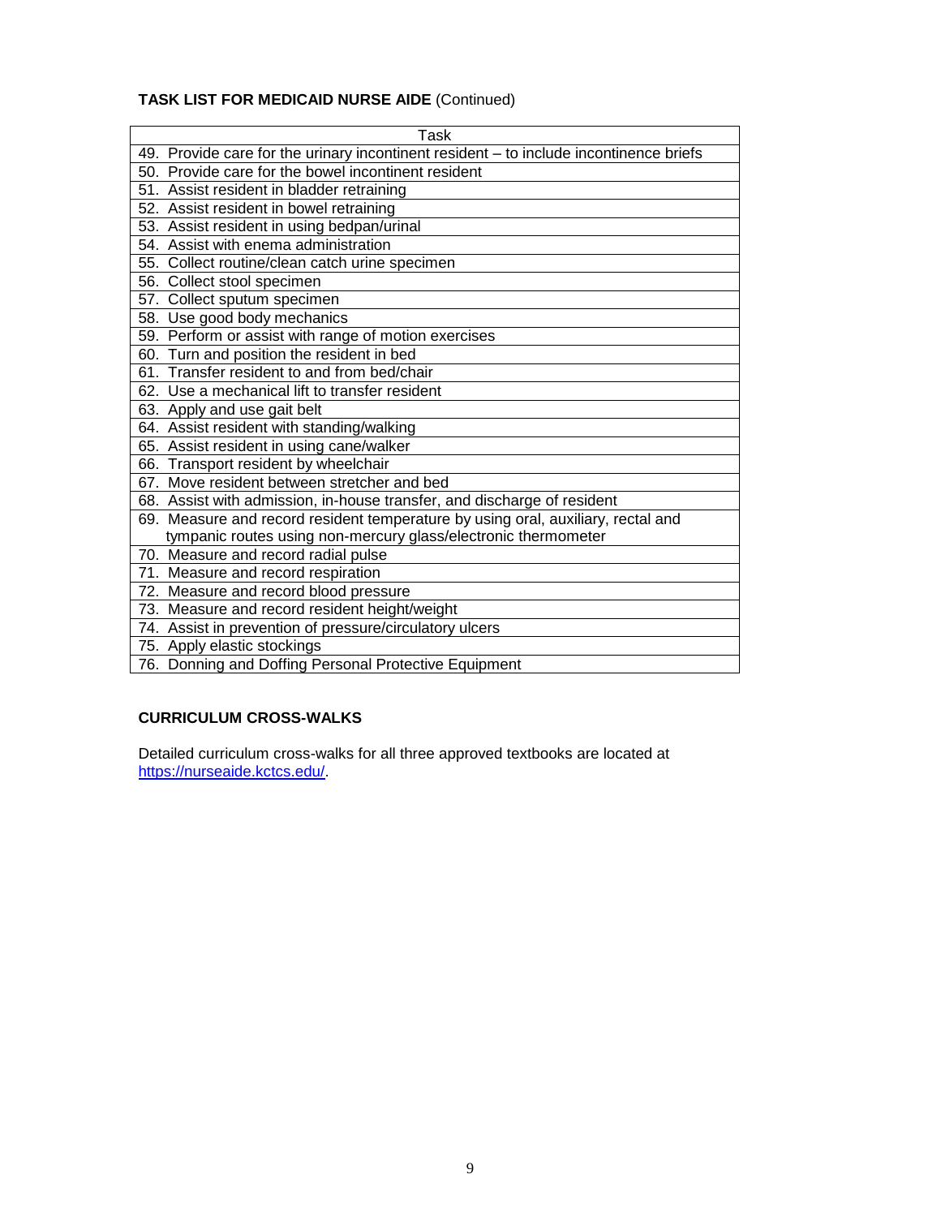**TASK LIST FOR MEDICAID NURSE AIDE** (Continued)

| Task |
|---|
| 49. Provide care for the urinary incontinent resident – to include incontinence briefs |
| 50. Provide care for the bowel incontinent resident |
| 51. Assist resident in bladder retraining |
| 52. Assist resident in bowel retraining |
| 53. Assist resident in using bedpan/urinal |
| 54. Assist with enema administration |
| 55. Collect routine/clean catch urine specimen |
| 56. Collect stool specimen |
| 57. Collect sputum specimen |
| 58. Use good body mechanics |
| 59. Perform or assist with range of motion exercises |
| 60. Turn and position the resident in bed |
| 61. Transfer resident to and from bed/chair |
| 62. Use a mechanical lift to transfer resident |
| 63. Apply and use gait belt |
| 64. Assist resident with standing/walking |
| 65. Assist resident in using cane/walker |
| 66. Transport resident by wheelchair |
| 67. Move resident between stretcher and bed |
| 68. Assist with admission, in-house transfer, and discharge of resident |
| 69. Measure and record resident temperature by using oral, auxiliary, rectal and tympanic routes using non-mercury glass/electronic thermometer |
| 70. Measure and record radial pulse |
| 71. Measure and record respiration |
| 72. Measure and record blood pressure |
| 73. Measure and record resident height/weight |
| 74. Assist in prevention of pressure/circulatory ulcers |
| 75. Apply elastic stockings |
| 76. Donning and Doffing Personal Protective Equipment |

**CURRICULUM CROSS-WALKS**

Detailed curriculum cross-walks for all three approved textbooks are located at https://nurseaide.kctcs.edu/.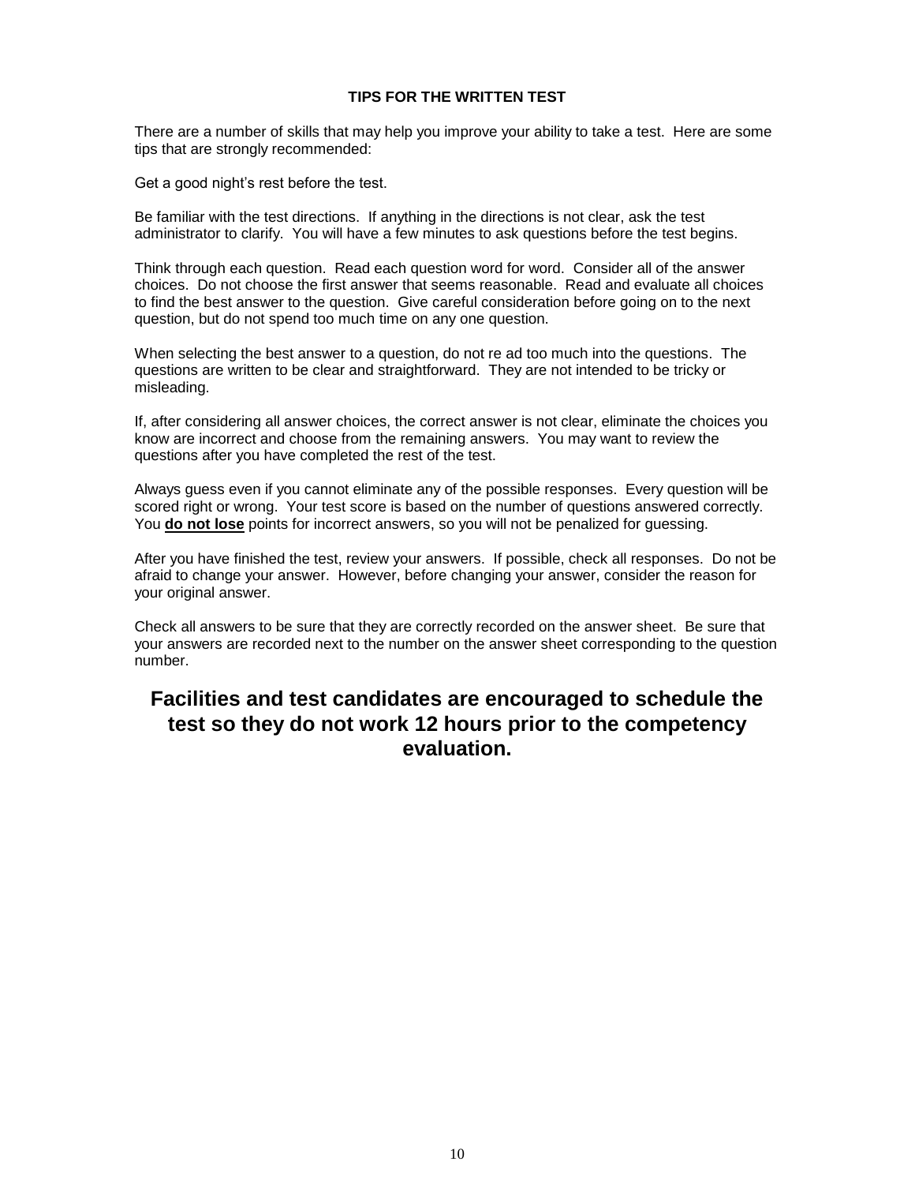## TIPS FOR THE WRITTEN TEST

There are a number of skills that may help you improve your ability to take a test. Here are some tips that are strongly recommended:

Get a good night's rest before the test.

Be familiar with the test directions. If anything in the directions is not clear, ask the test administrator to clarify. You will have a few minutes to ask questions before the test begins.

Think through each question. Read each question word for word. Consider all of the answer choices. Do not choose the first answer that seems reasonable. Read and evaluate all choices to find the best answer to the question. Give careful consideration before going on to the next question, but do not spend too much time on any one question.

When selecting the best answer to a question, do not re ad too much into the questions. The questions are written to be clear and straightforward. They are not intended to be tricky or misleading.

If, after considering all answer choices, the correct answer is not clear, eliminate the choices you know are incorrect and choose from the remaining answers. You may want to review the questions after you have completed the rest of the test.

Always guess even if you cannot eliminate any of the possible responses. Every question will be scored right or wrong. Your test score is based on the number of questions answered correctly. You **do not lose** points for incorrect answers, so you will not be penalized for guessing.

After you have finished the test, review your answers. If possible, check all responses. Do not be afraid to change your answer. However, before changing your answer, consider the reason for your original answer.

Check all answers to be sure that they are correctly recorded on the answer sheet. Be sure that your answers are recorded next to the number on the answer sheet corresponding to the question number.

## Facilities and test candidates are encouraged to schedule the test so they do not work 12 hours prior to the competency evaluation.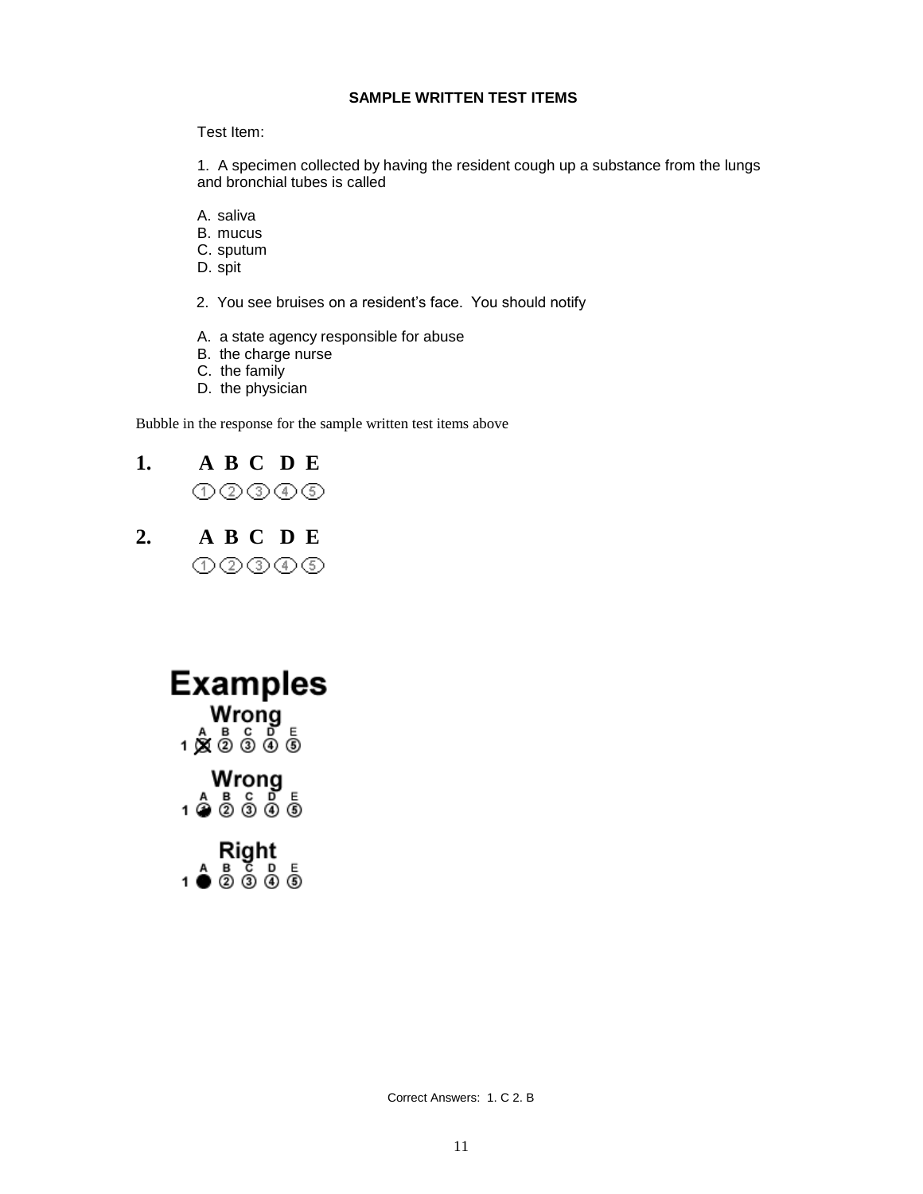## SAMPLE WRITTEN TEST ITEMS

Test Item:

1. A specimen collected by having the resident cough up a substance from the lungs and bronchial tubes is called

A. saliva
B. mucus
C. sputum
D. spit

2. You see bruises on a resident's face. You should notify

A. a state agency responsible for abuse
B. the charge nurse
C. the family
D. the physician

Bubble in the response for the sample written test items above

**1.** **A B C D E**
① ② ③ ④ ⑤

**2.** **A B C D E**
① ② ③ ④ ⑤

**Examples**

**Wrong**

1 A(marked with X) B ② C ③ D ④ E ⑤

**Wrong**

1 A(partially filled) B ② C ③ D ④ E ⑤

**Right**

1 A(fully filled) B ② C ③ D ④ E ⑤

Correct Answers: 1. C 2. B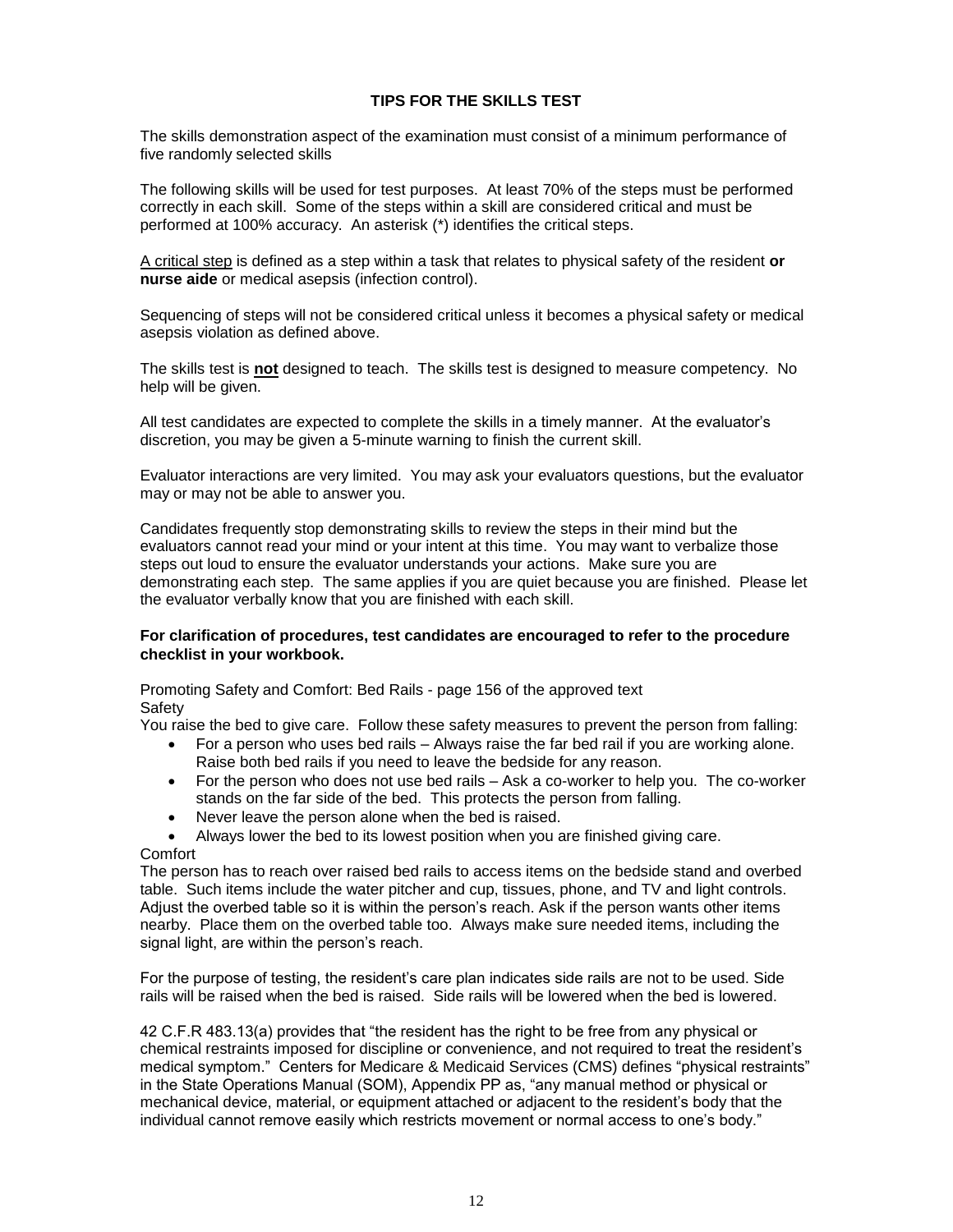## TIPS FOR THE SKILLS TEST

The skills demonstration aspect of the examination must consist of a minimum performance of five randomly selected skills

The following skills will be used for test purposes. At least 70% of the steps must be performed correctly in each skill. Some of the steps within a skill are considered critical and must be performed at 100% accuracy. An asterisk (*) identifies the critical steps.

A critical step is defined as a step within a task that relates to physical safety of the resident **or nurse aide** or medical asepsis (infection control).

Sequencing of steps will not be considered critical unless it becomes a physical safety or medical asepsis violation as defined above.

The skills test is **not** designed to teach. The skills test is designed to measure competency. No help will be given.

All test candidates are expected to complete the skills in a timely manner. At the evaluator's discretion, you may be given a 5-minute warning to finish the current skill.

Evaluator interactions are very limited. You may ask your evaluators questions, but the evaluator may or may not be able to answer you.

Candidates frequently stop demonstrating skills to review the steps in their mind but the evaluators cannot read your mind or your intent at this time. You may want to verbalize those steps out loud to ensure the evaluator understands your actions. Make sure you are demonstrating each step. The same applies if you are quiet because you are finished. Please let the evaluator verbally know that you are finished with each skill.

**For clarification of procedures, test candidates are encouraged to refer to the procedure checklist in your workbook.**

Promoting Safety and Comfort: Bed Rails - page 156 of the approved text
Safety
You raise the bed to give care. Follow these safety measures to prevent the person from falling:

- For a person who uses bed rails – Always raise the far bed rail if you are working alone. Raise both bed rails if you need to leave the bedside for any reason.
- For the person who does not use bed rails – Ask a co-worker to help you. The co-worker stands on the far side of the bed. This protects the person from falling.
- Never leave the person alone when the bed is raised.
- Always lower the bed to its lowest position when you are finished giving care.

Comfort
The person has to reach over raised bed rails to access items on the bedside stand and overbed table. Such items include the water pitcher and cup, tissues, phone, and TV and light controls. Adjust the overbed table so it is within the person's reach. Ask if the person wants other items nearby. Place them on the overbed table too. Always make sure needed items, including the signal light, are within the person's reach.

For the purpose of testing, the resident's care plan indicates side rails are not to be used. Side rails will be raised when the bed is raised. Side rails will be lowered when the bed is lowered.

42 C.F.R 483.13(a) provides that "the resident has the right to be free from any physical or chemical restraints imposed for discipline or convenience, and not required to treat the resident's medical symptom." Centers for Medicare & Medicaid Services (CMS) defines "physical restraints" in the State Operations Manual (SOM), Appendix PP as, "any manual method or physical or mechanical device, material, or equipment attached or adjacent to the resident's body that the individual cannot remove easily which restricts movement or normal access to one's body."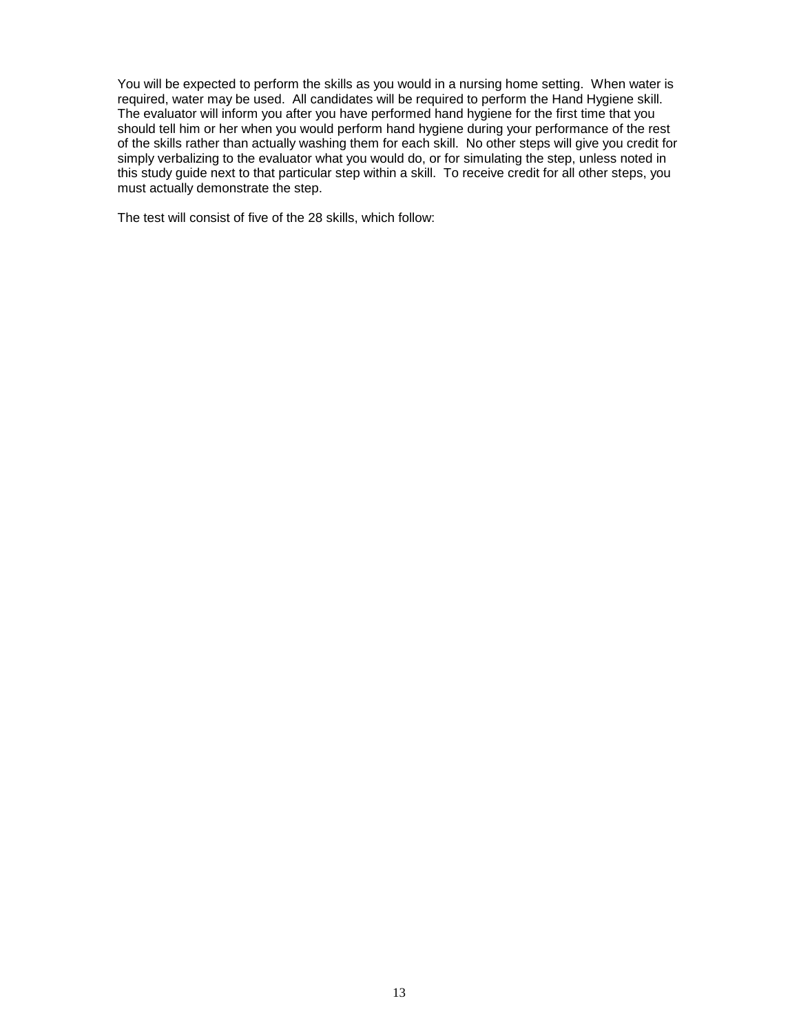You will be expected to perform the skills as you would in a nursing home setting. When water is required, water may be used. All candidates will be required to perform the Hand Hygiene skill. The evaluator will inform you after you have performed hand hygiene for the first time that you should tell him or her when you would perform hand hygiene during your performance of the rest of the skills rather than actually washing them for each skill. No other steps will give you credit for simply verbalizing to the evaluator what you would do, or for simulating the step, unless noted in this study guide next to that particular step within a skill. To receive credit for all other steps, you must actually demonstrate the step.

The test will consist of five of the 28 skills, which follow: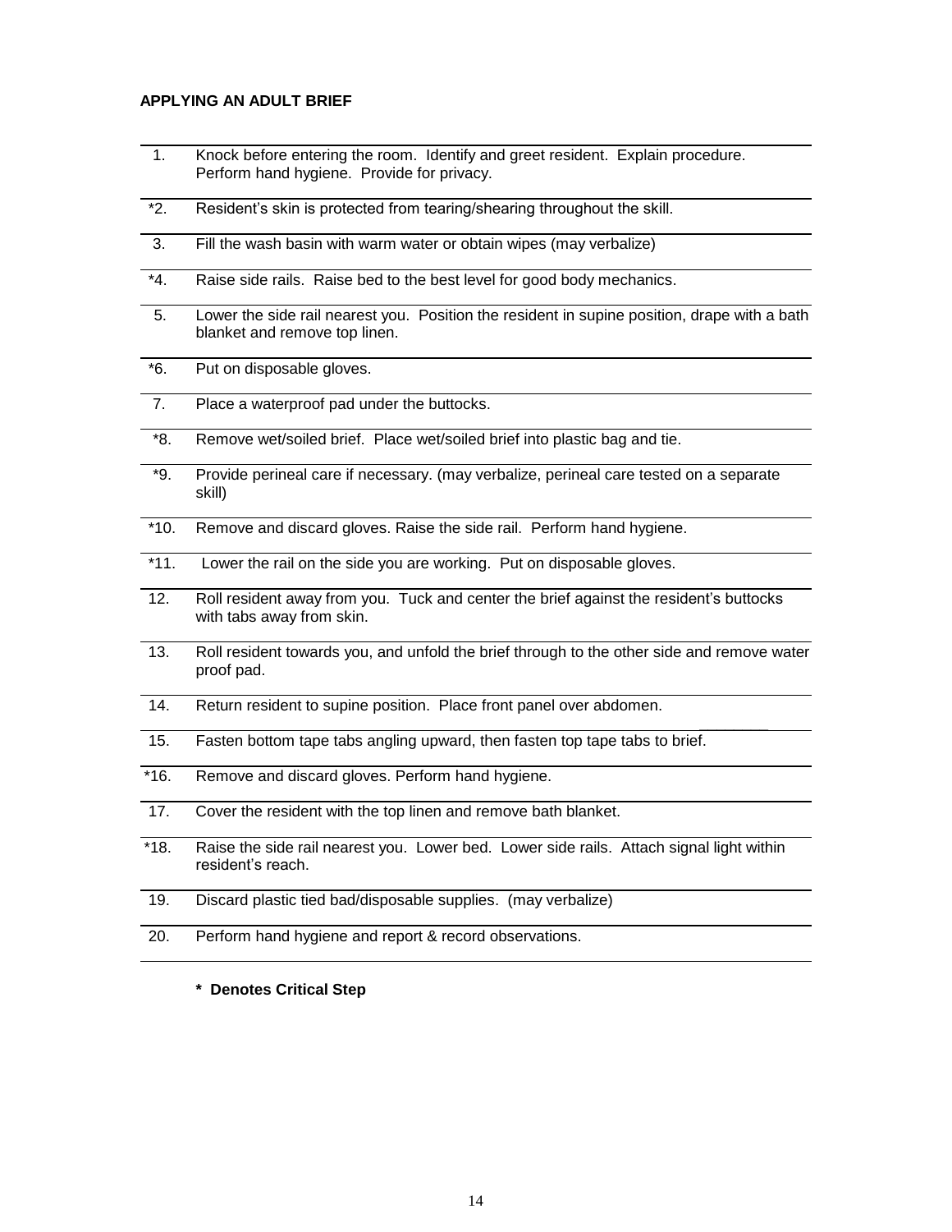**APPLYING AN ADULT BRIEF**

| | |
|---|---|
| 1. | Knock before entering the room. Identify and greet resident. Explain procedure. Perform hand hygiene. Provide for privacy. |
| *2. | Resident's skin is protected from tearing/shearing throughout the skill. |
| 3. | Fill the wash basin with warm water or obtain wipes (may verbalize) |
| *4. | Raise side rails. Raise bed to the best level for good body mechanics. |
| 5. | Lower the side rail nearest you. Position the resident in supine position, drape with a bath blanket and remove top linen. |
| *6. | Put on disposable gloves. |
| 7. | Place a waterproof pad under the buttocks. |
| *8. | Remove wet/soiled brief. Place wet/soiled brief into plastic bag and tie. |
| *9. | Provide perineal care if necessary. (may verbalize, perineal care tested on a separate skill) |
| *10. | Remove and discard gloves. Raise the side rail. Perform hand hygiene. |
| *11. | Lower the rail on the side you are working. Put on disposable gloves. |
| 12. | Roll resident away from you. Tuck and center the brief against the resident's buttocks with tabs away from skin. |
| 13. | Roll resident towards you, and unfold the brief through to the other side and remove water proof pad. |
| 14. | Return resident to supine position. Place front panel over abdomen. |
| 15. | Fasten bottom tape tabs angling upward, then fasten top tape tabs to brief. |
| *16. | Remove and discard gloves. Perform hand hygiene. |
| 17. | Cover the resident with the top linen and remove bath blanket. |
| *18. | Raise the side rail nearest you. Lower bed. Lower side rails. Attach signal light within resident's reach. |
| 19. | Discard plastic tied bad/disposable supplies. (may verbalize) |
| 20. | Perform hand hygiene and report & record observations. |

**\* Denotes Critical Step**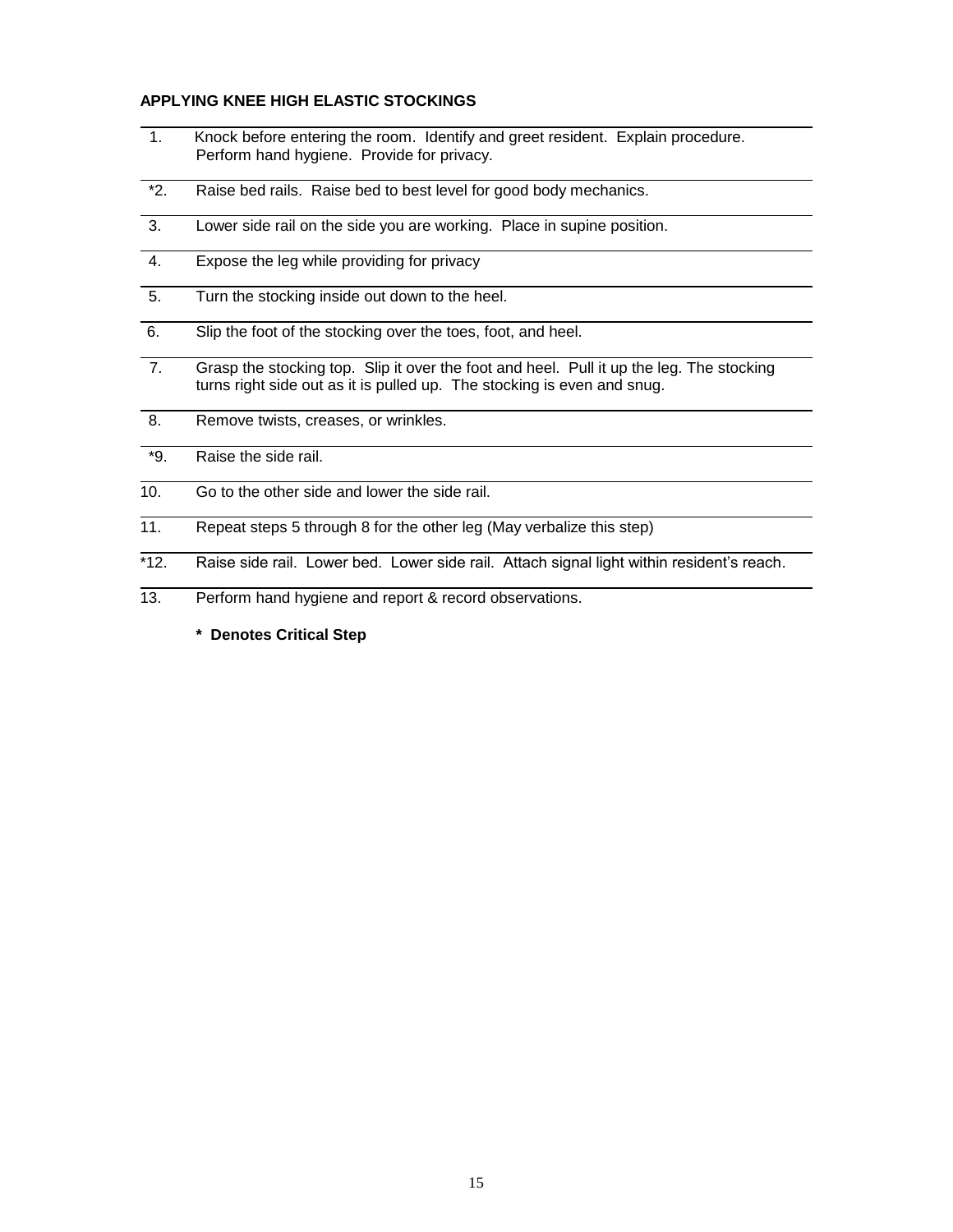### APPLYING KNEE HIGH ELASTIC STOCKINGS

| | |
|---|---|
| 1. | Knock before entering the room. Identify and greet resident. Explain procedure. Perform hand hygiene. Provide for privacy. |
| *2. | Raise bed rails. Raise bed to best level for good body mechanics. |
| 3. | Lower side rail on the side you are working. Place in supine position. |
| 4. | Expose the leg while providing for privacy |
| 5. | Turn the stocking inside out down to the heel. |
| 6. | Slip the foot of the stocking over the toes, foot, and heel. |
| 7. | Grasp the stocking top. Slip it over the foot and heel. Pull it up the leg. The stocking turns right side out as it is pulled up. The stocking is even and snug. |
| 8. | Remove twists, creases, or wrinkles. |
| *9. | Raise the side rail. |
| 10. | Go to the other side and lower the side rail. |
| 11. | Repeat steps 5 through 8 for the other leg (May verbalize this step) |
| *12. | Raise side rail. Lower bed. Lower side rail. Attach signal light within resident's reach. |
| 13. | Perform hand hygiene and report & record observations. |

**\* Denotes Critical Step**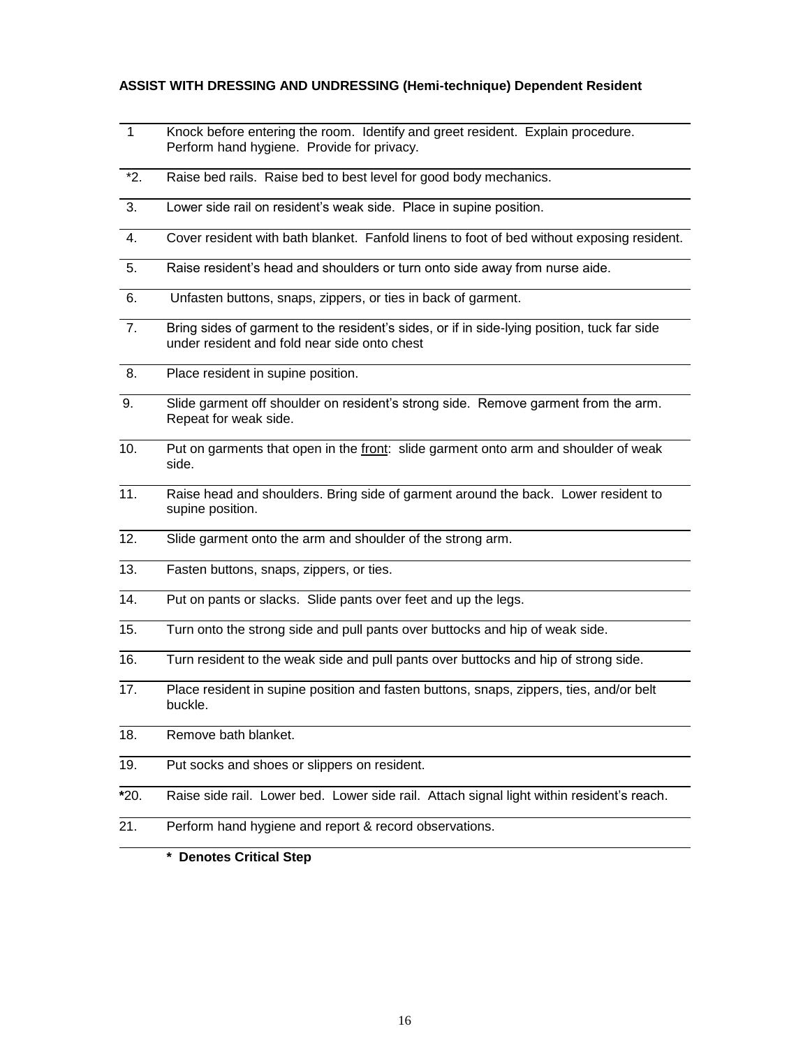**ASSIST WITH DRESSING AND UNDRESSING (Hemi-technique) Dependent Resident**

| | |
|---|---|
| 1 | Knock before entering the room. Identify and greet resident. Explain procedure. Perform hand hygiene. Provide for privacy. |
| *2. | Raise bed rails. Raise bed to best level for good body mechanics. |
| 3. | Lower side rail on resident's weak side. Place in supine position. |
| 4. | Cover resident with bath blanket. Fanfold linens to foot of bed without exposing resident. |
| 5. | Raise resident's head and shoulders or turn onto side away from nurse aide. |
| 6. | Unfasten buttons, snaps, zippers, or ties in back of garment. |
| 7. | Bring sides of garment to the resident's sides, or if in side-lying position, tuck far side under resident and fold near side onto chest |
| 8. | Place resident in supine position. |
| 9. | Slide garment off shoulder on resident's strong side. Remove garment from the arm. Repeat for weak side. |
| 10. | Put on garments that open in the <u>front</u>: slide garment onto arm and shoulder of weak side. |
| 11. | Raise head and shoulders. Bring side of garment around the back. Lower resident to supine position. |
| 12. | Slide garment onto the arm and shoulder of the strong arm. |
| 13. | Fasten buttons, snaps, zippers, or ties. |
| 14. | Put on pants or slacks. Slide pants over feet and up the legs. |
| 15. | Turn onto the strong side and pull pants over buttocks and hip of weak side. |
| 16. | Turn resident to the weak side and pull pants over buttocks and hip of strong side. |
| 17. | Place resident in supine position and fasten buttons, snaps, zippers, ties, and/or belt buckle. |
| 18. | Remove bath blanket. |
| 19. | Put socks and shoes or slippers on resident. |
| *20. | Raise side rail. Lower bed. Lower side rail. Attach signal light within resident's reach. |
| 21. | Perform hand hygiene and report & record observations. |

**\* Denotes Critical Step**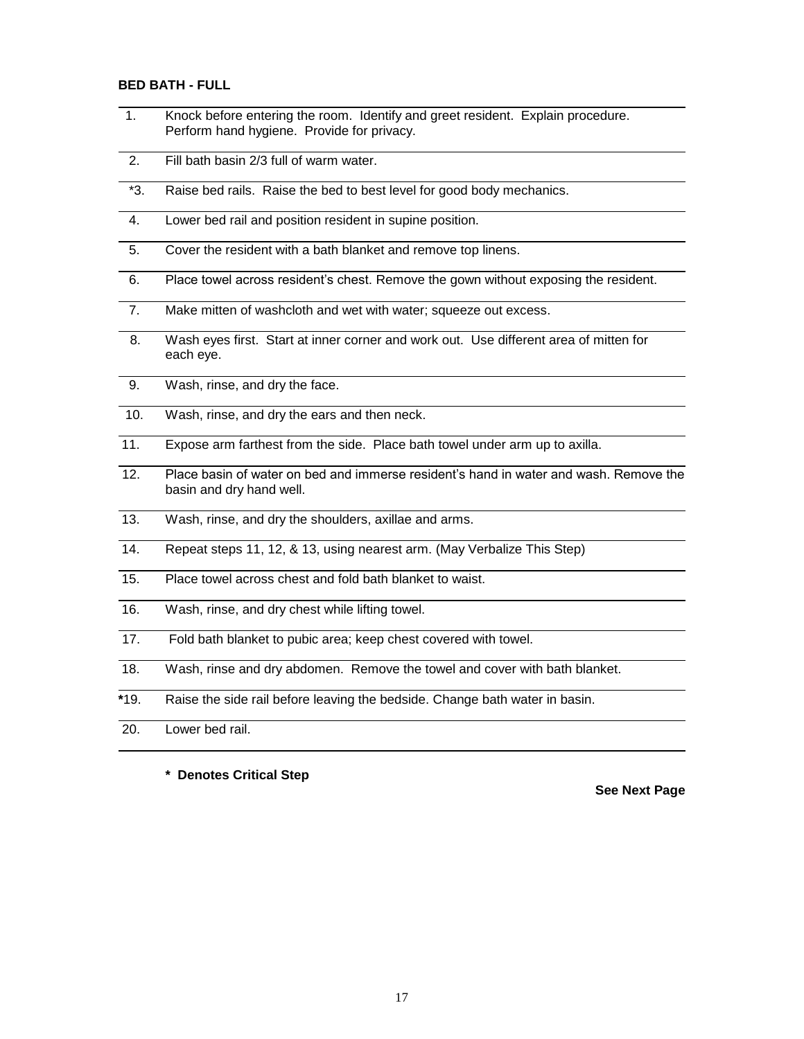**BED BATH - FULL**

| | |
|---|---|
| 1. | Knock before entering the room. Identify and greet resident. Explain procedure. Perform hand hygiene. Provide for privacy. |
| 2. | Fill bath basin 2/3 full of warm water. |
| *3. | Raise bed rails. Raise the bed to best level for good body mechanics. |
| 4. | Lower bed rail and position resident in supine position. |
| 5. | Cover the resident with a bath blanket and remove top linens. |
| 6. | Place towel across resident's chest. Remove the gown without exposing the resident. |
| 7. | Make mitten of washcloth and wet with water; squeeze out excess. |
| 8. | Wash eyes first. Start at inner corner and work out. Use different area of mitten for each eye. |
| 9. | Wash, rinse, and dry the face. |
| 10. | Wash, rinse, and dry the ears and then neck. |
| 11. | Expose arm farthest from the side. Place bath towel under arm up to axilla. |
| 12. | Place basin of water on bed and immerse resident's hand in water and wash. Remove the basin and dry hand well. |
| 13. | Wash, rinse, and dry the shoulders, axillae and arms. |
| 14. | Repeat steps 11, 12, & 13, using nearest arm. (May Verbalize This Step) |
| 15. | Place towel across chest and fold bath blanket to waist. |
| 16. | Wash, rinse, and dry chest while lifting towel. |
| 17. | Fold bath blanket to pubic area; keep chest covered with towel. |
| 18. | Wash, rinse and dry abdomen. Remove the towel and cover with bath blanket. |
| *19. | Raise the side rail before leaving the bedside. Change bath water in basin. |
| 20. | Lower bed rail. |

**\* Denotes Critical Step**

**See Next Page**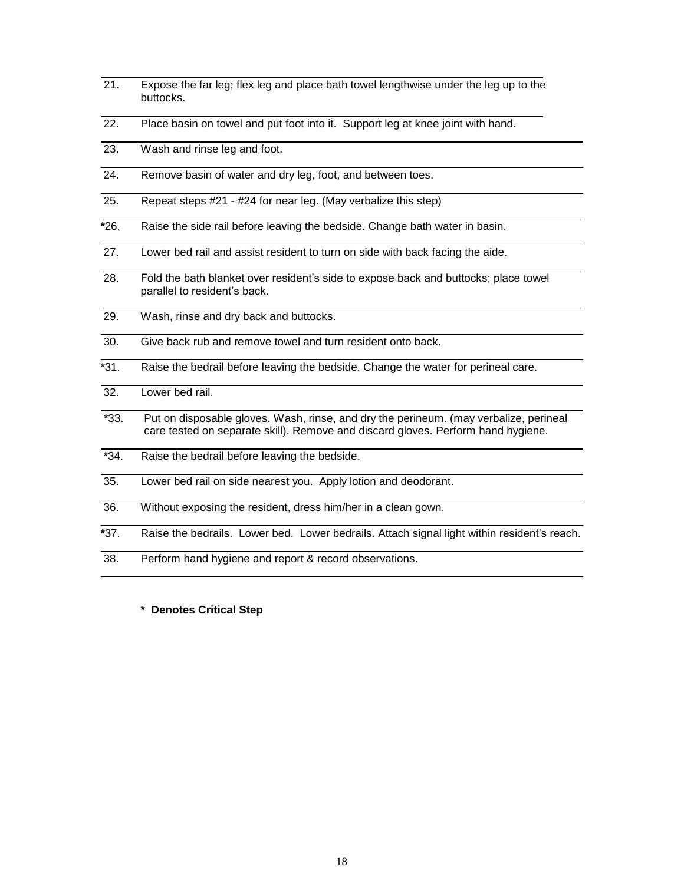| | |
|---|---|
| 21. | Expose the far leg; flex leg and place bath towel lengthwise under the leg up to the buttocks. |
| 22. | Place basin on towel and put foot into it. Support leg at knee joint with hand. |
| 23. | Wash and rinse leg and foot. |
| 24. | Remove basin of water and dry leg, foot, and between toes. |
| 25. | Repeat steps #21 - #24 for near leg. (May verbalize this step) |
| *26. | Raise the side rail before leaving the bedside. Change bath water in basin. |
| 27. | Lower bed rail and assist resident to turn on side with back facing the aide. |
| 28. | Fold the bath blanket over resident's side to expose back and buttocks; place towel parallel to resident's back. |
| 29. | Wash, rinse and dry back and buttocks. |
| 30. | Give back rub and remove towel and turn resident onto back. |
| *31. | Raise the bedrail before leaving the bedside. Change the water for perineal care. |
| 32. | Lower bed rail. |
| *33. | Put on disposable gloves. Wash, rinse, and dry the perineum. (may verbalize, perineal care tested on separate skill). Remove and discard gloves. Perform hand hygiene. |
| *34. | Raise the bedrail before leaving the bedside. |
| 35. | Lower bed rail on side nearest you. Apply lotion and deodorant. |
| 36. | Without exposing the resident, dress him/her in a clean gown. |
| *37. | Raise the bedrails. Lower bed. Lower bedrails. Attach signal light within resident's reach. |
| 38. | Perform hand hygiene and report & record observations. |

**\* Denotes Critical Step**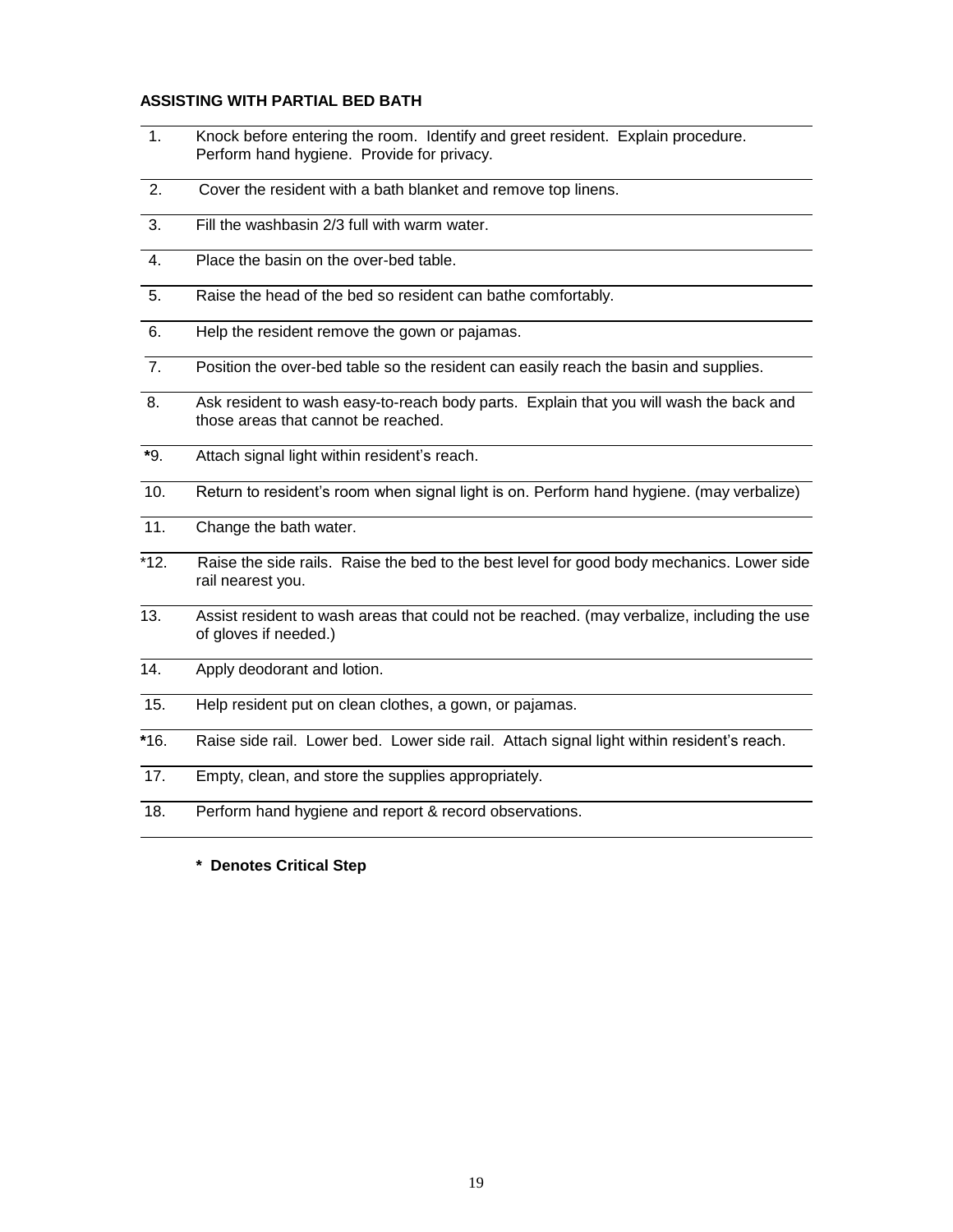**ASSISTING WITH PARTIAL BED BATH**

| | |
|---|---|
| 1. | Knock before entering the room. Identify and greet resident. Explain procedure. Perform hand hygiene. Provide for privacy. |
| 2. | Cover the resident with a bath blanket and remove top linens. |
| 3. | Fill the washbasin 2/3 full with warm water. |
| 4. | Place the basin on the over-bed table. |
| 5. | Raise the head of the bed so resident can bathe comfortably. |
| 6. | Help the resident remove the gown or pajamas. |
| 7. | Position the over-bed table so the resident can easily reach the basin and supplies. |
| 8. | Ask resident to wash easy-to-reach body parts. Explain that you will wash the back and those areas that cannot be reached. |
| *9. | Attach signal light within resident's reach. |
| 10. | Return to resident's room when signal light is on. Perform hand hygiene. (may verbalize) |
| 11. | Change the bath water. |
| *12. | Raise the side rails. Raise the bed to the best level for good body mechanics. Lower side rail nearest you. |
| 13. | Assist resident to wash areas that could not be reached. (may verbalize, including the use of gloves if needed.) |
| 14. | Apply deodorant and lotion. |
| 15. | Help resident put on clean clothes, a gown, or pajamas. |
| *16. | Raise side rail. Lower bed. Lower side rail. Attach signal light within resident's reach. |
| 17. | Empty, clean, and store the supplies appropriately. |
| 18. | Perform hand hygiene and report & record observations. |

**\* Denotes Critical Step**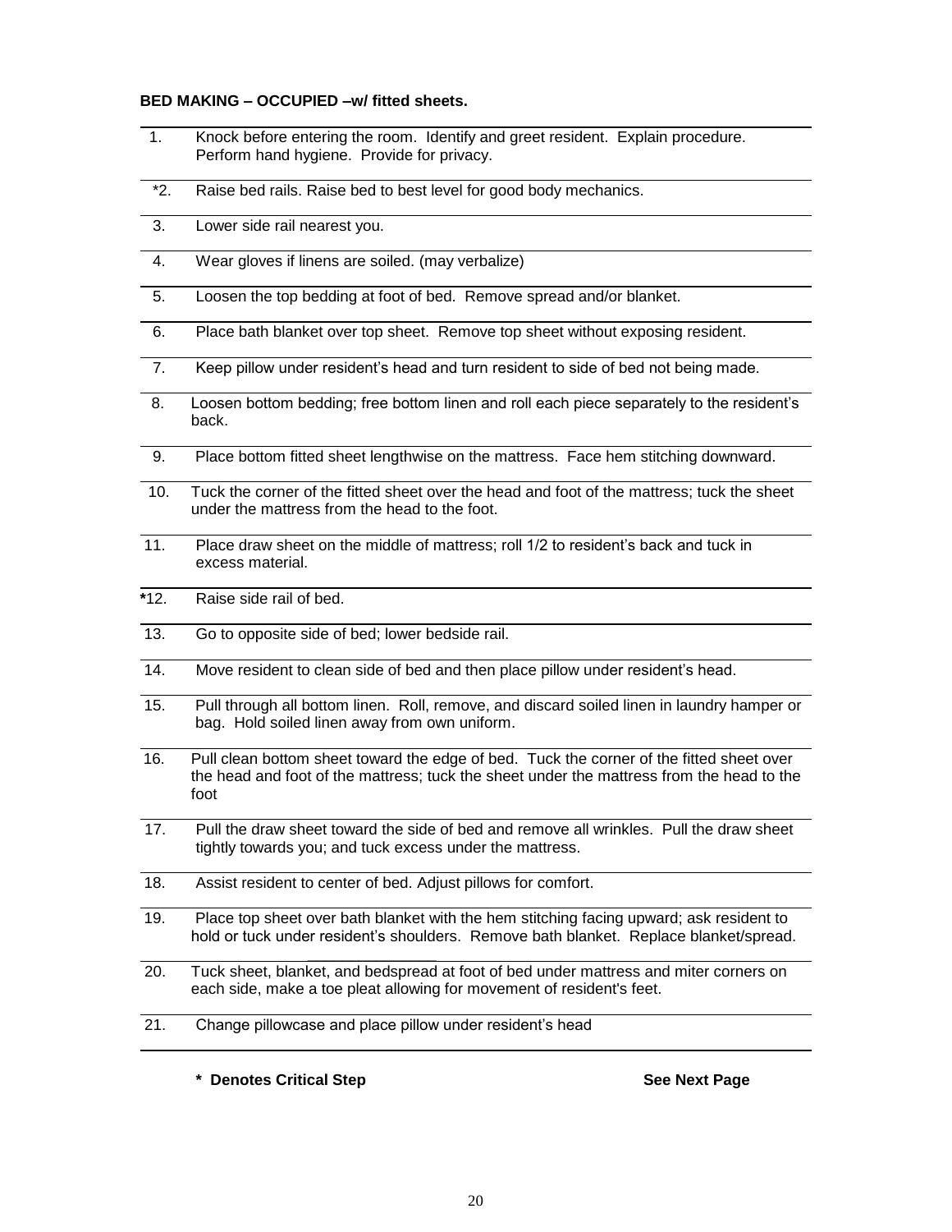**BED MAKING – OCCUPIED –w/ fitted sheets.**

| | |
|---|---|
| 1. | Knock before entering the room. Identify and greet resident. Explain procedure. Perform hand hygiene. Provide for privacy. |
| *2. | Raise bed rails. Raise bed to best level for good body mechanics. |
| 3. | Lower side rail nearest you. |
| 4. | Wear gloves if linens are soiled. (may verbalize) |
| 5. | Loosen the top bedding at foot of bed. Remove spread and/or blanket. |
| 6. | Place bath blanket over top sheet. Remove top sheet without exposing resident. |
| 7. | Keep pillow under resident's head and turn resident to side of bed not being made. |
| 8. | Loosen bottom bedding; free bottom linen and roll each piece separately to the resident's back. |
| 9. | Place bottom fitted sheet lengthwise on the mattress. Face hem stitching downward. |
| 10. | Tuck the corner of the fitted sheet over the head and foot of the mattress; tuck the sheet under the mattress from the head to the foot. |
| 11. | Place draw sheet on the middle of mattress; roll 1/2 to resident's back and tuck in excess material. |
| **\*12.** | Raise side rail of bed. |
| 13. | Go to opposite side of bed; lower bedside rail. |
| 14. | Move resident to clean side of bed and then place pillow under resident's head. |
| 15. | Pull through all bottom linen. Roll, remove, and discard soiled linen in laundry hamper or bag. Hold soiled linen away from own uniform. |
| 16. | Pull clean bottom sheet toward the edge of bed. Tuck the corner of the fitted sheet over the head and foot of the mattress; tuck the sheet under the mattress from the head to the foot |
| 17. | Pull the draw sheet toward the side of bed and remove all wrinkles. Pull the draw sheet tightly towards you; and tuck excess under the mattress. |
| 18. | Assist resident to center of bed. Adjust pillows for comfort. |
| 19. | Place top sheet over bath blanket with the hem stitching facing upward; ask resident to hold or tuck under resident's shoulders. Remove bath blanket. Replace blanket/spread. |
| 20. | Tuck sheet, blanket, and bedspread at foot of bed under mattress and miter corners on each side, make a toe pleat allowing for movement of resident's feet. |
| 21. | Change pillowcase and place pillow under resident's head |

**\* Denotes Critical Step** **See Next Page**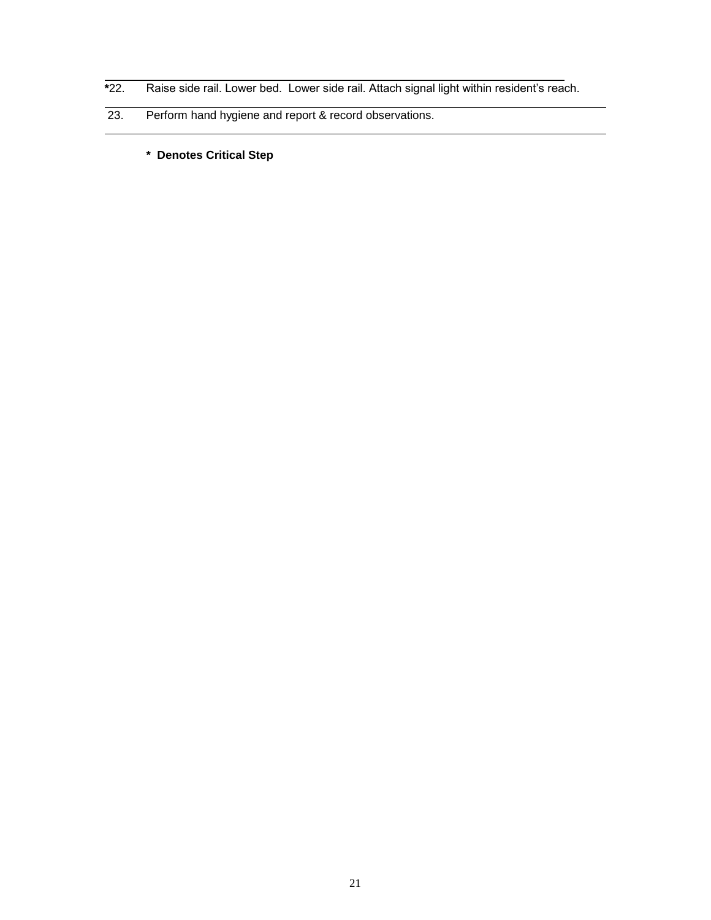| | |
|---|---|
| *22. | Raise side rail. Lower bed. Lower side rail. Attach signal light within resident's reach. |
| 23. | Perform hand hygiene and report & record observations. |

**\* Denotes Critical Step**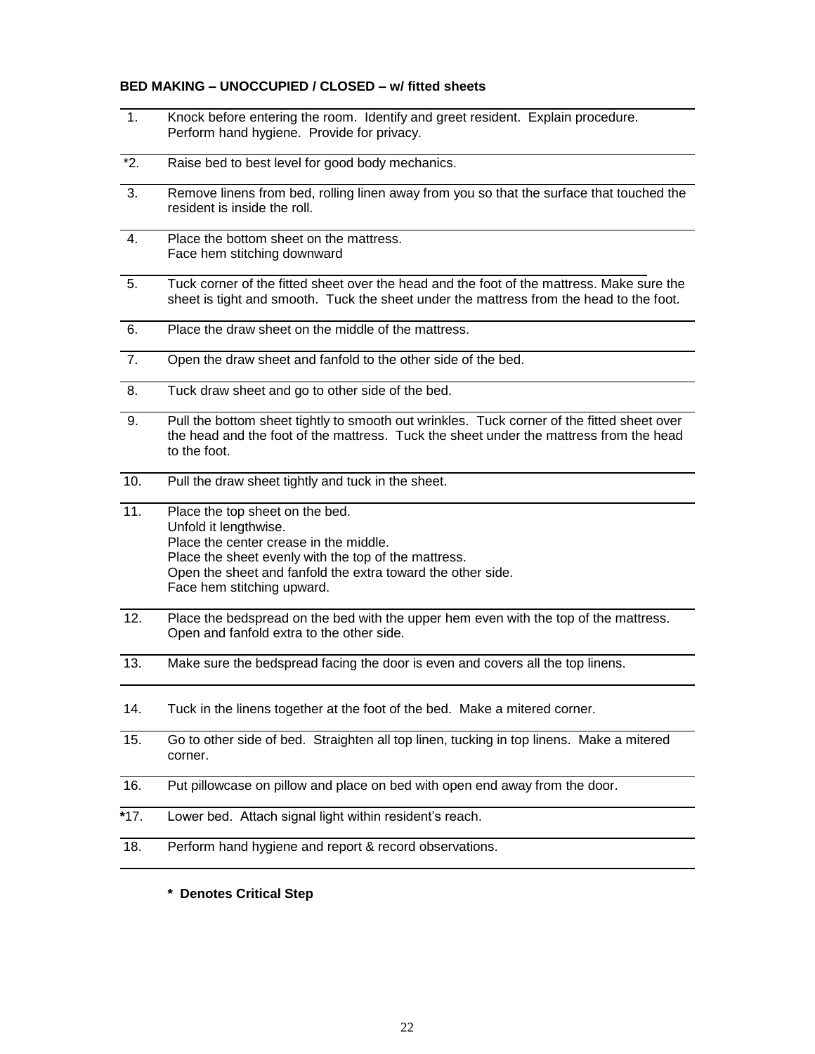**BED MAKING – UNOCCUPIED / CLOSED – w/ fitted sheets**

| | |
|---|---|
| 1. | Knock before entering the room. Identify and greet resident. Explain procedure. Perform hand hygiene. Provide for privacy. |
| *2. | Raise bed to best level for good body mechanics. |
| 3. | Remove linens from bed, rolling linen away from you so that the surface that touched the resident is inside the roll. |
| 4. | Place the bottom sheet on the mattress.<br>Face hem stitching downward |
| 5. | Tuck corner of the fitted sheet over the head and the foot of the mattress. Make sure the sheet is tight and smooth. Tuck the sheet under the mattress from the head to the foot. |
| 6. | Place the draw sheet on the middle of the mattress. |
| 7. | Open the draw sheet and fanfold to the other side of the bed. |
| 8. | Tuck draw sheet and go to other side of the bed. |
| 9. | Pull the bottom sheet tightly to smooth out wrinkles. Tuck corner of the fitted sheet over the head and the foot of the mattress. Tuck the sheet under the mattress from the head to the foot. |
| 10. | Pull the draw sheet tightly and tuck in the sheet. |
| 11. | Place the top sheet on the bed.<br>Unfold it lengthwise.<br>Place the center crease in the middle.<br>Place the sheet evenly with the top of the mattress.<br>Open the sheet and fanfold the extra toward the other side.<br>Face hem stitching upward. |
| 12. | Place the bedspread on the bed with the upper hem even with the top of the mattress. Open and fanfold extra to the other side. |
| 13. | Make sure the bedspread facing the door is even and covers all the top linens. |
| 14. | Tuck in the linens together at the foot of the bed. Make a mitered corner. |
| 15. | Go to other side of bed. Straighten all top linen, tucking in top linens. Make a mitered corner. |
| 16. | Put pillowcase on pillow and place on bed with open end away from the door. |
| *17. | Lower bed. Attach signal light within resident's reach. |
| 18. | Perform hand hygiene and report & record observations. |

**\* Denotes Critical Step**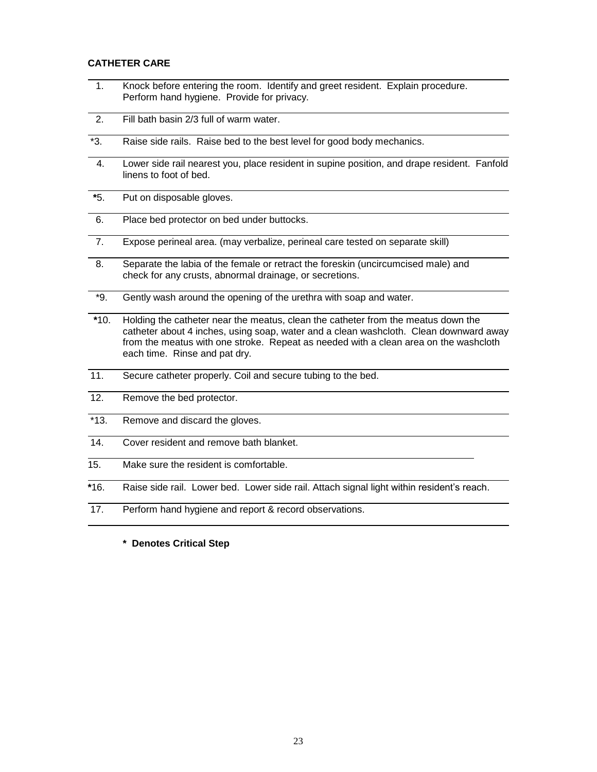**CATHETER CARE**

| | |
|---|---|
| 1. | Knock before entering the room. Identify and greet resident. Explain procedure. Perform hand hygiene. Provide for privacy. |
| 2. | Fill bath basin 2/3 full of warm water. |
| *3. | Raise side rails. Raise bed to the best level for good body mechanics. |
| 4. | Lower side rail nearest you, place resident in supine position, and drape resident. Fanfold linens to foot of bed. |
| *5. | Put on disposable gloves. |
| 6. | Place bed protector on bed under buttocks. |
| 7. | Expose perineal area. (may verbalize, perineal care tested on separate skill) |
| 8. | Separate the labia of the female or retract the foreskin (uncircumcised male) and check for any crusts, abnormal drainage, or secretions. |
| *9. | Gently wash around the opening of the urethra with soap and water. |
| *10. | Holding the catheter near the meatus, clean the catheter from the meatus down the catheter about 4 inches, using soap, water and a clean washcloth. Clean downward away from the meatus with one stroke. Repeat as needed with a clean area on the washcloth each time. Rinse and pat dry. |
| 11. | Secure catheter properly. Coil and secure tubing to the bed. |
| 12. | Remove the bed protector. |
| *13. | Remove and discard the gloves. |
| 14. | Cover resident and remove bath blanket. |
| 15. | Make sure the resident is comfortable. |
| *16. | Raise side rail. Lower bed. Lower side rail. Attach signal light within resident's reach. |
| 17. | Perform hand hygiene and report & record observations. |

**\* Denotes Critical Step**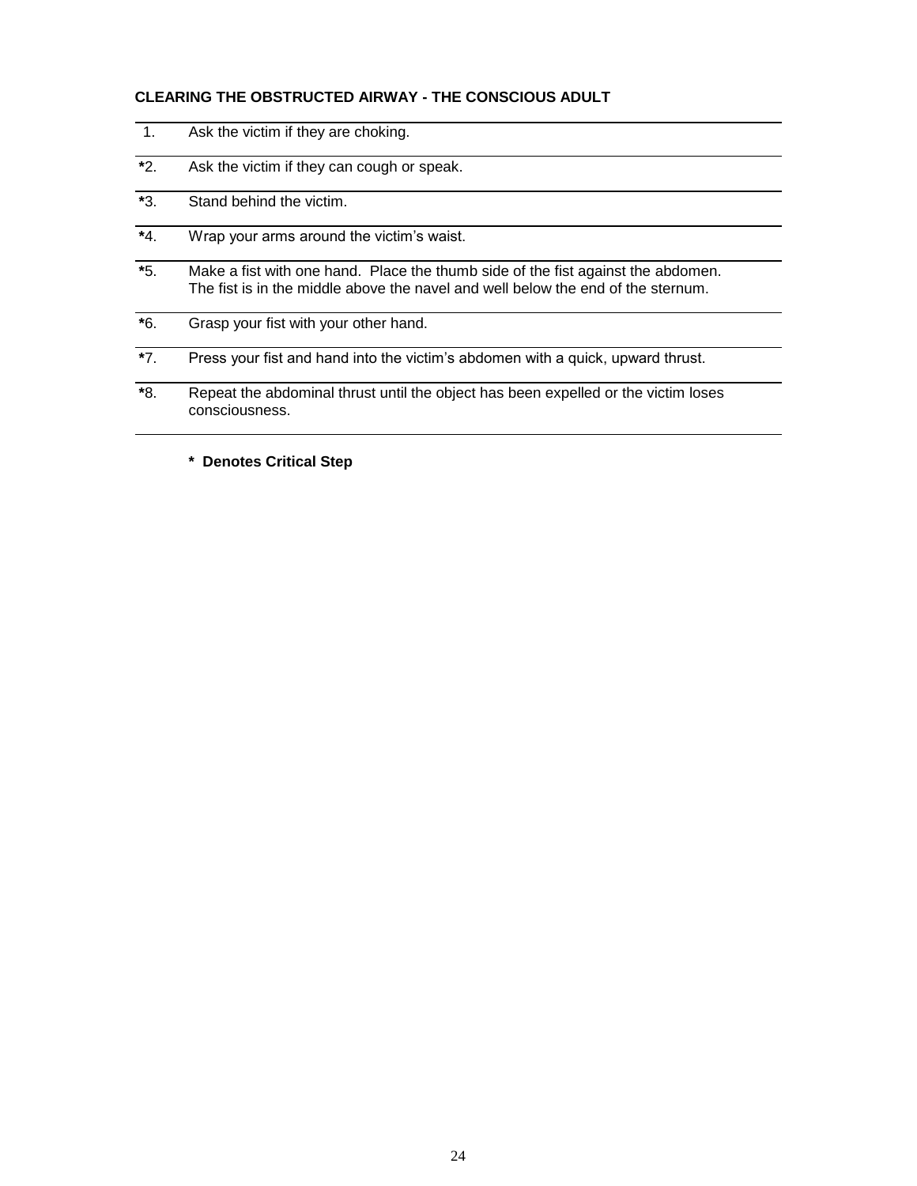### CLEARING THE OBSTRUCTED AIRWAY - THE CONSCIOUS ADULT

| | |
|---|---|
| 1. | Ask the victim if they are choking. |
| *2. | Ask the victim if they can cough or speak. |
| *3. | Stand behind the victim. |
| *4. | Wrap your arms around the victim's waist. |
| *5. | Make a fist with one hand. Place the thumb side of the fist against the abdomen. The fist is in the middle above the navel and well below the end of the sternum. |
| *6. | Grasp your fist with your other hand. |
| *7. | Press your fist and hand into the victim's abdomen with a quick, upward thrust. |
| *8. | Repeat the abdominal thrust until the object has been expelled or the victim loses consciousness. |

**\* Denotes Critical Step**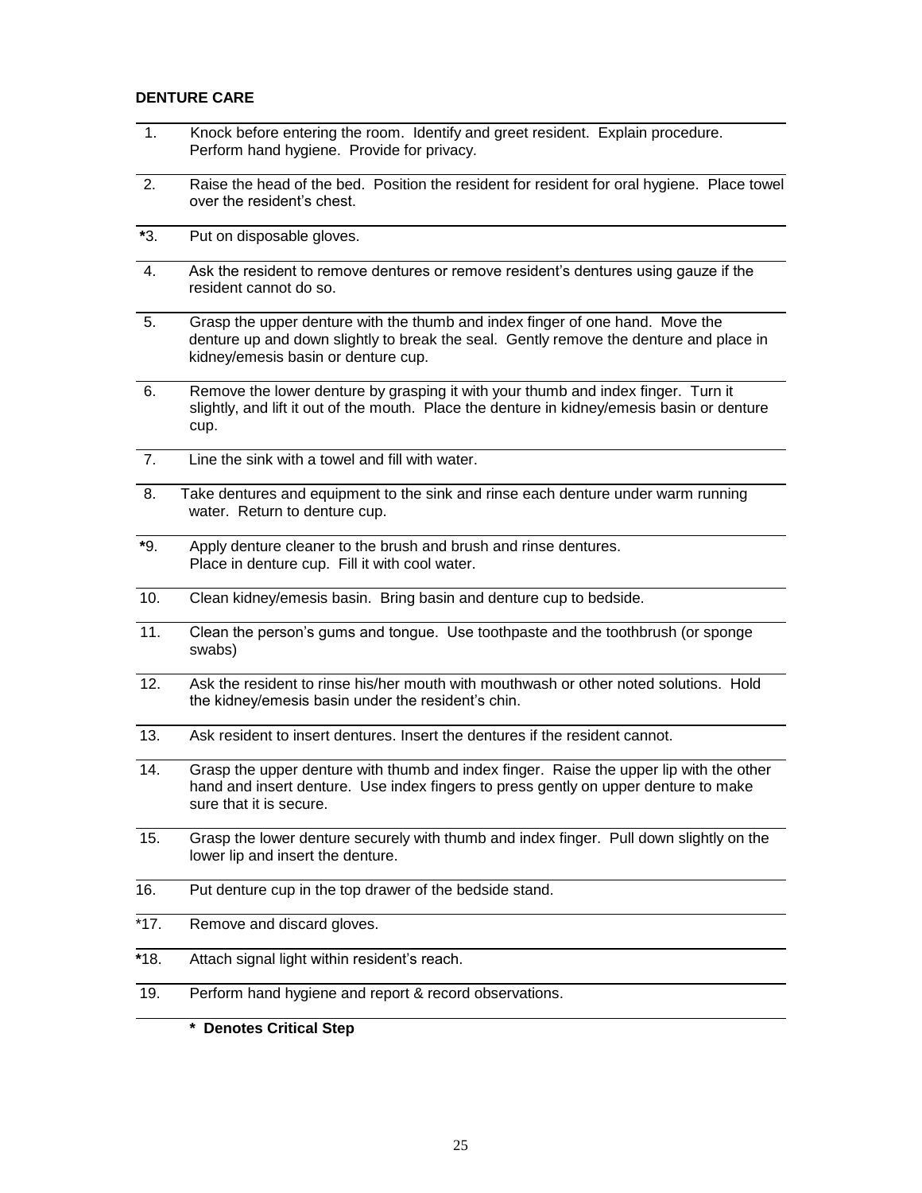**DENTURE CARE**

1. Knock before entering the room. Identify and greet resident. Explain procedure. Perform hand hygiene. Provide for privacy.

2. Raise the head of the bed. Position the resident for resident for oral hygiene. Place towel over the resident's chest.

**\***3. Put on disposable gloves.

4. Ask the resident to remove dentures or remove resident's dentures using gauze if the resident cannot do so.

5. Grasp the upper denture with the thumb and index finger of one hand. Move the denture up and down slightly to break the seal. Gently remove the denture and place in kidney/emesis basin or denture cup.

6. Remove the lower denture by grasping it with your thumb and index finger. Turn it slightly, and lift it out of the mouth. Place the denture in kidney/emesis basin or denture cup.

7. Line the sink with a towel and fill with water.

8. Take dentures and equipment to the sink and rinse each denture under warm running water. Return to denture cup.

**\***9. Apply denture cleaner to the brush and brush and rinse dentures. Place in denture cup. Fill it with cool water.

10. Clean kidney/emesis basin. Bring basin and denture cup to bedside.

11. Clean the person's gums and tongue. Use toothpaste and the toothbrush (or sponge swabs)

12. Ask the resident to rinse his/her mouth with mouthwash or other noted solutions. Hold the kidney/emesis basin under the resident's chin.

13. Ask resident to insert dentures. Insert the dentures if the resident cannot.

14. Grasp the upper denture with thumb and index finger. Raise the upper lip with the other hand and insert denture. Use index fingers to press gently on upper denture to make sure that it is secure.

15. Grasp the lower denture securely with thumb and index finger. Pull down slightly on the lower lip and insert the denture.

16. Put denture cup in the top drawer of the bedside stand.

\*17. Remove and discard gloves.

**\***18. Attach signal light within resident's reach.

19. Perform hand hygiene and report & record observations.

**\* Denotes Critical Step**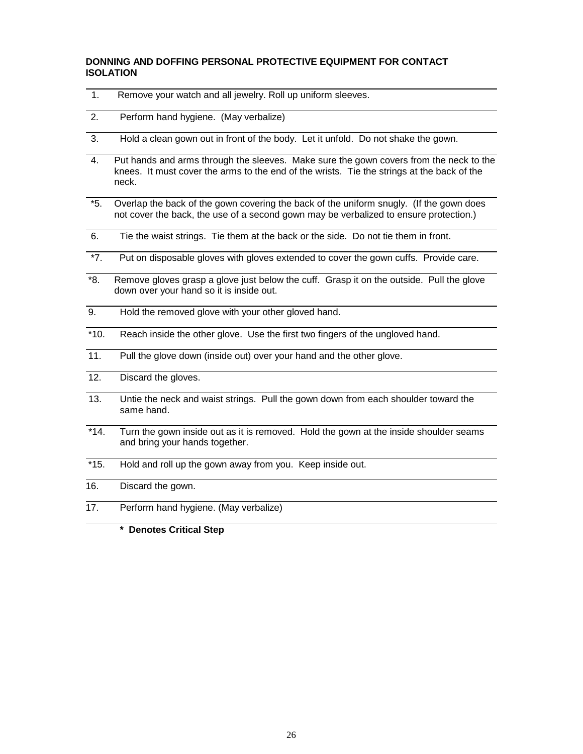**DONNING AND DOFFING PERSONAL PROTECTIVE EQUIPMENT FOR CONTACT ISOLATION**

| | |
|---|---|
| 1. | Remove your watch and all jewelry. Roll up uniform sleeves. |
| 2. | Perform hand hygiene. (May verbalize) |
| 3. | Hold a clean gown out in front of the body. Let it unfold. Do not shake the gown. |
| 4. | Put hands and arms through the sleeves. Make sure the gown covers from the neck to the knees. It must cover the arms to the end of the wrists. Tie the strings at the back of the neck. |
| *5. | Overlap the back of the gown covering the back of the uniform snugly. (If the gown does not cover the back, the use of a second gown may be verbalized to ensure protection.) |
| 6. | Tie the waist strings. Tie them at the back or the side. Do not tie them in front. |
| *7. | Put on disposable gloves with gloves extended to cover the gown cuffs. Provide care. |
| *8. | Remove gloves grasp a glove just below the cuff. Grasp it on the outside. Pull the glove down over your hand so it is inside out. |
| 9. | Hold the removed glove with your other gloved hand. |
| *10. | Reach inside the other glove. Use the first two fingers of the ungloved hand. |
| 11. | Pull the glove down (inside out) over your hand and the other glove. |
| 12. | Discard the gloves. |
| 13. | Untie the neck and waist strings. Pull the gown down from each shoulder toward the same hand. |
| *14. | Turn the gown inside out as it is removed. Hold the gown at the inside shoulder seams and bring your hands together. |
| *15. | Hold and roll up the gown away from you. Keep inside out. |
| 16. | Discard the gown. |
| 17. | Perform hand hygiene. (May verbalize) |

**\* Denotes Critical Step**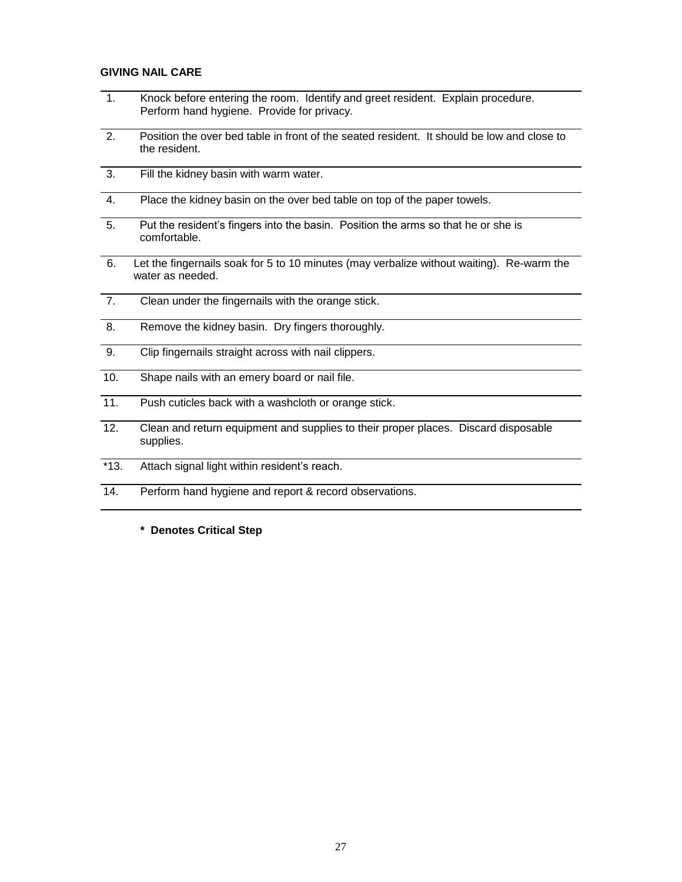**GIVING NAIL CARE**

| | |
|---|---|
| 1. | Knock before entering the room. Identify and greet resident. Explain procedure. Perform hand hygiene. Provide for privacy. |
| 2. | Position the over bed table in front of the seated resident. It should be low and close to the resident. |
| 3. | Fill the kidney basin with warm water. |
| 4. | Place the kidney basin on the over bed table on top of the paper towels. |
| 5. | Put the resident's fingers into the basin. Position the arms so that he or she is comfortable. |
| 6. | Let the fingernails soak for 5 to 10 minutes (may verbalize without waiting). Re-warm the water as needed. |
| 7. | Clean under the fingernails with the orange stick. |
| 8. | Remove the kidney basin. Dry fingers thoroughly. |
| 9. | Clip fingernails straight across with nail clippers. |
| 10. | Shape nails with an emery board or nail file. |
| 11. | Push cuticles back with a washcloth or orange stick. |
| 12. | Clean and return equipment and supplies to their proper places. Discard disposable supplies. |
| *13. | Attach signal light within resident's reach. |
| 14. | Perform hand hygiene and report & record observations. |

**\* Denotes Critical Step**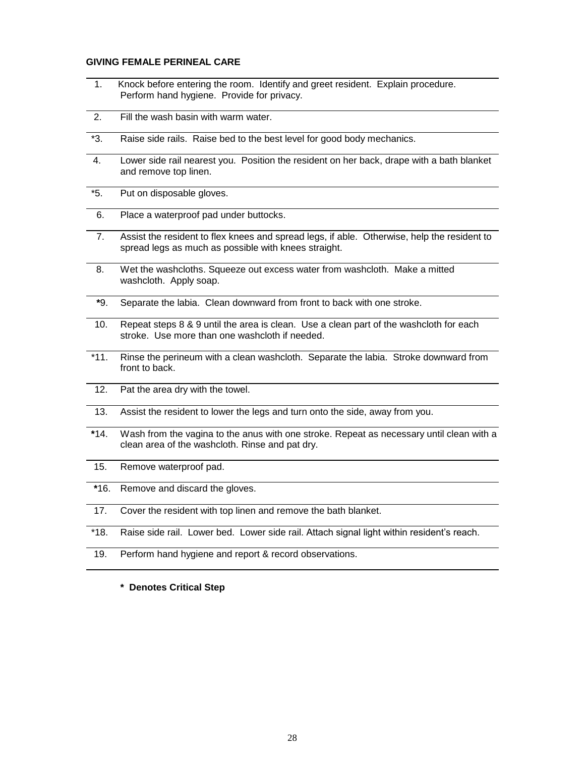**GIVING FEMALE PERINEAL CARE**

| | |
|---|---|
| 1. | Knock before entering the room. Identify and greet resident. Explain procedure. Perform hand hygiene. Provide for privacy. |
| 2. | Fill the wash basin with warm water. |
| *3. | Raise side rails. Raise bed to the best level for good body mechanics. |
| 4. | Lower side rail nearest you. Position the resident on her back, drape with a bath blanket and remove top linen. |
| *5. | Put on disposable gloves. |
| 6. | Place a waterproof pad under buttocks. |
| 7. | Assist the resident to flex knees and spread legs, if able. Otherwise, help the resident to spread legs as much as possible with knees straight. |
| 8. | Wet the washcloths. Squeeze out excess water from washcloth. Make a mitted washcloth. Apply soap. |
| *9. | Separate the labia. Clean downward from front to back with one stroke. |
| 10. | Repeat steps 8 & 9 until the area is clean. Use a clean part of the washcloth for each stroke. Use more than one washcloth if needed. |
| *11. | Rinse the perineum with a clean washcloth. Separate the labia. Stroke downward from front to back. |
| 12. | Pat the area dry with the towel. |
| 13. | Assist the resident to lower the legs and turn onto the side, away from you. |
| *14. | Wash from the vagina to the anus with one stroke. Repeat as necessary until clean with a clean area of the washcloth. Rinse and pat dry. |
| 15. | Remove waterproof pad. |
| *16. | Remove and discard the gloves. |
| 17. | Cover the resident with top linen and remove the bath blanket. |
| *18. | Raise side rail. Lower bed. Lower side rail. Attach signal light within resident's reach. |
| 19. | Perform hand hygiene and report & record observations. |

**\* Denotes Critical Step**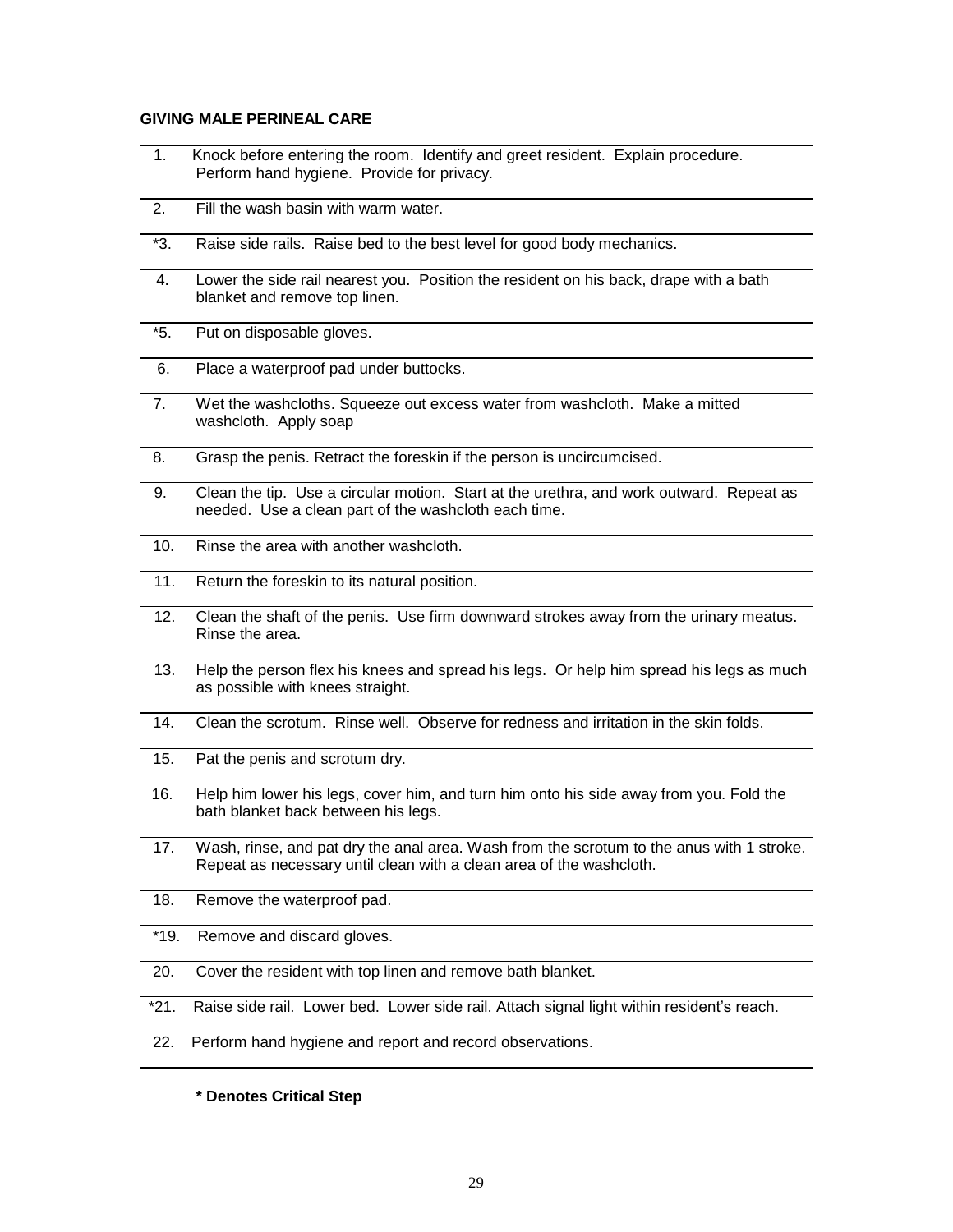**GIVING MALE PERINEAL CARE**

| | |
|---|---|
| 1. | Knock before entering the room. Identify and greet resident. Explain procedure. Perform hand hygiene. Provide for privacy. |
| 2. | Fill the wash basin with warm water. |
| *3. | Raise side rails. Raise bed to the best level for good body mechanics. |
| 4. | Lower the side rail nearest you. Position the resident on his back, drape with a bath blanket and remove top linen. |
| *5. | Put on disposable gloves. |
| 6. | Place a waterproof pad under buttocks. |
| 7. | Wet the washcloths. Squeeze out excess water from washcloth. Make a mitted washcloth. Apply soap |
| 8. | Grasp the penis. Retract the foreskin if the person is uncircumcised. |
| 9. | Clean the tip. Use a circular motion. Start at the urethra, and work outward. Repeat as needed. Use a clean part of the washcloth each time. |
| 10. | Rinse the area with another washcloth. |
| 11. | Return the foreskin to its natural position. |
| 12. | Clean the shaft of the penis. Use firm downward strokes away from the urinary meatus. Rinse the area. |
| 13. | Help the person flex his knees and spread his legs. Or help him spread his legs as much as possible with knees straight. |
| 14. | Clean the scrotum. Rinse well. Observe for redness and irritation in the skin folds. |
| 15. | Pat the penis and scrotum dry. |
| 16. | Help him lower his legs, cover him, and turn him onto his side away from you. Fold the bath blanket back between his legs. |
| 17. | Wash, rinse, and pat dry the anal area. Wash from the scrotum to the anus with 1 stroke. Repeat as necessary until clean with a clean area of the washcloth. |
| 18. | Remove the waterproof pad. |
| *19. | Remove and discard gloves. |
| 20. | Cover the resident with top linen and remove bath blanket. |
| *21. | Raise side rail. Lower bed. Lower side rail. Attach signal light within resident's reach. |
| 22. | Perform hand hygiene and report and record observations. |

**\* Denotes Critical Step**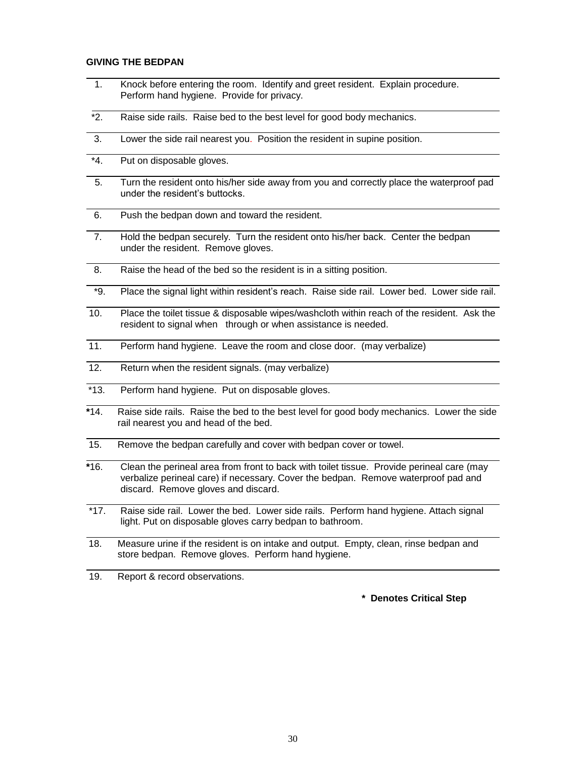**GIVING THE BEDPAN**

| | |
|---|---|
| 1. | Knock before entering the room. Identify and greet resident. Explain procedure. Perform hand hygiene. Provide for privacy. |
| *2. | Raise side rails. Raise bed to the best level for good body mechanics. |
| 3. | Lower the side rail nearest you. Position the resident in supine position. |
| *4. | Put on disposable gloves. |
| 5. | Turn the resident onto his/her side away from you and correctly place the waterproof pad under the resident's buttocks. |
| 6. | Push the bedpan down and toward the resident. |
| 7. | Hold the bedpan securely. Turn the resident onto his/her back. Center the bedpan under the resident. Remove gloves. |
| 8. | Raise the head of the bed so the resident is in a sitting position. |
| *9. | Place the signal light within resident's reach. Raise side rail. Lower bed. Lower side rail. |
| 10. | Place the toilet tissue & disposable wipes/washcloth within reach of the resident. Ask the resident to signal when through or when assistance is needed. |
| 11. | Perform hand hygiene. Leave the room and close door. (may verbalize) |
| 12. | Return when the resident signals. (may verbalize) |
| *13. | Perform hand hygiene. Put on disposable gloves. |
| *14. | Raise side rails. Raise the bed to the best level for good body mechanics. Lower the side rail nearest you and head of the bed. |
| 15. | Remove the bedpan carefully and cover with bedpan cover or towel. |
| *16. | Clean the perineal area from front to back with toilet tissue. Provide perineal care (may verbalize perineal care) if necessary. Cover the bedpan. Remove waterproof pad and discard. Remove gloves and discard. |
| *17. | Raise side rail. Lower the bed. Lower side rails. Perform hand hygiene. Attach signal light. Put on disposable gloves carry bedpan to bathroom. |
| 18. | Measure urine if the resident is on intake and output. Empty, clean, rinse bedpan and store bedpan. Remove gloves. Perform hand hygiene. |
| 19. | Report & record observations. |

**\* Denotes Critical Step**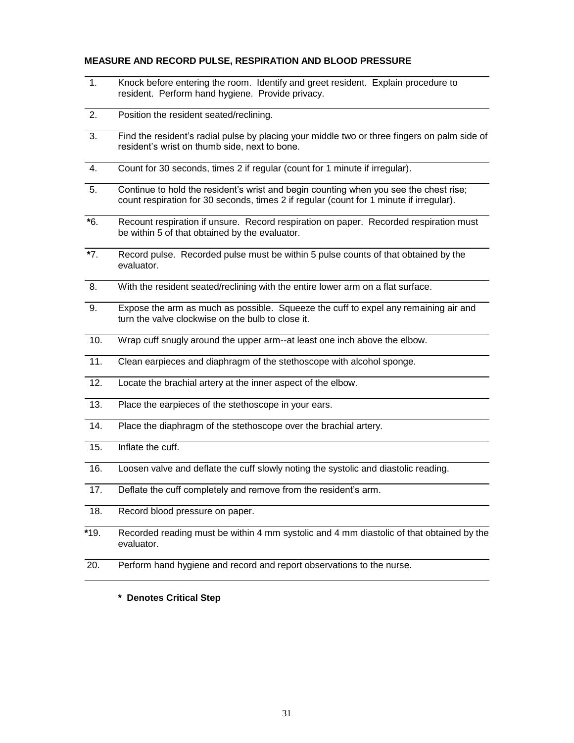**MEASURE AND RECORD PULSE, RESPIRATION AND BLOOD PRESSURE**

| | |
|---|---|
| 1. | Knock before entering the room. Identify and greet resident. Explain procedure to resident. Perform hand hygiene. Provide privacy. |
| 2. | Position the resident seated/reclining. |
| 3. | Find the resident's radial pulse by placing your middle two or three fingers on palm side of resident's wrist on thumb side, next to bone. |
| 4. | Count for 30 seconds, times 2 if regular (count for 1 minute if irregular). |
| 5. | Continue to hold the resident's wrist and begin counting when you see the chest rise; count respiration for 30 seconds, times 2 if regular (count for 1 minute if irregular). |
| *6. | Recount respiration if unsure. Record respiration on paper. Recorded respiration must be within 5 of that obtained by the evaluator. |
| *7. | Record pulse. Recorded pulse must be within 5 pulse counts of that obtained by the evaluator. |
| 8. | With the resident seated/reclining with the entire lower arm on a flat surface. |
| 9. | Expose the arm as much as possible. Squeeze the cuff to expel any remaining air and turn the valve clockwise on the bulb to close it. |
| 10. | Wrap cuff snugly around the upper arm--at least one inch above the elbow. |
| 11. | Clean earpieces and diaphragm of the stethoscope with alcohol sponge. |
| 12. | Locate the brachial artery at the inner aspect of the elbow. |
| 13. | Place the earpieces of the stethoscope in your ears. |
| 14. | Place the diaphragm of the stethoscope over the brachial artery. |
| 15. | Inflate the cuff. |
| 16. | Loosen valve and deflate the cuff slowly noting the systolic and diastolic reading. |
| 17. | Deflate the cuff completely and remove from the resident's arm. |
| 18. | Record blood pressure on paper. |
| *19. | Recorded reading must be within 4 mm systolic and 4 mm diastolic of that obtained by the evaluator. |
| 20. | Perform hand hygiene and record and report observations to the nurse. |

**\* Denotes Critical Step**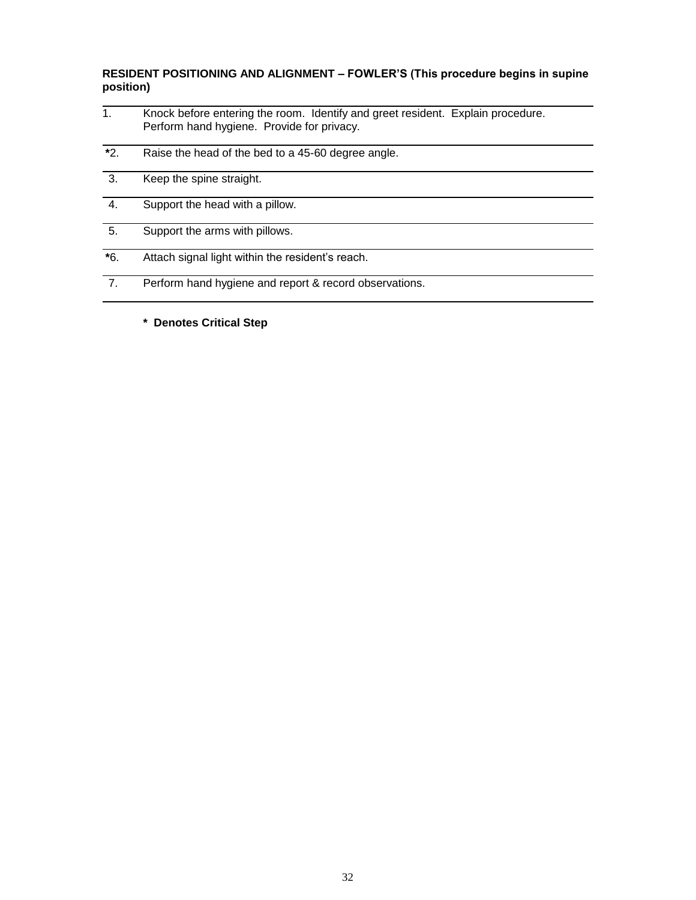**RESIDENT POSITIONING AND ALIGNMENT – FOWLER'S (This procedure begins in supine position)**

| | |
|---|---|
| 1. | Knock before entering the room. Identify and greet resident. Explain procedure. Perform hand hygiene. Provide for privacy. |
| *2. | Raise the head of the bed to a 45-60 degree angle. |
| 3. | Keep the spine straight. |
| 4. | Support the head with a pillow. |
| 5. | Support the arms with pillows. |
| *6. | Attach signal light within the resident's reach. |
| 7. | Perform hand hygiene and report & record observations. |

**\* Denotes Critical Step**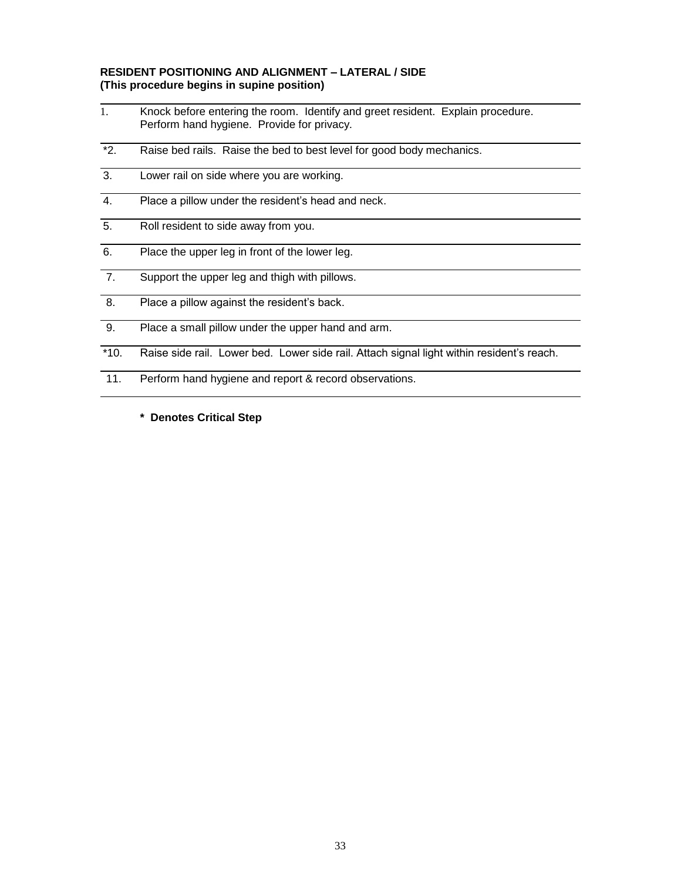**RESIDENT POSITIONING AND ALIGNMENT – LATERAL / SIDE**
**(This procedure begins in supine position)**

| | |
|---|---|
| 1. | Knock before entering the room. Identify and greet resident. Explain procedure. Perform hand hygiene. Provide for privacy. |
| *2. | Raise bed rails. Raise the bed to best level for good body mechanics. |
| 3. | Lower rail on side where you are working. |
| 4. | Place a pillow under the resident's head and neck. |
| 5. | Roll resident to side away from you. |
| 6. | Place the upper leg in front of the lower leg. |
| 7. | Support the upper leg and thigh with pillows. |
| 8. | Place a pillow against the resident's back. |
| 9. | Place a small pillow under the upper hand and arm. |
| *10. | Raise side rail. Lower bed. Lower side rail. Attach signal light within resident's reach. |
| 11. | Perform hand hygiene and report & record observations. |

**\* Denotes Critical Step**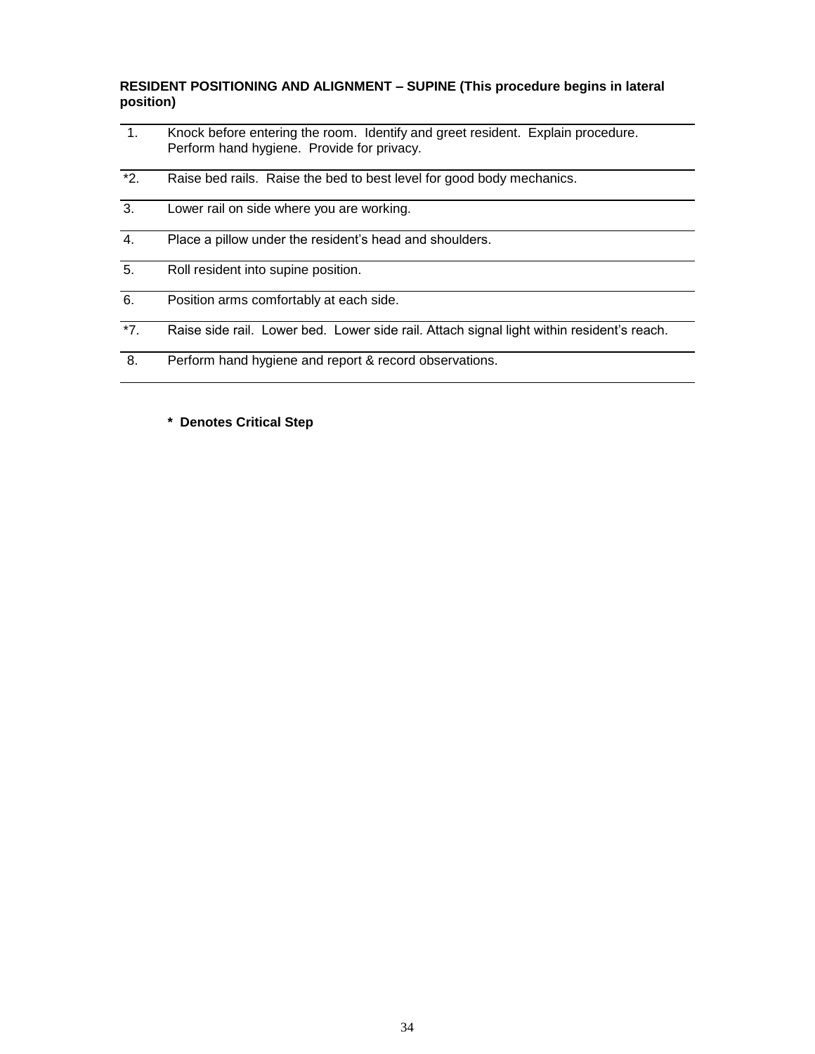**RESIDENT POSITIONING AND ALIGNMENT – SUPINE (This procedure begins in lateral position)**

| | |
|---|---|
| 1. | Knock before entering the room. Identify and greet resident. Explain procedure. Perform hand hygiene. Provide for privacy. |
| *2. | Raise bed rails. Raise the bed to best level for good body mechanics. |
| 3. | Lower rail on side where you are working. |
| 4. | Place a pillow under the resident's head and shoulders. |
| 5. | Roll resident into supine position. |
| 6. | Position arms comfortably at each side. |
| *7. | Raise side rail. Lower bed. Lower side rail. Attach signal light within resident's reach. |
| 8. | Perform hand hygiene and report & record observations. |

**\* Denotes Critical Step**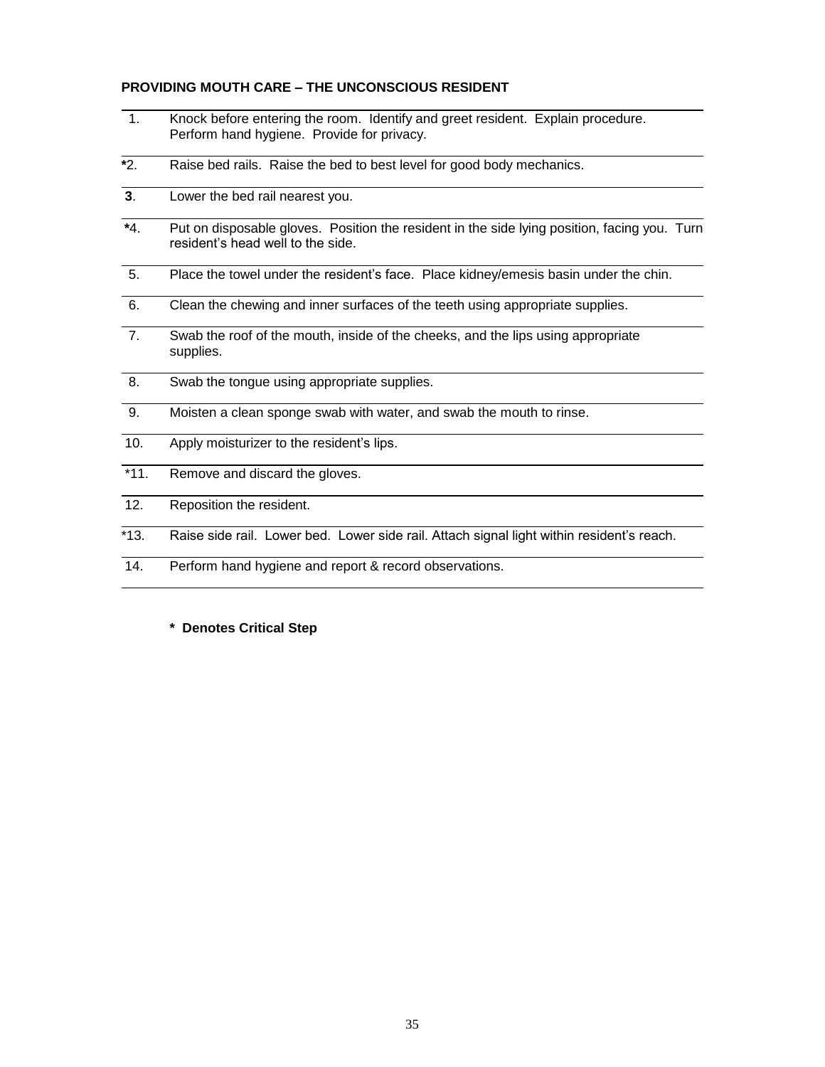**PROVIDING MOUTH CARE – THE UNCONSCIOUS RESIDENT**

| | |
|---|---|
| 1. | Knock before entering the room. Identify and greet resident. Explain procedure. Perform hand hygiene. Provide for privacy. |
| *2. | Raise bed rails. Raise the bed to best level for good body mechanics. |
| **3**. | Lower the bed rail nearest you. |
| *4. | Put on disposable gloves. Position the resident in the side lying position, facing you. Turn resident's head well to the side. |
| 5. | Place the towel under the resident's face. Place kidney/emesis basin under the chin. |
| 6. | Clean the chewing and inner surfaces of the teeth using appropriate supplies. |
| 7. | Swab the roof of the mouth, inside of the cheeks, and the lips using appropriate supplies. |
| 8. | Swab the tongue using appropriate supplies. |
| 9. | Moisten a clean sponge swab with water, and swab the mouth to rinse. |
| 10. | Apply moisturizer to the resident's lips. |
| *11. | Remove and discard the gloves. |
| 12. | Reposition the resident. |
| *13. | Raise side rail. Lower bed. Lower side rail. Attach signal light within resident's reach. |
| 14. | Perform hand hygiene and report & record observations. |

**\* Denotes Critical Step**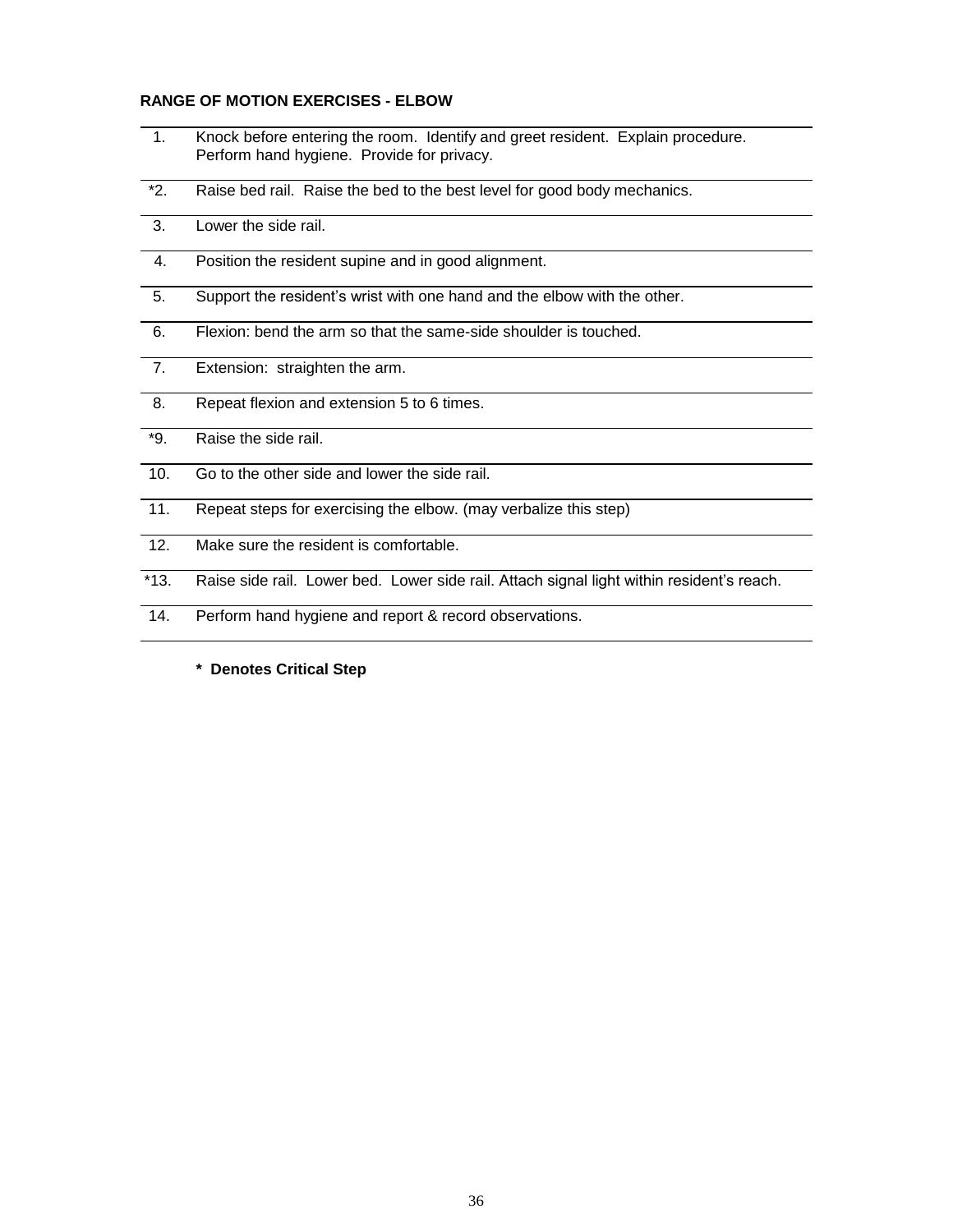**RANGE OF MOTION EXERCISES - ELBOW**

| | |
|---|---|
| 1. | Knock before entering the room. Identify and greet resident. Explain procedure. Perform hand hygiene. Provide for privacy. |
| *2. | Raise bed rail. Raise the bed to the best level for good body mechanics. |
| 3. | Lower the side rail. |
| 4. | Position the resident supine and in good alignment. |
| 5. | Support the resident's wrist with one hand and the elbow with the other. |
| 6. | Flexion: bend the arm so that the same-side shoulder is touched. |
| 7. | Extension: straighten the arm. |
| 8. | Repeat flexion and extension 5 to 6 times. |
| *9. | Raise the side rail. |
| 10. | Go to the other side and lower the side rail. |
| 11. | Repeat steps for exercising the elbow. (may verbalize this step) |
| 12. | Make sure the resident is comfortable. |
| *13. | Raise side rail. Lower bed. Lower side rail. Attach signal light within resident's reach. |
| 14. | Perform hand hygiene and report & record observations. |

**\* Denotes Critical Step**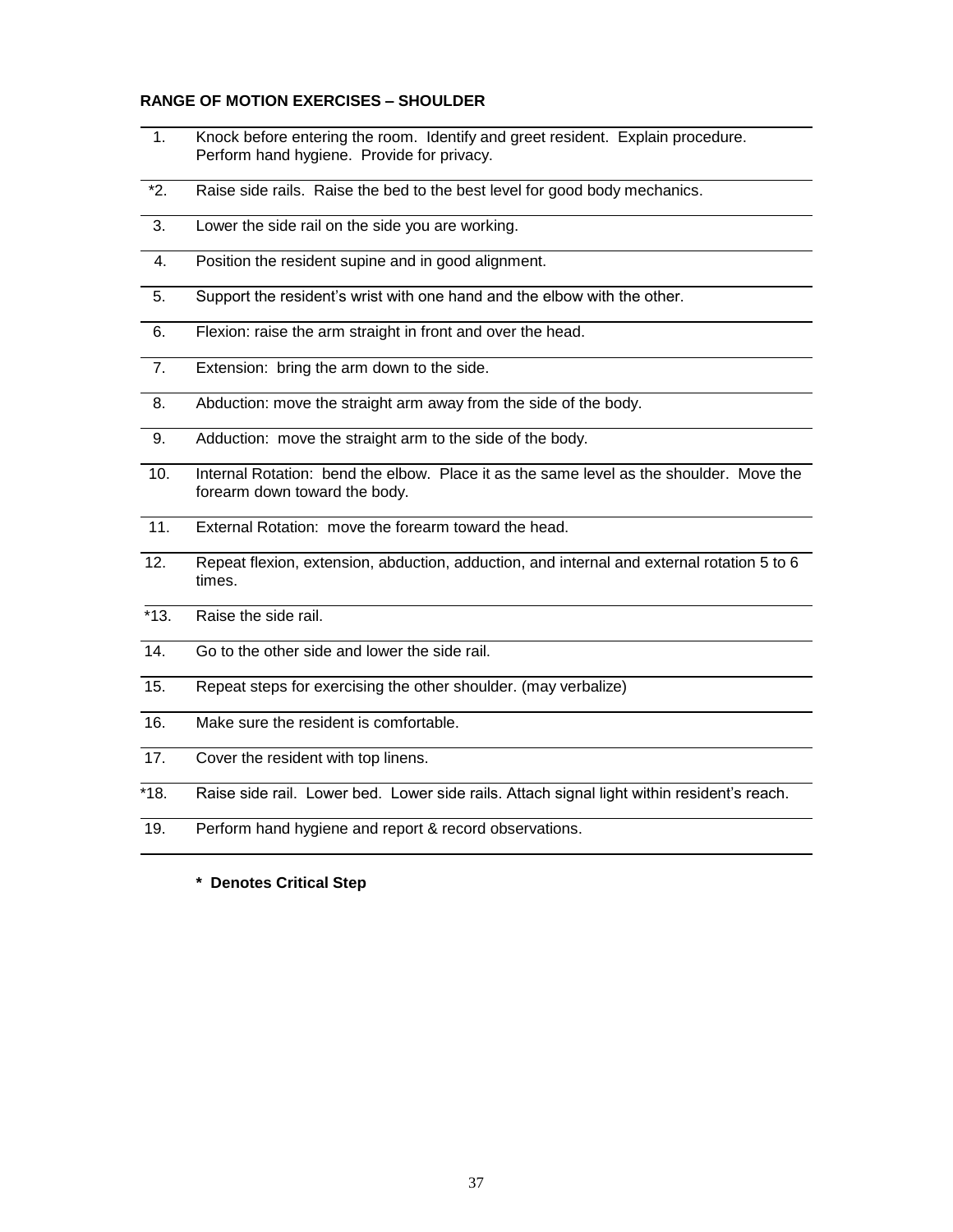**RANGE OF MOTION EXERCISES – SHOULDER**

| | |
|---|---|
| 1. | Knock before entering the room. Identify and greet resident. Explain procedure. Perform hand hygiene. Provide for privacy. |
| *2. | Raise side rails. Raise the bed to the best level for good body mechanics. |
| 3. | Lower the side rail on the side you are working. |
| 4. | Position the resident supine and in good alignment. |
| 5. | Support the resident's wrist with one hand and the elbow with the other. |
| 6. | Flexion: raise the arm straight in front and over the head. |
| 7. | Extension: bring the arm down to the side. |
| 8. | Abduction: move the straight arm away from the side of the body. |
| 9. | Adduction: move the straight arm to the side of the body. |
| 10. | Internal Rotation: bend the elbow. Place it as the same level as the shoulder. Move the forearm down toward the body. |
| 11. | External Rotation: move the forearm toward the head. |
| 12. | Repeat flexion, extension, abduction, adduction, and internal and external rotation 5 to 6 times. |
| *13. | Raise the side rail. |
| 14. | Go to the other side and lower the side rail. |
| 15. | Repeat steps for exercising the other shoulder. (may verbalize) |
| 16. | Make sure the resident is comfortable. |
| 17. | Cover the resident with top linens. |
| *18. | Raise side rail. Lower bed. Lower side rails. Attach signal light within resident's reach. |
| 19. | Perform hand hygiene and report & record observations. |

**\* Denotes Critical Step**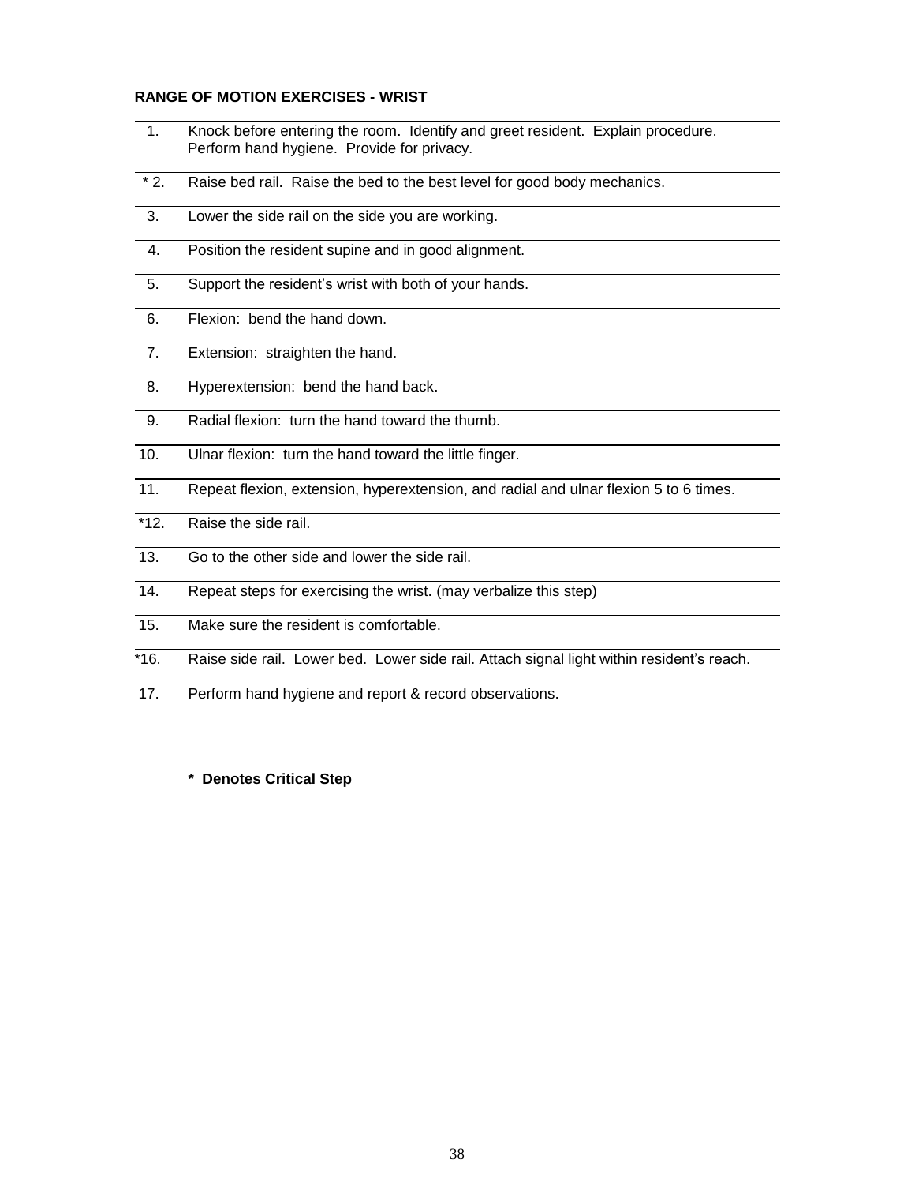**RANGE OF MOTION EXERCISES - WRIST**

| | |
|---|---|
| 1. | Knock before entering the room. Identify and greet resident. Explain procedure. Perform hand hygiene. Provide for privacy. |
| * 2. | Raise bed rail. Raise the bed to the best level for good body mechanics. |
| 3. | Lower the side rail on the side you are working. |
| 4. | Position the resident supine and in good alignment. |
| 5. | Support the resident's wrist with both of your hands. |
| 6. | Flexion: bend the hand down. |
| 7. | Extension: straighten the hand. |
| 8. | Hyperextension: bend the hand back. |
| 9. | Radial flexion: turn the hand toward the thumb. |
| 10. | Ulnar flexion: turn the hand toward the little finger. |
| 11. | Repeat flexion, extension, hyperextension, and radial and ulnar flexion 5 to 6 times. |
| *12. | Raise the side rail. |
| 13. | Go to the other side and lower the side rail. |
| 14. | Repeat steps for exercising the wrist. (may verbalize this step) |
| 15. | Make sure the resident is comfortable. |
| *16. | Raise side rail. Lower bed. Lower side rail. Attach signal light within resident's reach. |
| 17. | Perform hand hygiene and report & record observations. |

**\* Denotes Critical Step**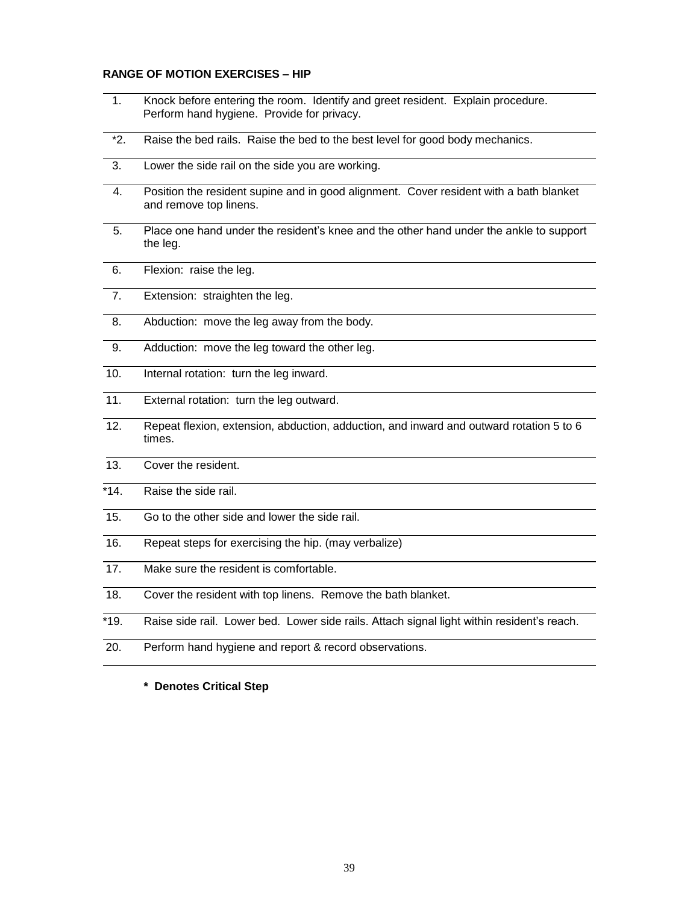**RANGE OF MOTION EXERCISES – HIP**

| | |
|---|---|
| 1. | Knock before entering the room. Identify and greet resident. Explain procedure. Perform hand hygiene. Provide for privacy. |
| *2. | Raise the bed rails. Raise the bed to the best level for good body mechanics. |
| 3. | Lower the side rail on the side you are working. |
| 4. | Position the resident supine and in good alignment. Cover resident with a bath blanket and remove top linens. |
| 5. | Place one hand under the resident's knee and the other hand under the ankle to support the leg. |
| 6. | Flexion: raise the leg. |
| 7. | Extension: straighten the leg. |
| 8. | Abduction: move the leg away from the body. |
| 9. | Adduction: move the leg toward the other leg. |
| 10. | Internal rotation: turn the leg inward. |
| 11. | External rotation: turn the leg outward. |
| 12. | Repeat flexion, extension, abduction, adduction, and inward and outward rotation 5 to 6 times. |
| 13. | Cover the resident. |
| *14. | Raise the side rail. |
| 15. | Go to the other side and lower the side rail. |
| 16. | Repeat steps for exercising the hip. (may verbalize) |
| 17. | Make sure the resident is comfortable. |
| 18. | Cover the resident with top linens. Remove the bath blanket. |
| *19. | Raise side rail. Lower bed. Lower side rails. Attach signal light within resident's reach. |
| 20. | Perform hand hygiene and report & record observations. |

**\* Denotes Critical Step**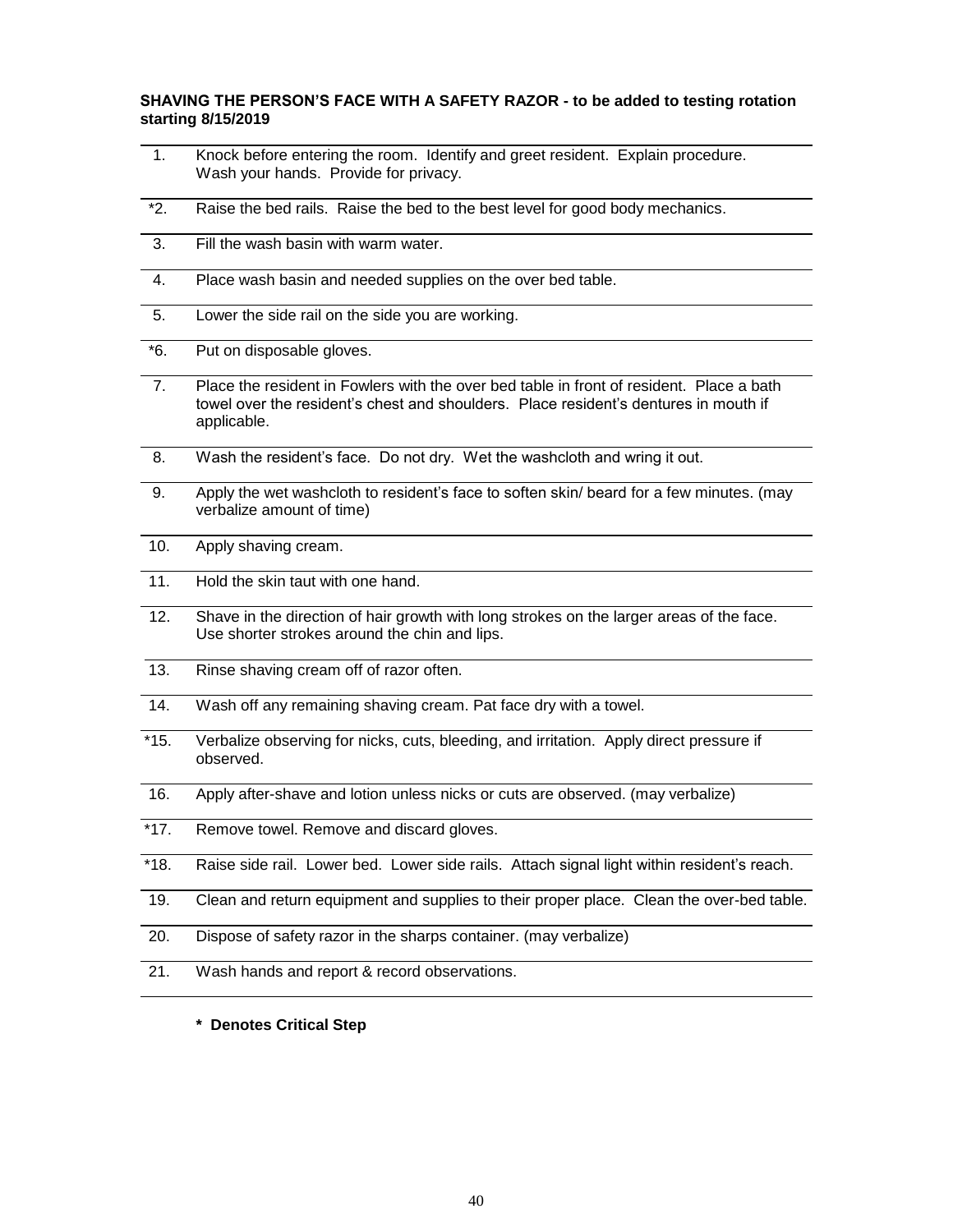**SHAVING THE PERSON'S FACE WITH A SAFETY RAZOR - to be added to testing rotation starting 8/15/2019**

| | |
|---|---|
| 1. | Knock before entering the room. Identify and greet resident. Explain procedure. Wash your hands. Provide for privacy. |
| *2. | Raise the bed rails. Raise the bed to the best level for good body mechanics. |
| 3. | Fill the wash basin with warm water. |
| 4. | Place wash basin and needed supplies on the over bed table. |
| 5. | Lower the side rail on the side you are working. |
| *6. | Put on disposable gloves. |
| 7. | Place the resident in Fowlers with the over bed table in front of resident. Place a bath towel over the resident's chest and shoulders. Place resident's dentures in mouth if applicable. |
| 8. | Wash the resident's face. Do not dry. Wet the washcloth and wring it out. |
| 9. | Apply the wet washcloth to resident's face to soften skin/ beard for a few minutes. (may verbalize amount of time) |
| 10. | Apply shaving cream. |
| 11. | Hold the skin taut with one hand. |
| 12. | Shave in the direction of hair growth with long strokes on the larger areas of the face. Use shorter strokes around the chin and lips. |
| 13. | Rinse shaving cream off of razor often. |
| 14. | Wash off any remaining shaving cream. Pat face dry with a towel. |
| *15. | Verbalize observing for nicks, cuts, bleeding, and irritation. Apply direct pressure if observed. |
| 16. | Apply after-shave and lotion unless nicks or cuts are observed. (may verbalize) |
| *17. | Remove towel. Remove and discard gloves. |
| *18. | Raise side rail. Lower bed. Lower side rails. Attach signal light within resident's reach. |
| 19. | Clean and return equipment and supplies to their proper place. Clean the over-bed table. |
| 20. | Dispose of safety razor in the sharps container. (may verbalize) |
| 21. | Wash hands and report & record observations. |

**\* Denotes Critical Step**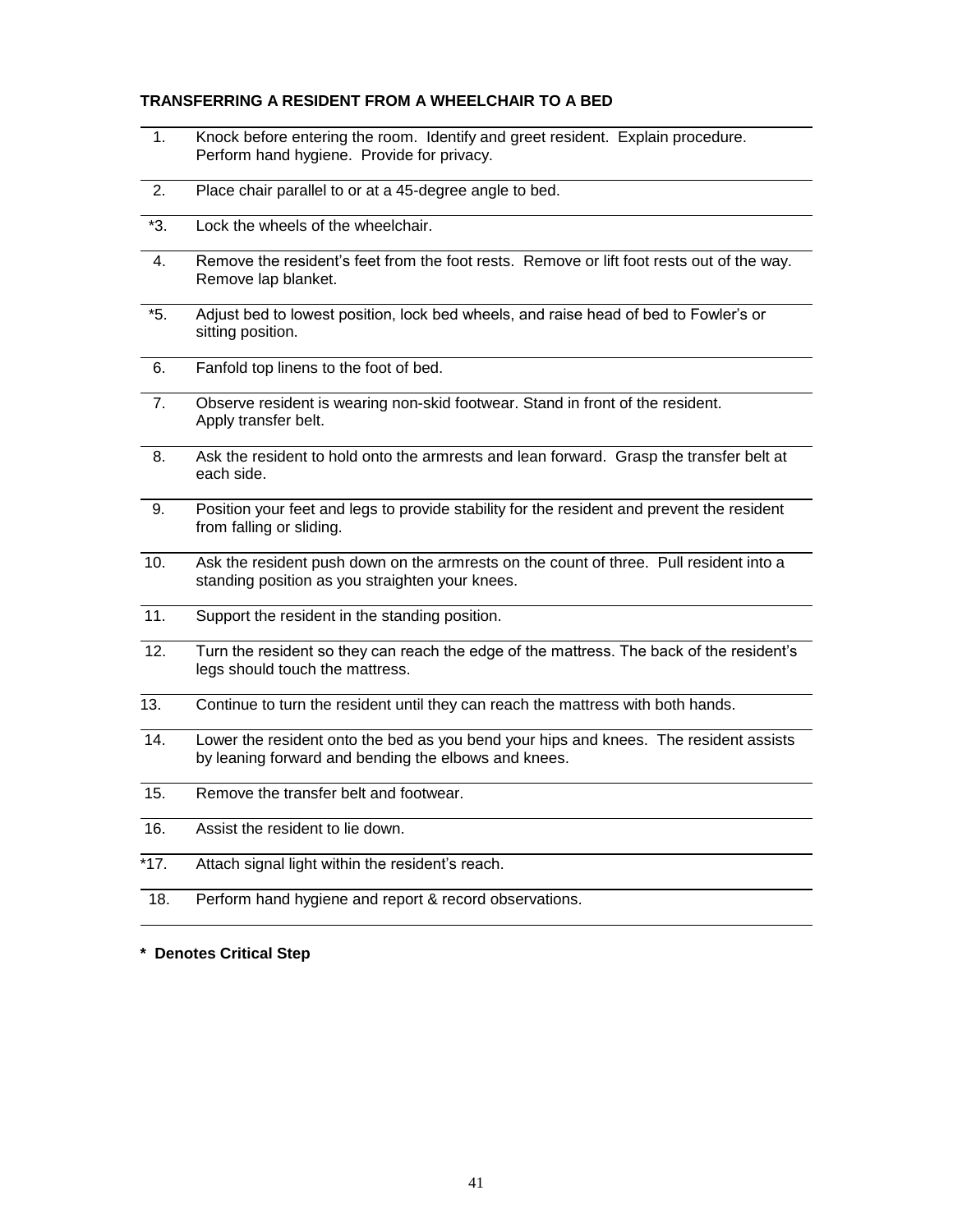**TRANSFERRING A RESIDENT FROM A WHEELCHAIR TO A BED**

| | |
|---|---|
| 1. | Knock before entering the room. Identify and greet resident. Explain procedure. Perform hand hygiene. Provide for privacy. |
| 2. | Place chair parallel to or at a 45-degree angle to bed. |
| *3. | Lock the wheels of the wheelchair. |
| 4. | Remove the resident's feet from the foot rests. Remove or lift foot rests out of the way. Remove lap blanket. |
| *5. | Adjust bed to lowest position, lock bed wheels, and raise head of bed to Fowler's or sitting position. |
| 6. | Fanfold top linens to the foot of bed. |
| 7. | Observe resident is wearing non-skid footwear. Stand in front of the resident. Apply transfer belt. |
| 8. | Ask the resident to hold onto the armrests and lean forward. Grasp the transfer belt at each side. |
| 9. | Position your feet and legs to provide stability for the resident and prevent the resident from falling or sliding. |
| 10. | Ask the resident push down on the armrests on the count of three. Pull resident into a standing position as you straighten your knees. |
| 11. | Support the resident in the standing position. |
| 12. | Turn the resident so they can reach the edge of the mattress. The back of the resident's legs should touch the mattress. |
| 13. | Continue to turn the resident until they can reach the mattress with both hands. |
| 14. | Lower the resident onto the bed as you bend your hips and knees. The resident assists by leaning forward and bending the elbows and knees. |
| 15. | Remove the transfer belt and footwear. |
| 16. | Assist the resident to lie down. |
| *17. | Attach signal light within the resident's reach. |
| 18. | Perform hand hygiene and report & record observations. |

**\* Denotes Critical Step**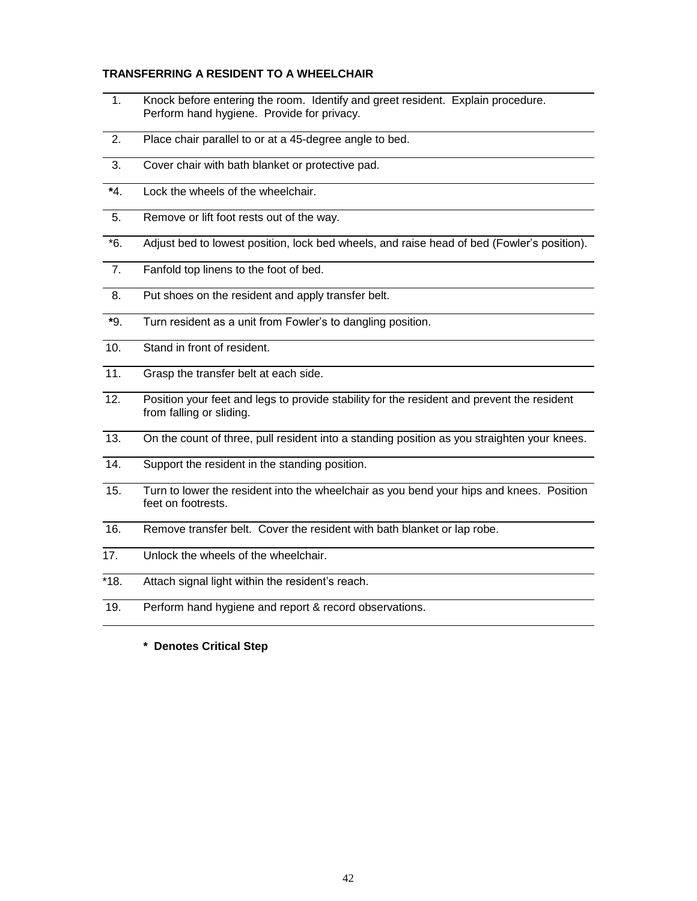**TRANSFERRING A RESIDENT TO A WHEELCHAIR**

| | |
|---|---|
| 1. | Knock before entering the room. Identify and greet resident. Explain procedure. Perform hand hygiene. Provide for privacy. |
| 2. | Place chair parallel to or at a 45-degree angle to bed. |
| 3. | Cover chair with bath blanket or protective pad. |
| **\***4. | Lock the wheels of the wheelchair. |
| 5. | Remove or lift foot rests out of the way. |
| *6. | Adjust bed to lowest position, lock bed wheels, and raise head of bed (Fowler's position). |
| 7. | Fanfold top linens to the foot of bed. |
| 8. | Put shoes on the resident and apply transfer belt. |
| **\***9. | Turn resident as a unit from Fowler's to dangling position. |
| 10. | Stand in front of resident. |
| 11. | Grasp the transfer belt at each side. |
| 12. | Position your feet and legs to provide stability for the resident and prevent the resident from falling or sliding. |
| 13. | On the count of three, pull resident into a standing position as you straighten your knees. |
| 14. | Support the resident in the standing position. |
| 15. | Turn to lower the resident into the wheelchair as you bend your hips and knees. Position feet on footrests. |
| 16. | Remove transfer belt. Cover the resident with bath blanket or lap robe. |
| 17. | Unlock the wheels of the wheelchair. |
| *18. | Attach signal light within the resident's reach. |
| 19. | Perform hand hygiene and report & record observations. |

**\* Denotes Critical Step**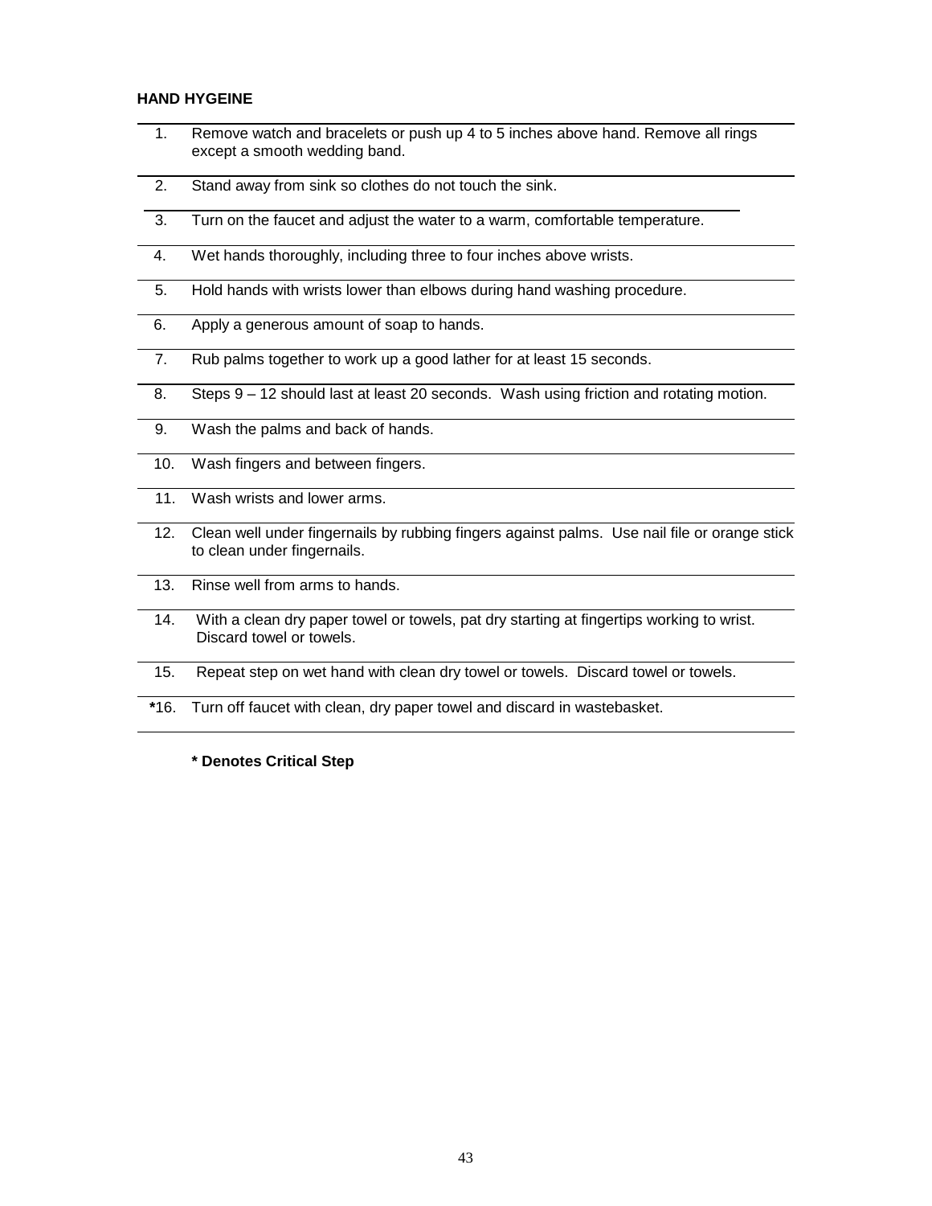**HAND HYGEINE**

1. Remove watch and bracelets or push up 4 to 5 inches above hand. Remove all rings except a smooth wedding band.
2. Stand away from sink so clothes do not touch the sink.
3. Turn on the faucet and adjust the water to a warm, comfortable temperature.
4. Wet hands thoroughly, including three to four inches above wrists.
5. Hold hands with wrists lower than elbows during hand washing procedure.
6. Apply a generous amount of soap to hands.
7. Rub palms together to work up a good lather for at least 15 seconds.
8. Steps 9 – 12 should last at least 20 seconds. Wash using friction and rotating motion.
9. Wash the palms and back of hands.
10. Wash fingers and between fingers.
11. Wash wrists and lower arms.
12. Clean well under fingernails by rubbing fingers against palms. Use nail file or orange stick to clean under fingernails.
13. Rinse well from arms to hands.
14. With a clean dry paper towel or towels, pat dry starting at fingertips working to wrist. Discard towel or towels.
15. Repeat step on wet hand with clean dry towel or towels. Discard towel or towels.

*16. Turn off faucet with clean, dry paper towel and discard in wastebasket.

**\* Denotes Critical Step**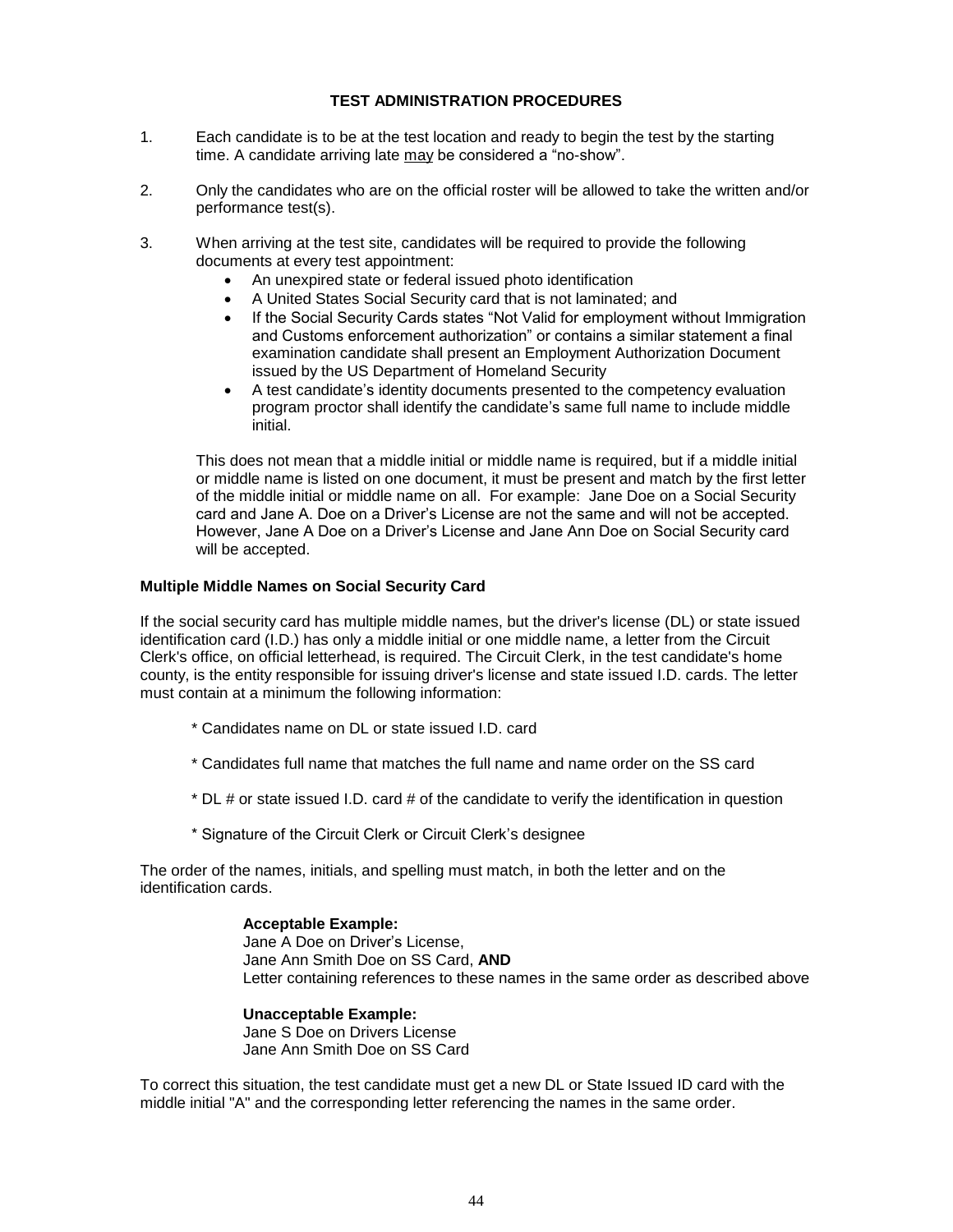## TEST ADMINISTRATION PROCEDURES

1. Each candidate is to be at the test location and ready to begin the test by the starting time. A candidate arriving late <u>may</u> be considered a "no-show".

2. Only the candidates who are on the official roster will be allowed to take the written and/or performance test(s).

3. When arriving at the test site, candidates will be required to provide the following documents at every test appointment:
   - An unexpired state or federal issued photo identification
   - A United States Social Security card that is not laminated; and
   - If the Social Security Cards states "Not Valid for employment without Immigration and Customs enforcement authorization" or contains a similar statement a final examination candidate shall present an Employment Authorization Document issued by the US Department of Homeland Security
   - A test candidate's identity documents presented to the competency evaluation program proctor shall identify the candidate's same full name to include middle initial.

   This does not mean that a middle initial or middle name is required, but if a middle initial or middle name is listed on one document, it must be present and match by the first letter of the middle initial or middle name on all. For example: Jane Doe on a Social Security card and Jane A. Doe on a Driver's License are not the same and will not be accepted. However, Jane A Doe on a Driver's License and Jane Ann Doe on Social Security card will be accepted.

**Multiple Middle Names on Social Security Card**

If the social security card has multiple middle names, but the driver's license (DL) or state issued identification card (I.D.) has only a middle initial or one middle name, a letter from the Circuit Clerk's office, on official letterhead, is required. The Circuit Clerk, in the test candidate's home county, is the entity responsible for issuing driver's license and state issued I.D. cards. The letter must contain at a minimum the following information:

* Candidates name on DL or state issued I.D. card

* Candidates full name that matches the full name and name order on the SS card

* DL # or state issued I.D. card # of the candidate to verify the identification in question

* Signature of the Circuit Clerk or Circuit Clerk's designee

The order of the names, initials, and spelling must match, in both the letter and on the identification cards.

**Acceptable Example:**
Jane A Doe on Driver's License,
Jane Ann Smith Doe on SS Card, **AND**
Letter containing references to these names in the same order as described above

**Unacceptable Example:**
Jane S Doe on Drivers License
Jane Ann Smith Doe on SS Card

To correct this situation, the test candidate must get a new DL or State Issued ID card with the middle initial "A" and the corresponding letter referencing the names in the same order.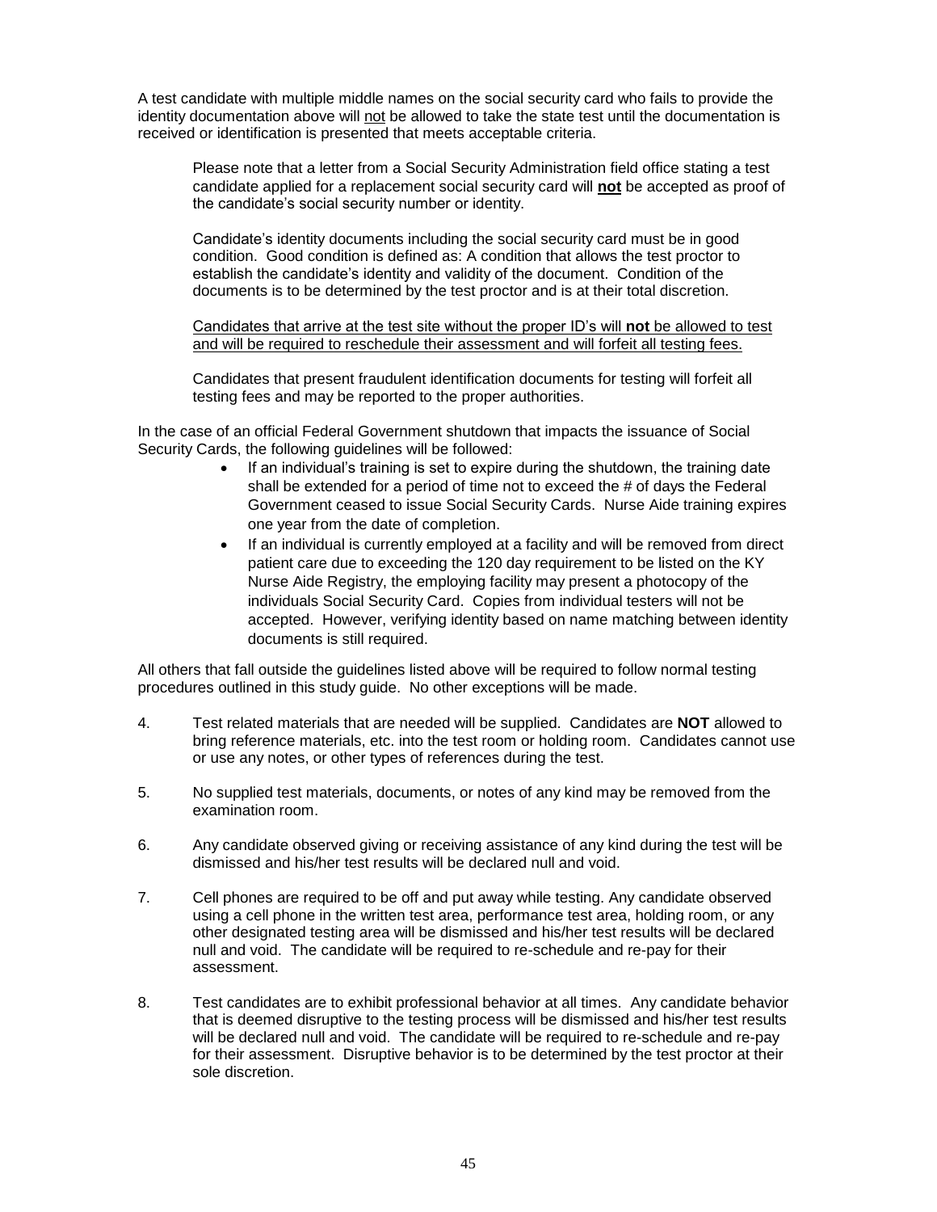A test candidate with multiple middle names on the social security card who fails to provide the identity documentation above will not be allowed to take the state test until the documentation is received or identification is presented that meets acceptable criteria.

> Please note that a letter from a Social Security Administration field office stating a test candidate applied for a replacement social security card will **not** be accepted as proof of the candidate's social security number or identity.
>
> Candidate's identity documents including the social security card must be in good condition. Good condition is defined as: A condition that allows the test proctor to establish the candidate's identity and validity of the document. Condition of the documents is to be determined by the test proctor and is at their total discretion.
>
> Candidates that arrive at the test site without the proper ID's will **not** be allowed to test and will be required to reschedule their assessment and will forfeit all testing fees.
>
> Candidates that present fraudulent identification documents for testing will forfeit all testing fees and may be reported to the proper authorities.

In the case of an official Federal Government shutdown that impacts the issuance of Social Security Cards, the following guidelines will be followed:

- If an individual's training is set to expire during the shutdown, the training date shall be extended for a period of time not to exceed the # of days the Federal Government ceased to issue Social Security Cards. Nurse Aide training expires one year from the date of completion.
- If an individual is currently employed at a facility and will be removed from direct patient care due to exceeding the 120 day requirement to be listed on the KY Nurse Aide Registry, the employing facility may present a photocopy of the individuals Social Security Card. Copies from individual testers will not be accepted. However, verifying identity based on name matching between identity documents is still required.

All others that fall outside the guidelines listed above will be required to follow normal testing procedures outlined in this study guide. No other exceptions will be made.

4. Test related materials that are needed will be supplied. Candidates are **NOT** allowed to bring reference materials, etc. into the test room or holding room. Candidates cannot use or use any notes, or other types of references during the test.

5. No supplied test materials, documents, or notes of any kind may be removed from the examination room.

6. Any candidate observed giving or receiving assistance of any kind during the test will be dismissed and his/her test results will be declared null and void.

7. Cell phones are required to be off and put away while testing. Any candidate observed using a cell phone in the written test area, performance test area, holding room, or any other designated testing area will be dismissed and his/her test results will be declared null and void. The candidate will be required to re-schedule and re-pay for their assessment.

8. Test candidates are to exhibit professional behavior at all times. Any candidate behavior that is deemed disruptive to the testing process will be dismissed and his/her test results will be declared null and void. The candidate will be required to re-schedule and re-pay for their assessment. Disruptive behavior is to be determined by the test proctor at their sole discretion.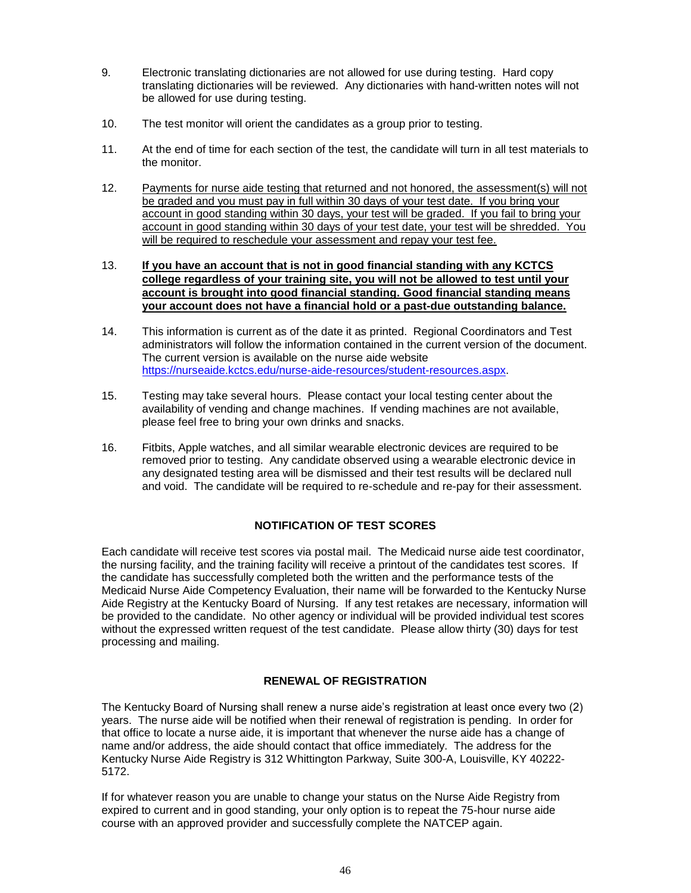9. Electronic translating dictionaries are not allowed for use during testing. Hard copy translating dictionaries will be reviewed. Any dictionaries with hand-written notes will not be allowed for use during testing.

10. The test monitor will orient the candidates as a group prior to testing.

11. At the end of time for each section of the test, the candidate will turn in all test materials to the monitor.

12. <u>Payments for nurse aide testing that returned and not honored, the assessment(s) will not be graded and you must pay in full within 30 days of your test date. If you bring your account in good standing within 30 days, your test will be graded. If you fail to bring your account in good standing within 30 days of your test date, your test will be shredded. You will be required to reschedule your assessment and repay your test fee.</u>

13. **<u>If you have an account that is not in good financial standing with any KCTCS college regardless of your training site, you will not be allowed to test until your account is brought into good financial standing. Good financial standing means your account does not have a financial hold or a past-due outstanding balance.</u>**

14. This information is current as of the date it as printed. Regional Coordinators and Test administrators will follow the information contained in the current version of the document. The current version is available on the nurse aide website https://nurseaide.kctcs.edu/nurse-aide-resources/student-resources.aspx.

15. Testing may take several hours. Please contact your local testing center about the availability of vending and change machines. If vending machines are not available, please feel free to bring your own drinks and snacks.

16. Fitbits, Apple watches, and all similar wearable electronic devices are required to be removed prior to testing. Any candidate observed using a wearable electronic device in any designated testing area will be dismissed and their test results will be declared null and void. The candidate will be required to re-schedule and re-pay for their assessment.

## NOTIFICATION OF TEST SCORES

Each candidate will receive test scores via postal mail. The Medicaid nurse aide test coordinator, the nursing facility, and the training facility will receive a printout of the candidates test scores. If the candidate has successfully completed both the written and the performance tests of the Medicaid Nurse Aide Competency Evaluation, their name will be forwarded to the Kentucky Nurse Aide Registry at the Kentucky Board of Nursing. If any test retakes are necessary, information will be provided to the candidate. No other agency or individual will be provided individual test scores without the expressed written request of the test candidate. Please allow thirty (30) days for test processing and mailing.

## RENEWAL OF REGISTRATION

The Kentucky Board of Nursing shall renew a nurse aide's registration at least once every two (2) years. The nurse aide will be notified when their renewal of registration is pending. In order for that office to locate a nurse aide, it is important that whenever the nurse aide has a change of name and/or address, the aide should contact that office immediately. The address for the Kentucky Nurse Aide Registry is 312 Whittington Parkway, Suite 300-A, Louisville, KY 40222-5172.

If for whatever reason you are unable to change your status on the Nurse Aide Registry from expired to current and in good standing, your only option is to repeat the 75-hour nurse aide course with an approved provider and successfully complete the NATCEP again.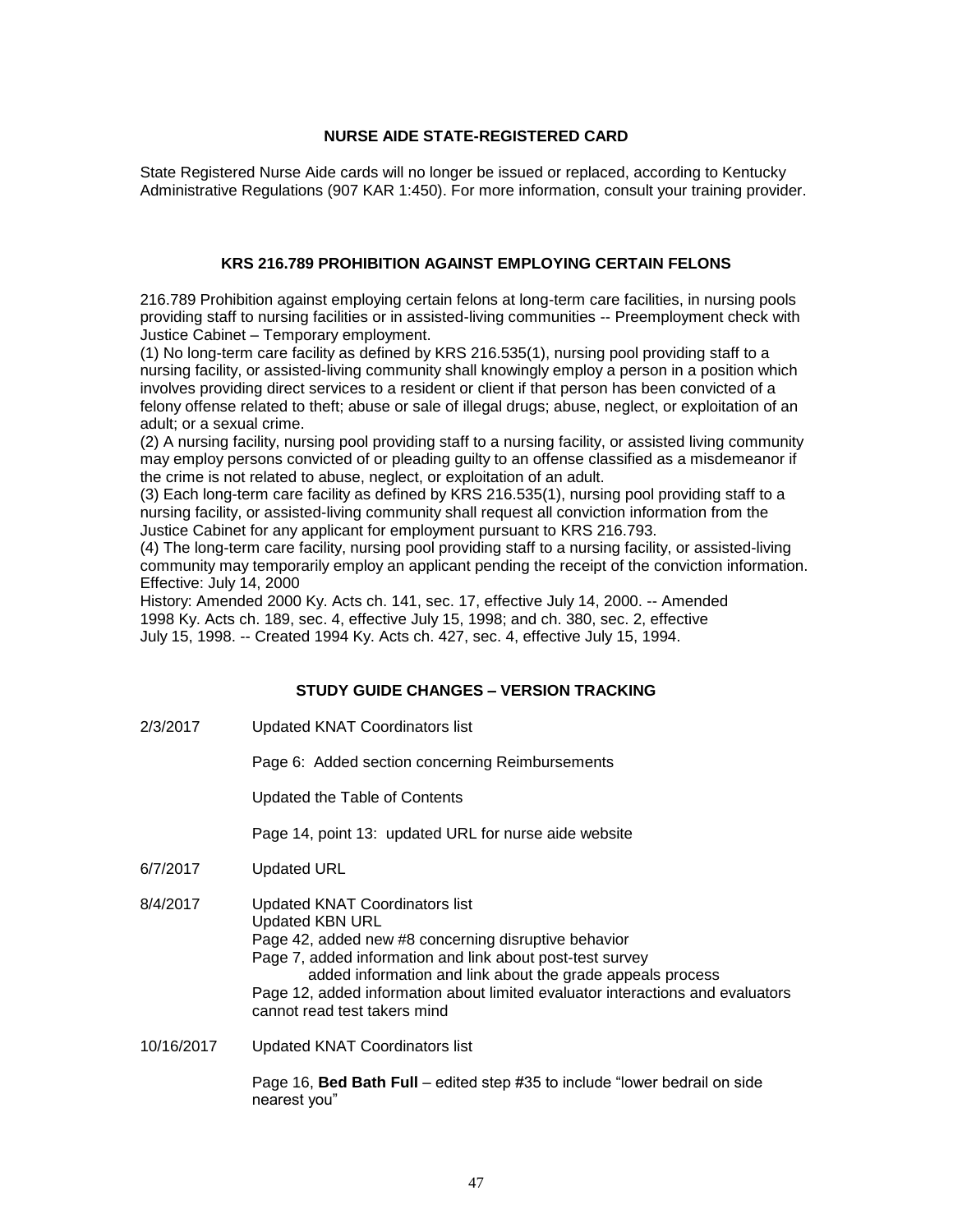## NURSE AIDE STATE-REGISTERED CARD

State Registered Nurse Aide cards will no longer be issued or replaced, according to Kentucky Administrative Regulations (907 KAR 1:450). For more information, consult your training provider.

## KRS 216.789 PROHIBITION AGAINST EMPLOYING CERTAIN FELONS

216.789 Prohibition against employing certain felons at long-term care facilities, in nursing pools providing staff to nursing facilities or in assisted-living communities -- Preemployment check with Justice Cabinet – Temporary employment.

(1) No long-term care facility as defined by KRS 216.535(1), nursing pool providing staff to a nursing facility, or assisted-living community shall knowingly employ a person in a position which involves providing direct services to a resident or client if that person has been convicted of a felony offense related to theft; abuse or sale of illegal drugs; abuse, neglect, or exploitation of an adult; or a sexual crime.

(2) A nursing facility, nursing pool providing staff to a nursing facility, or assisted living community may employ persons convicted of or pleading guilty to an offense classified as a misdemeanor if the crime is not related to abuse, neglect, or exploitation of an adult.

(3) Each long-term care facility as defined by KRS 216.535(1), nursing pool providing staff to a nursing facility, or assisted-living community shall request all conviction information from the Justice Cabinet for any applicant for employment pursuant to KRS 216.793.

(4) The long-term care facility, nursing pool providing staff to a nursing facility, or assisted-living community may temporarily employ an applicant pending the receipt of the conviction information.

Effective: July 14, 2000

History: Amended 2000 Ky. Acts ch. 141, sec. 17, effective July 14, 2000. -- Amended 1998 Ky. Acts ch. 189, sec. 4, effective July 15, 1998; and ch. 380, sec. 2, effective July 15, 1998. -- Created 1994 Ky. Acts ch. 427, sec. 4, effective July 15, 1994.

## STUDY GUIDE CHANGES – VERSION TRACKING

2/3/2017 — Updated KNAT Coordinators list

Page 6: Added section concerning Reimbursements

Updated the Table of Contents

Page 14, point 13: updated URL for nurse aide website

6/7/2017 — Updated URL

8/4/2017 — Updated KNAT Coordinators list
Updated KBN URL
Page 42, added new #8 concerning disruptive behavior
Page 7, added information and link about post-test survey
added information and link about the grade appeals process
Page 12, added information about limited evaluator interactions and evaluators cannot read test takers mind

10/16/2017 — Updated KNAT Coordinators list

Page 16, **Bed Bath Full** – edited step #35 to include "lower bedrail on side nearest you"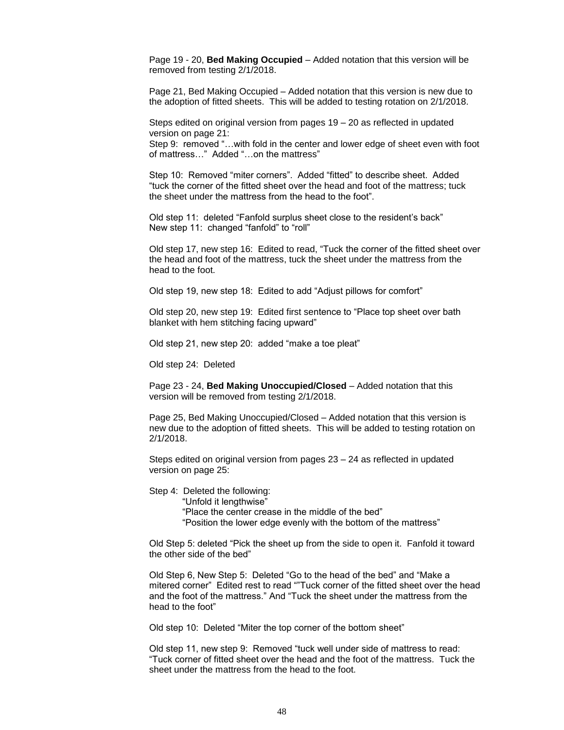Page 19 - 20, **Bed Making Occupied** – Added notation that this version will be removed from testing 2/1/2018.

Page 21, Bed Making Occupied – Added notation that this version is new due to the adoption of fitted sheets. This will be added to testing rotation on 2/1/2018.

Steps edited on original version from pages 19 – 20 as reflected in updated version on page 21:
Step 9: removed "…with fold in the center and lower edge of sheet even with foot of mattress…" Added "…on the mattress"

Step 10: Removed "miter corners". Added "fitted" to describe sheet. Added "tuck the corner of the fitted sheet over the head and foot of the mattress; tuck the sheet under the mattress from the head to the foot".

Old step 11: deleted "Fanfold surplus sheet close to the resident's back"
New step 11: changed "fanfold" to "roll"

Old step 17, new step 16: Edited to read, "Tuck the corner of the fitted sheet over the head and foot of the mattress, tuck the sheet under the mattress from the head to the foot.

Old step 19, new step 18: Edited to add "Adjust pillows for comfort"

Old step 20, new step 19: Edited first sentence to "Place top sheet over bath blanket with hem stitching facing upward"

Old step 21, new step 20: added "make a toe pleat"

Old step 24: Deleted

Page 23 - 24, **Bed Making Unoccupied/Closed** – Added notation that this version will be removed from testing 2/1/2018.

Page 25, Bed Making Unoccupied/Closed – Added notation that this version is new due to the adoption of fitted sheets. This will be added to testing rotation on 2/1/2018.

Steps edited on original version from pages 23 – 24 as reflected in updated version on page 25:

Step 4: Deleted the following:
"Unfold it lengthwise"
"Place the center crease in the middle of the bed"
"Position the lower edge evenly with the bottom of the mattress"

Old Step 5: deleted "Pick the sheet up from the side to open it. Fanfold it toward the other side of the bed"

Old Step 6, New Step 5: Deleted "Go to the head of the bed" and "Make a mitered corner" Edited rest to read ""Tuck corner of the fitted sheet over the head and the foot of the mattress." And "Tuck the sheet under the mattress from the head to the foot"

Old step 10: Deleted "Miter the top corner of the bottom sheet"

Old step 11, new step 9: Removed "tuck well under side of mattress to read: "Tuck corner of fitted sheet over the head and the foot of the mattress. Tuck the sheet under the mattress from the head to the foot.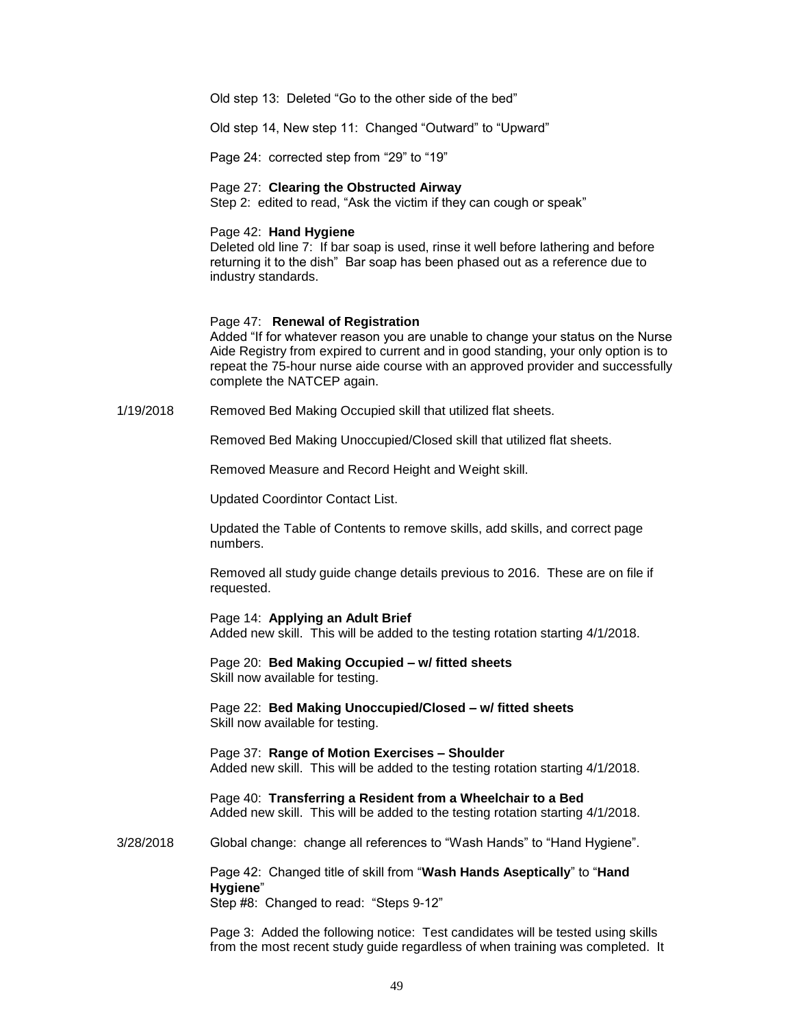Old step 13: Deleted "Go to the other side of the bed"

Old step 14, New step 11: Changed "Outward" to "Upward"

Page 24: corrected step from "29" to "19"

Page 27: **Clearing the Obstructed Airway**
Step 2: edited to read, "Ask the victim if they can cough or speak"

Page 42: **Hand Hygiene**
Deleted old line 7: If bar soap is used, rinse it well before lathering and before returning it to the dish" Bar soap has been phased out as a reference due to industry standards.

Page 47: **Renewal of Registration**
Added "If for whatever reason you are unable to change your status on the Nurse Aide Registry from expired to current and in good standing, your only option is to repeat the 75-hour nurse aide course with an approved provider and successfully complete the NATCEP again.

1/19/2018 Removed Bed Making Occupied skill that utilized flat sheets.

Removed Bed Making Unoccupied/Closed skill that utilized flat sheets.

Removed Measure and Record Height and Weight skill.

Updated Coordintor Contact List.

Updated the Table of Contents to remove skills, add skills, and correct page numbers.

Removed all study guide change details previous to 2016. These are on file if requested.

Page 14: **Applying an Adult Brief**
Added new skill. This will be added to the testing rotation starting 4/1/2018.

Page 20: **Bed Making Occupied – w/ fitted sheets**
Skill now available for testing.

Page 22: **Bed Making Unoccupied/Closed – w/ fitted sheets**
Skill now available for testing.

Page 37: **Range of Motion Exercises – Shoulder**
Added new skill. This will be added to the testing rotation starting 4/1/2018.

Page 40: **Transferring a Resident from a Wheelchair to a Bed**
Added new skill. This will be added to the testing rotation starting 4/1/2018.

3/28/2018 Global change: change all references to "Wash Hands" to "Hand Hygiene".

Page 42: Changed title of skill from "**Wash Hands Aseptically**" to "**Hand Hygiene**"
Step #8: Changed to read: "Steps 9-12"

Page 3: Added the following notice: Test candidates will be tested using skills from the most recent study guide regardless of when training was completed. It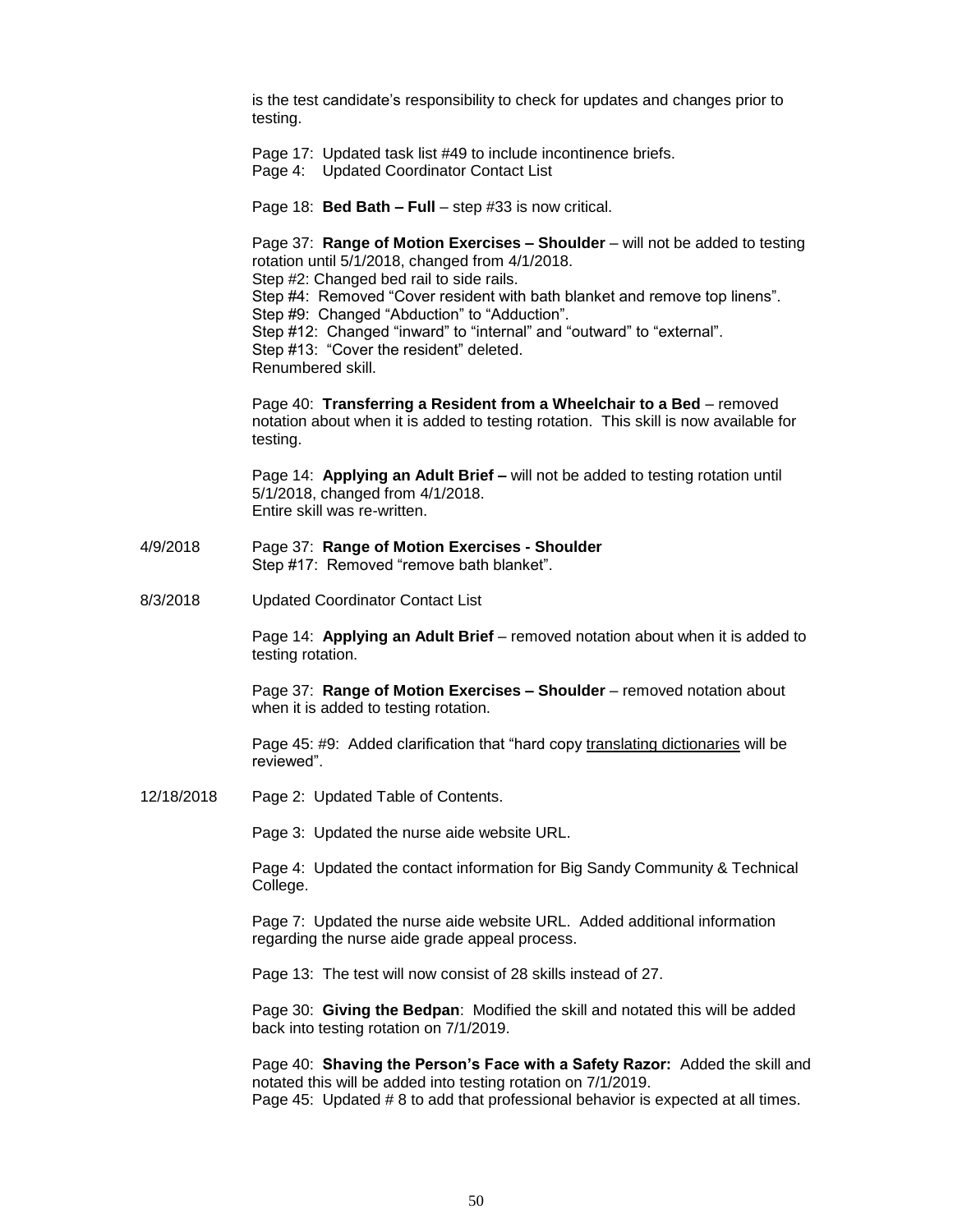is the test candidate's responsibility to check for updates and changes prior to testing.

Page 17: Updated task list #49 to include incontinence briefs.
Page 4: Updated Coordinator Contact List

Page 18: **Bed Bath – Full** – step #33 is now critical.

Page 37: **Range of Motion Exercises – Shoulder** – will not be added to testing rotation until 5/1/2018, changed from 4/1/2018.
Step #2: Changed bed rail to side rails.
Step #4: Removed "Cover resident with bath blanket and remove top linens".
Step #9: Changed "Abduction" to "Adduction".
Step #12: Changed "inward" to "internal" and "outward" to "external".
Step #13: "Cover the resident" deleted.
Renumbered skill.

Page 40: **Transferring a Resident from a Wheelchair to a Bed** – removed notation about when it is added to testing rotation. This skill is now available for testing.

Page 14: **Applying an Adult Brief –** will not be added to testing rotation until 5/1/2018, changed from 4/1/2018.
Entire skill was re-written.

4/9/2018 Page 37: **Range of Motion Exercises - Shoulder**
Step #17: Removed "remove bath blanket".

8/3/2018 Updated Coordinator Contact List

Page 14: **Applying an Adult Brief** – removed notation about when it is added to testing rotation.

Page 37: **Range of Motion Exercises – Shoulder** – removed notation about when it is added to testing rotation.

Page 45: #9: Added clarification that "hard copy translating dictionaries will be reviewed".

12/18/2018 Page 2: Updated Table of Contents.

Page 3: Updated the nurse aide website URL.

Page 4: Updated the contact information for Big Sandy Community & Technical College.

Page 7: Updated the nurse aide website URL. Added additional information regarding the nurse aide grade appeal process.

Page 13: The test will now consist of 28 skills instead of 27.

Page 30: **Giving the Bedpan**: Modified the skill and notated this will be added back into testing rotation on 7/1/2019.

Page 40: **Shaving the Person's Face with a Safety Razor:** Added the skill and notated this will be added into testing rotation on 7/1/2019.
Page 45: Updated # 8 to add that professional behavior is expected at all times.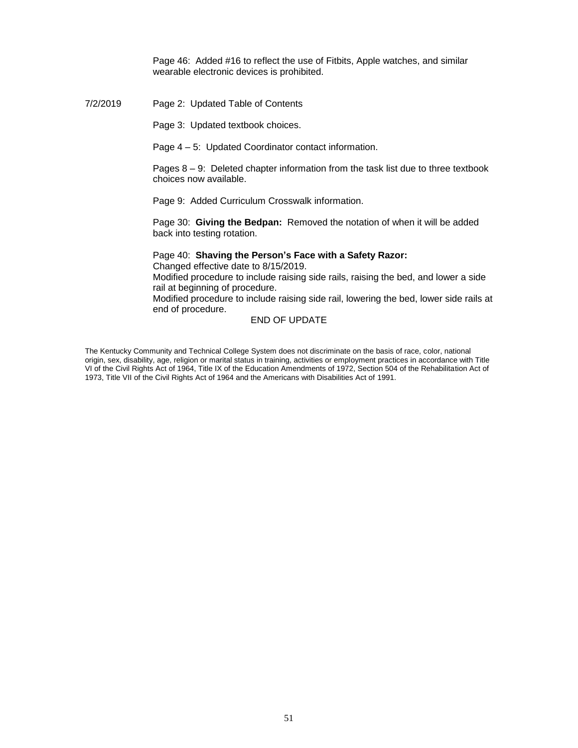Page 46: Added #16 to reflect the use of Fitbits, Apple watches, and similar wearable electronic devices is prohibited.

7/2/2019 Page 2: Updated Table of Contents

Page 3: Updated textbook choices.

Page 4 – 5: Updated Coordinator contact information.

Pages 8 – 9: Deleted chapter information from the task list due to three textbook choices now available.

Page 9: Added Curriculum Crosswalk information.

Page 30: **Giving the Bedpan:** Removed the notation of when it will be added back into testing rotation.

Page 40: **Shaving the Person's Face with a Safety Razor:**
Changed effective date to 8/15/2019.
Modified procedure to include raising side rails, raising the bed, and lower a side rail at beginning of procedure.
Modified procedure to include raising side rail, lowering the bed, lower side rails at end of procedure.

END OF UPDATE

The Kentucky Community and Technical College System does not discriminate on the basis of race, color, national origin, sex, disability, age, religion or marital status in training, activities or employment practices in accordance with Title VI of the Civil Rights Act of 1964, Title IX of the Education Amendments of 1972, Section 504 of the Rehabilitation Act of 1973, Title VII of the Civil Rights Act of 1964 and the Americans with Disabilities Act of 1991.